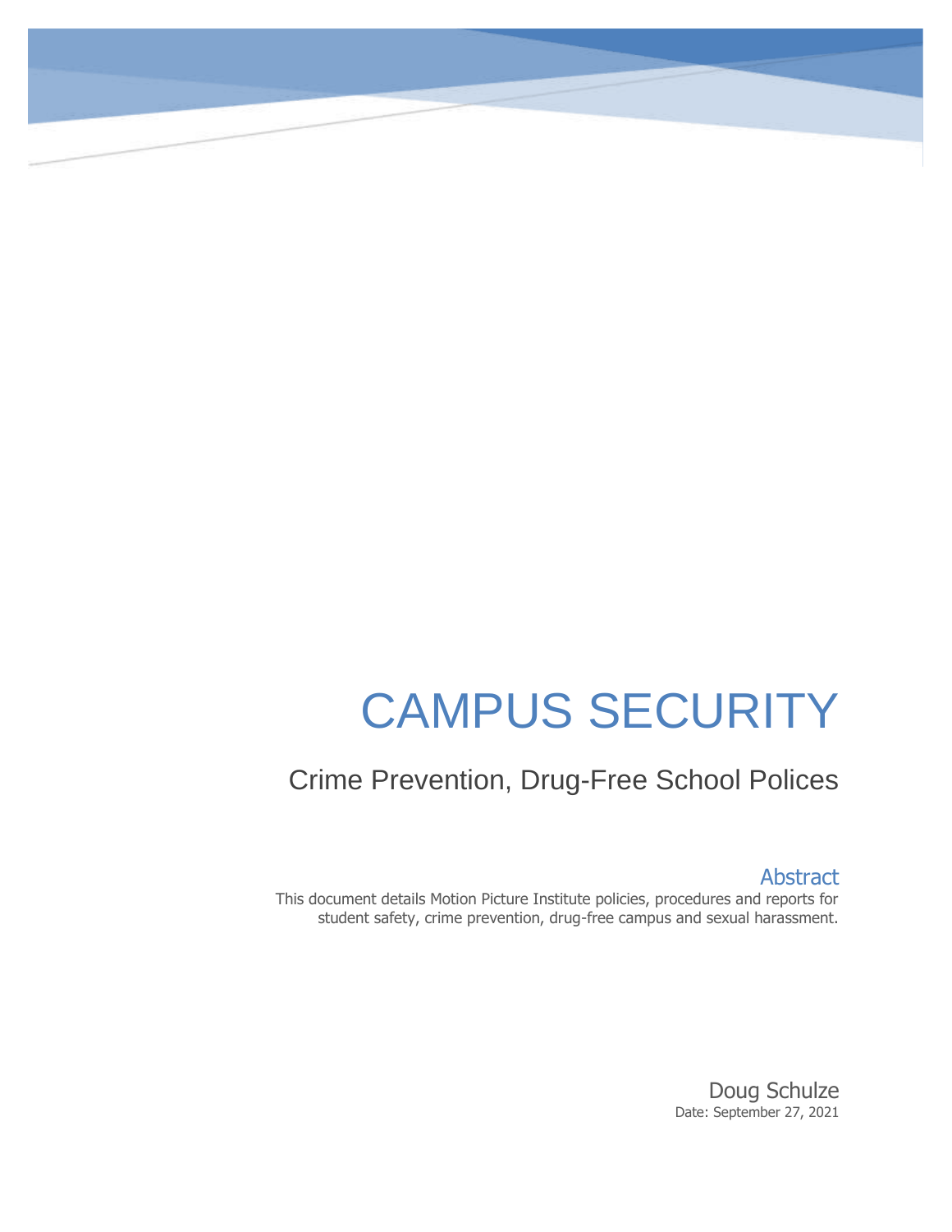# CAMPUS SECURITY

## Crime Prevention, Drug-Free School Polices

### Abstract

This document details Motion Picture Institute policies, procedures and reports for student safety, crime prevention, drug-free campus and sexual harassment.

Doug Schulze

Date: September 27, 2021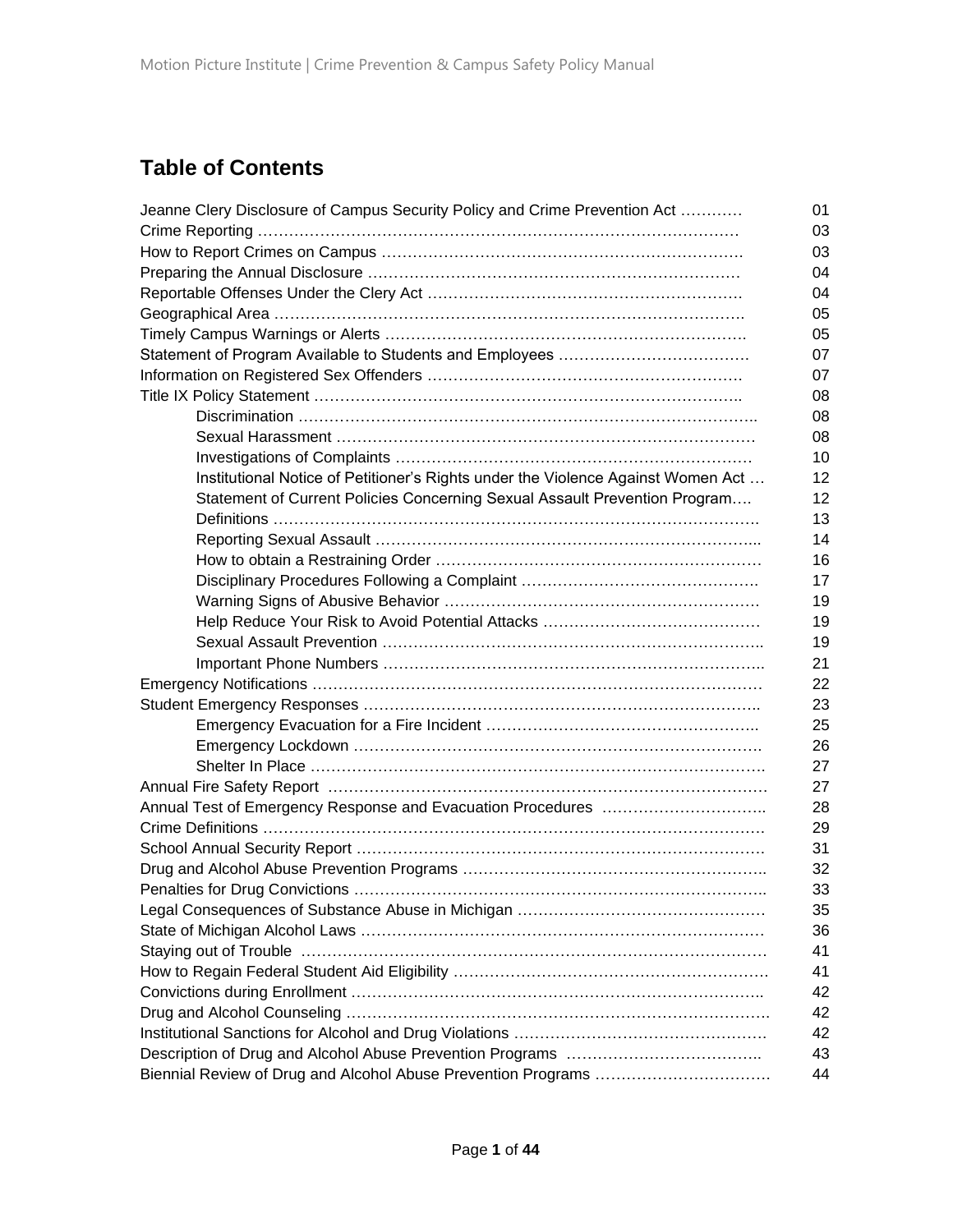## Table of Contents

| | |
|---|---|
| Jeanne Clery Disclosure of Campus Security Policy and Crime Prevention Act ………… | 01 |
| Crime Reporting …………………………………………………………………………… | 03 |
| How to Report Crimes on Campus …………………………………………………………… | 03 |
| Preparing the Annual Disclosure ……………………………………………………………… | 04 |
| Reportable Offenses Under the Clery Act …………………………………………………… | 04 |
| Geographical Area ………………………………………………………………………… | 05 |
| Timely Campus Warnings or Alerts …………………………………………………………… | 05 |
| Statement of Program Available to Students and Employees ……………………………… | 07 |
| Information on Registered Sex Offenders …………………………………………………… | 07 |
| Title IX Policy Statement …………………………………………………………………….. | 08 |
| &nbsp;&nbsp;&nbsp;&nbsp;Discrimination …………………………………………………………………………….. | 08 |
| &nbsp;&nbsp;&nbsp;&nbsp;Sexual Harassment ………………………………………………………………………… | 08 |
| &nbsp;&nbsp;&nbsp;&nbsp;Investigations of Complaints …………………………………………………………… | 10 |
| &nbsp;&nbsp;&nbsp;&nbsp;Institutional Notice of Petitioner's Rights under the Violence Against Women Act … | 12 |
| &nbsp;&nbsp;&nbsp;&nbsp;Statement of Current Policies Concerning Sexual Assault Prevention Program…. | 12 |
| &nbsp;&nbsp;&nbsp;&nbsp;Definitions ………………………………………………………………………………. | 13 |
| &nbsp;&nbsp;&nbsp;&nbsp;Reporting Sexual Assault ………………………………………………………………... | 14 |
| &nbsp;&nbsp;&nbsp;&nbsp;How to obtain a Restraining Order ……………………………………………………… | 16 |
| &nbsp;&nbsp;&nbsp;&nbsp;Disciplinary Procedures Following a Complaint ………………………………………. | 17 |
| &nbsp;&nbsp;&nbsp;&nbsp;Warning Signs of Abusive Behavior ……………………………………………………. | 19 |
| &nbsp;&nbsp;&nbsp;&nbsp;Help Reduce Your Risk to Avoid Potential Attacks …………………………………… | 19 |
| &nbsp;&nbsp;&nbsp;&nbsp;Sexual Assault Prevention ……………………………………………………………….. | 19 |
| &nbsp;&nbsp;&nbsp;&nbsp;Important Phone Numbers ……………………………………………………………….. | 21 |
| Emergency Notifications …………………………………………………………………… | 22 |
| Student Emergency Responses ……………………………………………………………….. | 23 |
| &nbsp;&nbsp;&nbsp;&nbsp;Emergency Evacuation for a Fire Incident …………………………………………….. | 25 |
| &nbsp;&nbsp;&nbsp;&nbsp;Emergency Lockdown …………………………………………………………………… | 26 |
| &nbsp;&nbsp;&nbsp;&nbsp;Shelter In Place ……………………………………………………………………………. | 27 |
| Annual Fire Safety Report ………………………………………………………………………. | 27 |
| Annual Test of Emergency Response and Evacuation Procedures ………………………….. | 28 |
| Crime Definitions …………………………………………………………………………………. | 29 |
| School Annual Security Report ………………………………………………………………. | 31 |
| Drug and Alcohol Abuse Prevention Programs ……………………………………………….. | 32 |
| Penalties for Drug Convictions ……………………………………………………………….. | 33 |
| Legal Consequences of Substance Abuse in Michigan ………………………………………… | 35 |
| State of Michigan Alcohol Laws ……………………………………………………………… | 36 |
| Staying out of Trouble ………………………………………………………………………… | 41 |
| How to Regain Federal Student Aid Eligibility ……………………………………………… | 41 |
| Convictions during Enrollment ………………………………………………………………... | 42 |
| Drug and Alcohol Counseling ………………………………………………………………… | 42 |
| Institutional Sanctions for Alcohol and Drug Violations ……………………………………… | 42 |
| Description of Drug and Alcohol Abuse Prevention Programs ………………………………. | 43 |
| Biennial Review of Drug and Alcohol Abuse Prevention Programs ……………………………. | 44 |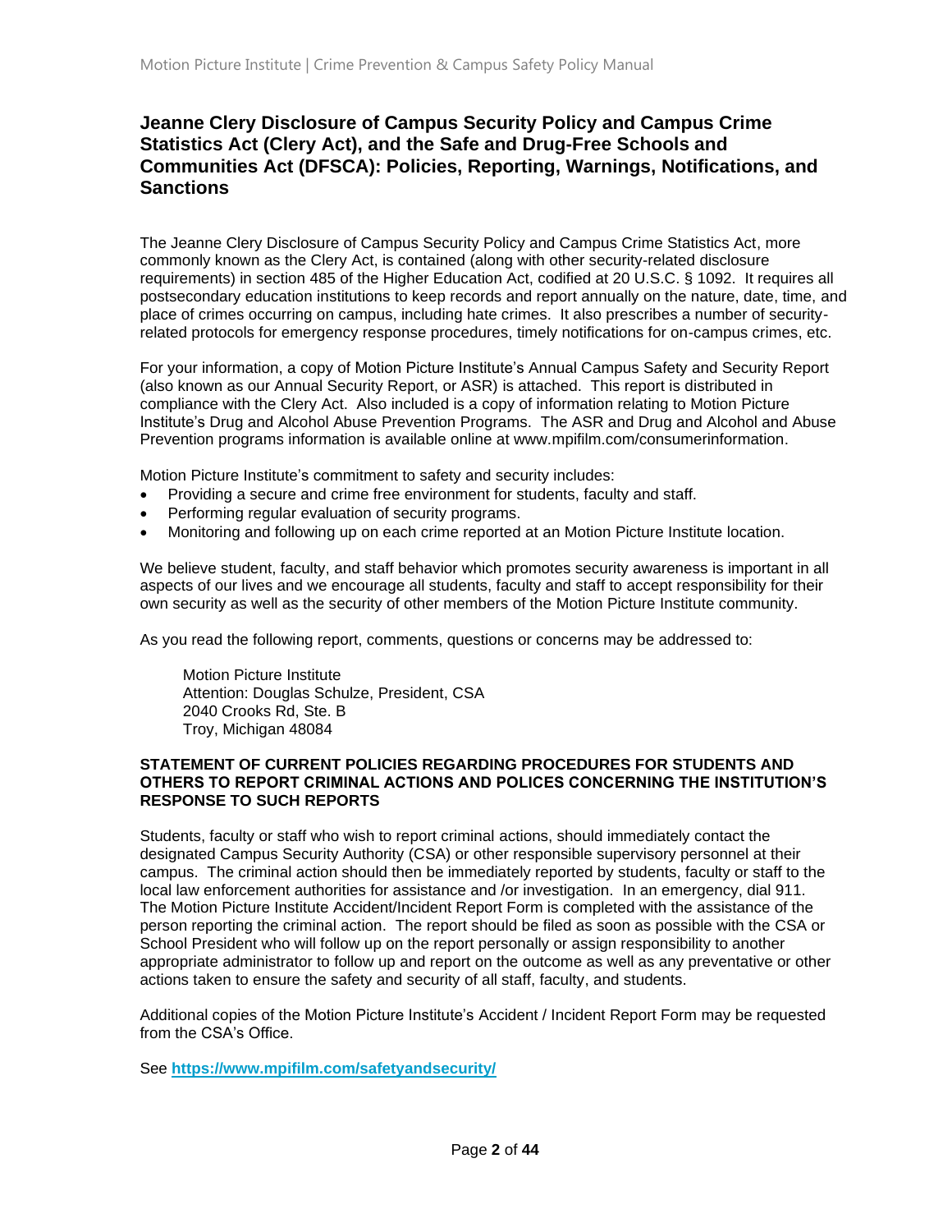## Jeanne Clery Disclosure of Campus Security Policy and Campus Crime Statistics Act (Clery Act), and the Safe and Drug-Free Schools and Communities Act (DFSCA): Policies, Reporting, Warnings, Notifications, and Sanctions

The Jeanne Clery Disclosure of Campus Security Policy and Campus Crime Statistics Act, more commonly known as the Clery Act, is contained (along with other security-related disclosure requirements) in section 485 of the Higher Education Act, codified at 20 U.S.C. § 1092. It requires all postsecondary education institutions to keep records and report annually on the nature, date, time, and place of crimes occurring on campus, including hate crimes. It also prescribes a number of security-related protocols for emergency response procedures, timely notifications for on-campus crimes, etc.

For your information, a copy of Motion Picture Institute's Annual Campus Safety and Security Report (also known as our Annual Security Report, or ASR) is attached. This report is distributed in compliance with the Clery Act. Also included is a copy of information relating to Motion Picture Institute's Drug and Alcohol Abuse Prevention Programs. The ASR and Drug and Alcohol and Abuse Prevention programs information is available online at www.mpifilm.com/consumerinformation.

Motion Picture Institute's commitment to safety and security includes:

- Providing a secure and crime free environment for students, faculty and staff.
- Performing regular evaluation of security programs.
- Monitoring and following up on each crime reported at an Motion Picture Institute location.

We believe student, faculty, and staff behavior which promotes security awareness is important in all aspects of our lives and we encourage all students, faculty and staff to accept responsibility for their own security as well as the security of other members of the Motion Picture Institute community.

As you read the following report, comments, questions or concerns may be addressed to:

Motion Picture Institute
Attention: Douglas Schulze, President, CSA
2040 Crooks Rd, Ste. B
Troy, Michigan 48084

**STATEMENT OF CURRENT POLICIES REGARDING PROCEDURES FOR STUDENTS AND OTHERS TO REPORT CRIMINAL ACTIONS AND POLICES CONCERNING THE INSTITUTION'S RESPONSE TO SUCH REPORTS**

Students, faculty or staff who wish to report criminal actions, should immediately contact the designated Campus Security Authority (CSA) or other responsible supervisory personnel at their campus. The criminal action should then be immediately reported by students, faculty or staff to the local law enforcement authorities for assistance and /or investigation. In an emergency, dial 911. The Motion Picture Institute Accident/Incident Report Form is completed with the assistance of the person reporting the criminal action. The report should be filed as soon as possible with the CSA or School President who will follow up on the report personally or assign responsibility to another appropriate administrator to follow up and report on the outcome as well as any preventative or other actions taken to ensure the safety and security of all staff, faculty, and students.

Additional copies of the Motion Picture Institute's Accident / Incident Report Form may be requested from the CSA's Office.

See **https://www.mpifilm.com/safetyandsecurity/**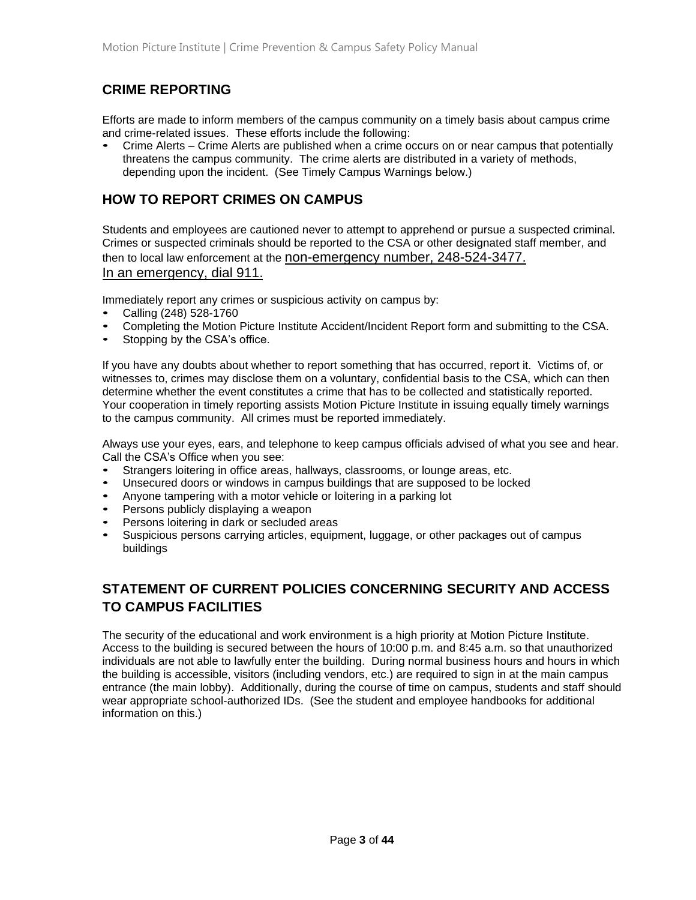## CRIME REPORTING

Efforts are made to inform members of the campus community on a timely basis about campus crime and crime-related issues. These efforts include the following:

- Crime Alerts – Crime Alerts are published when a crime occurs on or near campus that potentially threatens the campus community. The crime alerts are distributed in a variety of methods, depending upon the incident. (See Timely Campus Warnings below.)

## HOW TO REPORT CRIMES ON CAMPUS

Students and employees are cautioned never to attempt to apprehend or pursue a suspected criminal. Crimes or suspected criminals should be reported to the CSA or other designated staff member, and then to local law enforcement at the non-emergency number, 248-524-3477. In an emergency, dial 911.

Immediately report any crimes or suspicious activity on campus by:

- Calling (248) 528-1760
- Completing the Motion Picture Institute Accident/Incident Report form and submitting to the CSA.
- Stopping by the CSA's office.

If you have any doubts about whether to report something that has occurred, report it. Victims of, or witnesses to, crimes may disclose them on a voluntary, confidential basis to the CSA, which can then determine whether the event constitutes a crime that has to be collected and statistically reported. Your cooperation in timely reporting assists Motion Picture Institute in issuing equally timely warnings to the campus community. All crimes must be reported immediately.

Always use your eyes, ears, and telephone to keep campus officials advised of what you see and hear. Call the CSA's Office when you see:

- Strangers loitering in office areas, hallways, classrooms, or lounge areas, etc.
- Unsecured doors or windows in campus buildings that are supposed to be locked
- Anyone tampering with a motor vehicle or loitering in a parking lot
- Persons publicly displaying a weapon
- Persons loitering in dark or secluded areas
- Suspicious persons carrying articles, equipment, luggage, or other packages out of campus buildings

## STATEMENT OF CURRENT POLICIES CONCERNING SECURITY AND ACCESS TO CAMPUS FACILITIES

The security of the educational and work environment is a high priority at Motion Picture Institute. Access to the building is secured between the hours of 10:00 p.m. and 8:45 a.m. so that unauthorized individuals are not able to lawfully enter the building. During normal business hours and hours in which the building is accessible, visitors (including vendors, etc.) are required to sign in at the main campus entrance (the main lobby). Additionally, during the course of time on campus, students and staff should wear appropriate school-authorized IDs. (See the student and employee handbooks for additional information on this.)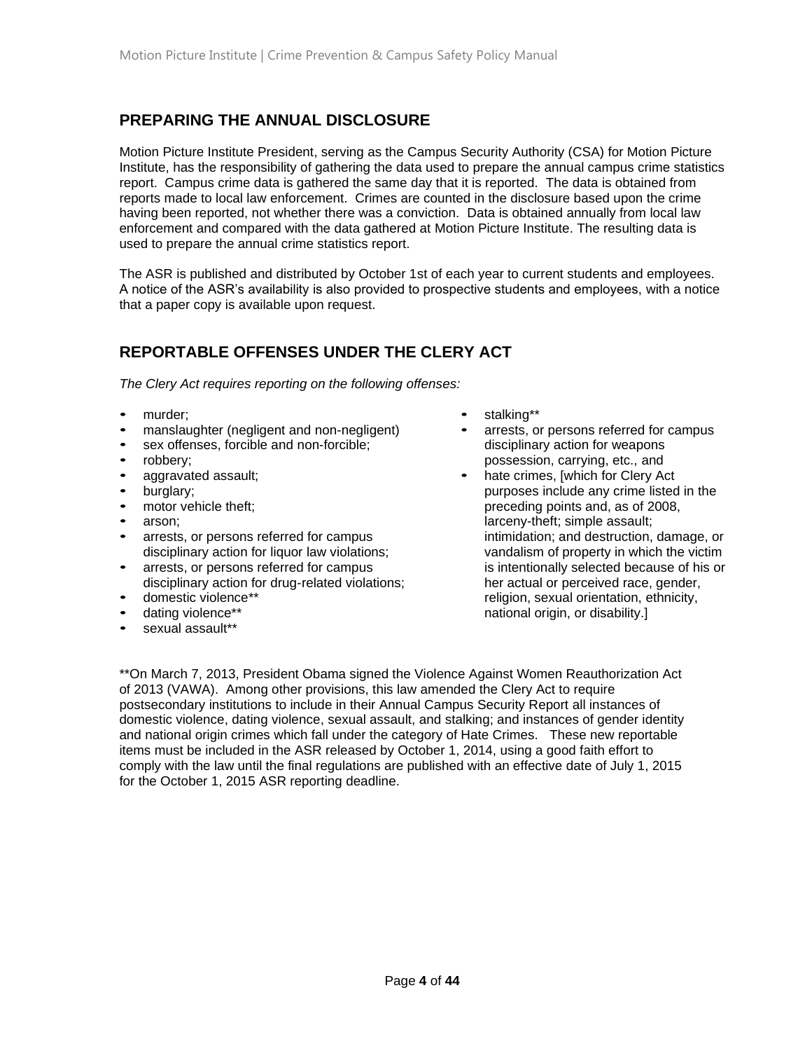## PREPARING THE ANNUAL DISCLOSURE

Motion Picture Institute President, serving as the Campus Security Authority (CSA) for Motion Picture Institute, has the responsibility of gathering the data used to prepare the annual campus crime statistics report. Campus crime data is gathered the same day that it is reported. The data is obtained from reports made to local law enforcement. Crimes are counted in the disclosure based upon the crime having been reported, not whether there was a conviction. Data is obtained annually from local law enforcement and compared with the data gathered at Motion Picture Institute. The resulting data is used to prepare the annual crime statistics report.

The ASR is published and distributed by October 1st of each year to current students and employees. A notice of the ASR's availability is also provided to prospective students and employees, with a notice that a paper copy is available upon request.

## REPORTABLE OFFENSES UNDER THE CLERY ACT

*The Clery Act requires reporting on the following offenses:*

- murder;
- manslaughter (negligent and non-negligent)
- sex offenses, forcible and non-forcible;
- robbery;
- aggravated assault;
- burglary;
- motor vehicle theft;
- arson;
- arrests, or persons referred for campus disciplinary action for liquor law violations;
- arrests, or persons referred for campus disciplinary action for drug-related violations;
- domestic violence**
- dating violence**
- sexual assault**
- stalking**
- arrests, or persons referred for campus disciplinary action for weapons possession, carrying, etc., and
- hate crimes, [which for Clery Act purposes include any crime listed in the preceding points and, as of 2008, larceny-theft; simple assault; intimidation; and destruction, damage, or vandalism of property in which the victim is intentionally selected because of his or her actual or perceived race, gender, religion, sexual orientation, ethnicity, national origin, or disability.]

**On March 7, 2013, President Obama signed the Violence Against Women Reauthorization Act of 2013 (VAWA). Among other provisions, this law amended the Clery Act to require postsecondary institutions to include in their Annual Campus Security Report all instances of domestic violence, dating violence, sexual assault, and stalking; and instances of gender identity and national origin crimes which fall under the category of Hate Crimes. These new reportable items must be included in the ASR released by October 1, 2014, using a good faith effort to comply with the law until the final regulations are published with an effective date of July 1, 2015 for the October 1, 2015 ASR reporting deadline.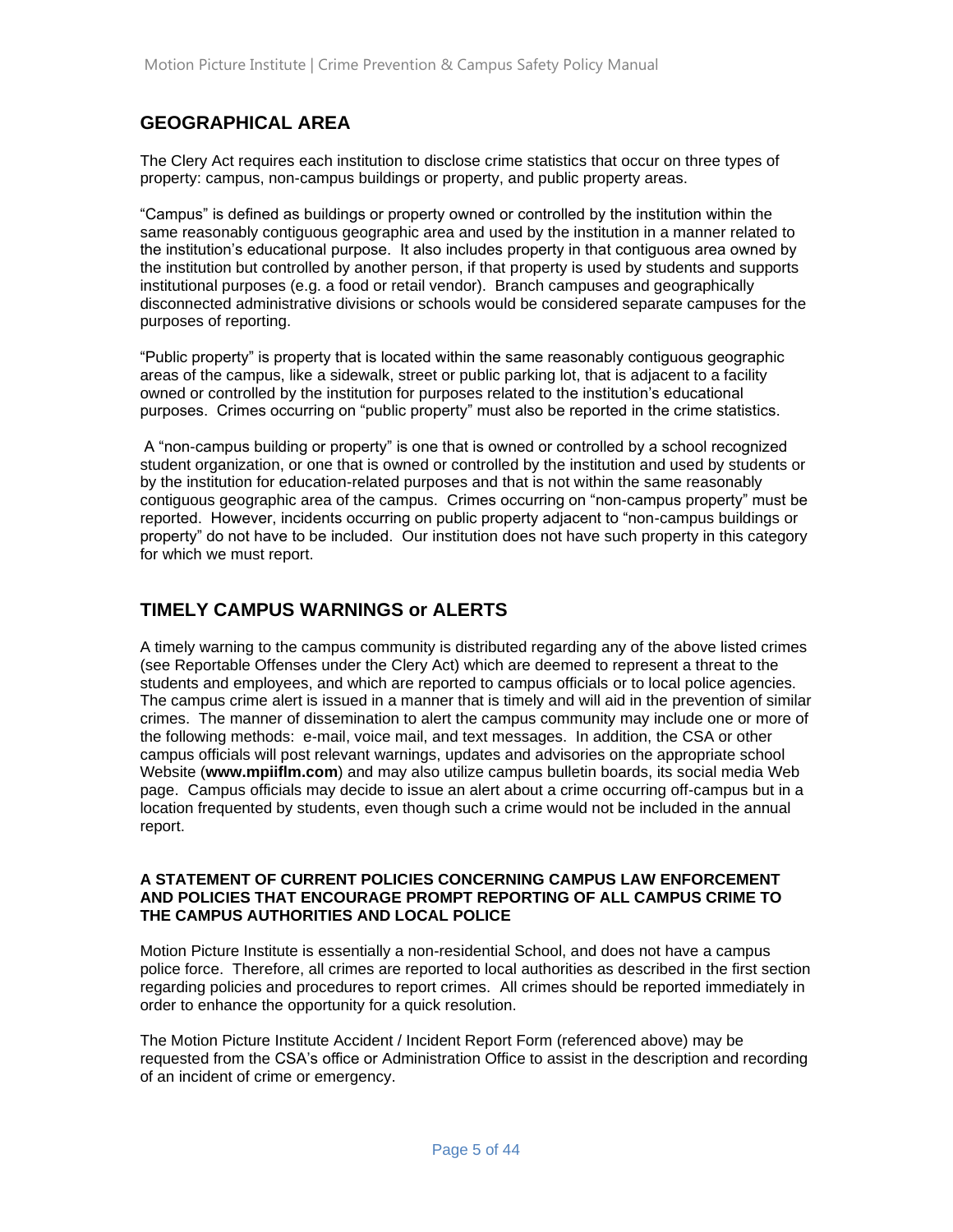## GEOGRAPHICAL AREA

The Clery Act requires each institution to disclose crime statistics that occur on three types of property: campus, non-campus buildings or property, and public property areas.

"Campus" is defined as buildings or property owned or controlled by the institution within the same reasonably contiguous geographic area and used by the institution in a manner related to the institution's educational purpose. It also includes property in that contiguous area owned by the institution but controlled by another person, if that property is used by students and supports institutional purposes (e.g. a food or retail vendor). Branch campuses and geographically disconnected administrative divisions or schools would be considered separate campuses for the purposes of reporting.

"Public property" is property that is located within the same reasonably contiguous geographic areas of the campus, like a sidewalk, street or public parking lot, that is adjacent to a facility owned or controlled by the institution for purposes related to the institution's educational purposes. Crimes occurring on "public property" must also be reported in the crime statistics.

A "non-campus building or property" is one that is owned or controlled by a school recognized student organization, or one that is owned or controlled by the institution and used by students or by the institution for education-related purposes and that is not within the same reasonably contiguous geographic area of the campus. Crimes occurring on "non-campus property" must be reported. However, incidents occurring on public property adjacent to "non-campus buildings or property" do not have to be included. Our institution does not have such property in this category for which we must report.

## TIMELY CAMPUS WARNINGS or ALERTS

A timely warning to the campus community is distributed regarding any of the above listed crimes (see Reportable Offenses under the Clery Act) which are deemed to represent a threat to the students and employees, and which are reported to campus officials or to local police agencies. The campus crime alert is issued in a manner that is timely and will aid in the prevention of similar crimes. The manner of dissemination to alert the campus community may include one or more of the following methods: e-mail, voice mail, and text messages. In addition, the CSA or other campus officials will post relevant warnings, updates and advisories on the appropriate school Website (**www.mpiiflm.com**) and may also utilize campus bulletin boards, its social media Web page. Campus officials may decide to issue an alert about a crime occurring off-campus but in a location frequented by students, even though such a crime would not be included in the annual report.

#### A STATEMENT OF CURRENT POLICIES CONCERNING CAMPUS LAW ENFORCEMENT AND POLICIES THAT ENCOURAGE PROMPT REPORTING OF ALL CAMPUS CRIME TO THE CAMPUS AUTHORITIES AND LOCAL POLICE

Motion Picture Institute is essentially a non-residential School, and does not have a campus police force. Therefore, all crimes are reported to local authorities as described in the first section regarding policies and procedures to report crimes. All crimes should be reported immediately in order to enhance the opportunity for a quick resolution.

The Motion Picture Institute Accident / Incident Report Form (referenced above) may be requested from the CSA's office or Administration Office to assist in the description and recording of an incident of crime or emergency.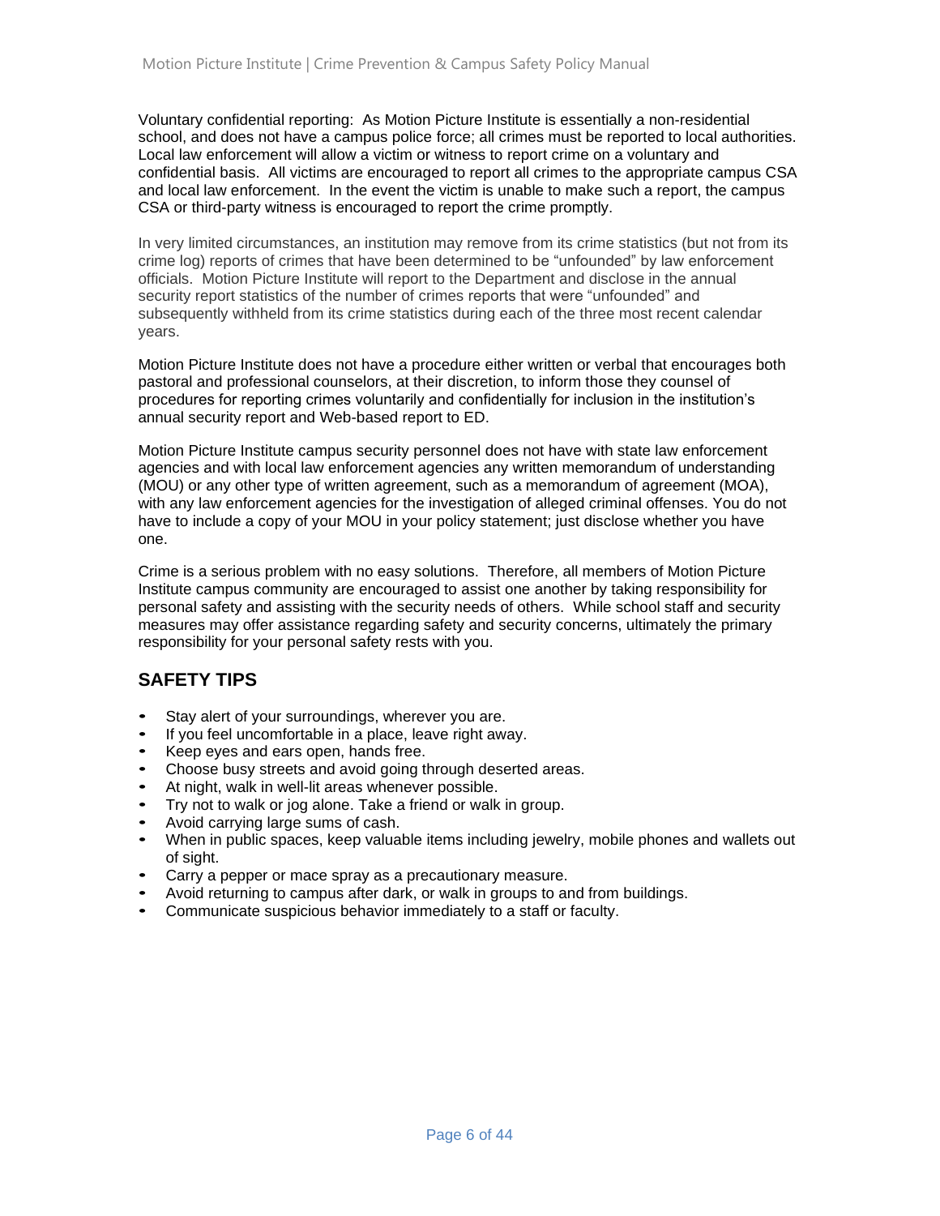Voluntary confidential reporting: As Motion Picture Institute is essentially a non-residential school, and does not have a campus police force; all crimes must be reported to local authorities. Local law enforcement will allow a victim or witness to report crime on a voluntary and confidential basis. All victims are encouraged to report all crimes to the appropriate campus CSA and local law enforcement. In the event the victim is unable to make such a report, the campus CSA or third-party witness is encouraged to report the crime promptly.

In very limited circumstances, an institution may remove from its crime statistics (but not from its crime log) reports of crimes that have been determined to be "unfounded" by law enforcement officials. Motion Picture Institute will report to the Department and disclose in the annual security report statistics of the number of crimes reports that were "unfounded" and subsequently withheld from its crime statistics during each of the three most recent calendar years.

Motion Picture Institute does not have a procedure either written or verbal that encourages both pastoral and professional counselors, at their discretion, to inform those they counsel of procedures for reporting crimes voluntarily and confidentially for inclusion in the institution's annual security report and Web-based report to ED.

Motion Picture Institute campus security personnel does not have with state law enforcement agencies and with local law enforcement agencies any written memorandum of understanding (MOU) or any other type of written agreement, such as a memorandum of agreement (MOA), with any law enforcement agencies for the investigation of alleged criminal offenses. You do not have to include a copy of your MOU in your policy statement; just disclose whether you have one.

Crime is a serious problem with no easy solutions. Therefore, all members of Motion Picture Institute campus community are encouraged to assist one another by taking responsibility for personal safety and assisting with the security needs of others. While school staff and security measures may offer assistance regarding safety and security concerns, ultimately the primary responsibility for your personal safety rests with you.

## SAFETY TIPS

- Stay alert of your surroundings, wherever you are.
- If you feel uncomfortable in a place, leave right away.
- Keep eyes and ears open, hands free.
- Choose busy streets and avoid going through deserted areas.
- At night, walk in well-lit areas whenever possible.
- Try not to walk or jog alone. Take a friend or walk in group.
- Avoid carrying large sums of cash.
- When in public spaces, keep valuable items including jewelry, mobile phones and wallets out of sight.
- Carry a pepper or mace spray as a precautionary measure.
- Avoid returning to campus after dark, or walk in groups to and from buildings.
- Communicate suspicious behavior immediately to a staff or faculty.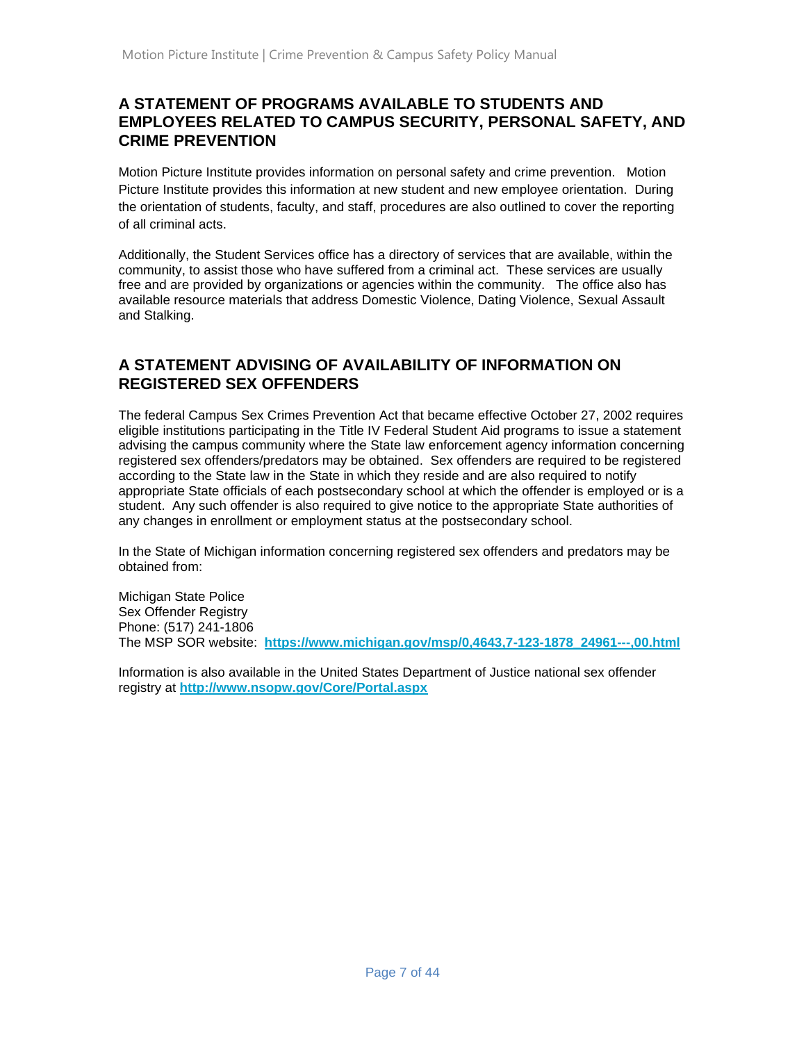## A STATEMENT OF PROGRAMS AVAILABLE TO STUDENTS AND EMPLOYEES RELATED TO CAMPUS SECURITY, PERSONAL SAFETY, AND CRIME PREVENTION

Motion Picture Institute provides information on personal safety and crime prevention. Motion Picture Institute provides this information at new student and new employee orientation. During the orientation of students, faculty, and staff, procedures are also outlined to cover the reporting of all criminal acts.

Additionally, the Student Services office has a directory of services that are available, within the community, to assist those who have suffered from a criminal act. These services are usually free and are provided by organizations or agencies within the community. The office also has available resource materials that address Domestic Violence, Dating Violence, Sexual Assault and Stalking.

## A STATEMENT ADVISING OF AVAILABILITY OF INFORMATION ON REGISTERED SEX OFFENDERS

The federal Campus Sex Crimes Prevention Act that became effective October 27, 2002 requires eligible institutions participating in the Title IV Federal Student Aid programs to issue a statement advising the campus community where the State law enforcement agency information concerning registered sex offenders/predators may be obtained. Sex offenders are required to be registered according to the State law in the State in which they reside and are also required to notify appropriate State officials of each postsecondary school at which the offender is employed or is a student. Any such offender is also required to give notice to the appropriate State authorities of any changes in enrollment or employment status at the postsecondary school.

In the State of Michigan information concerning registered sex offenders and predators may be obtained from:

Michigan State Police
Sex Offender Registry
Phone: (517) 241-1806
The MSP SOR website: **https://www.michigan.gov/msp/0,4643,7-123-1878_24961---,00.html**

Information is also available in the United States Department of Justice national sex offender registry at **http://www.nsopw.gov/Core/Portal.aspx**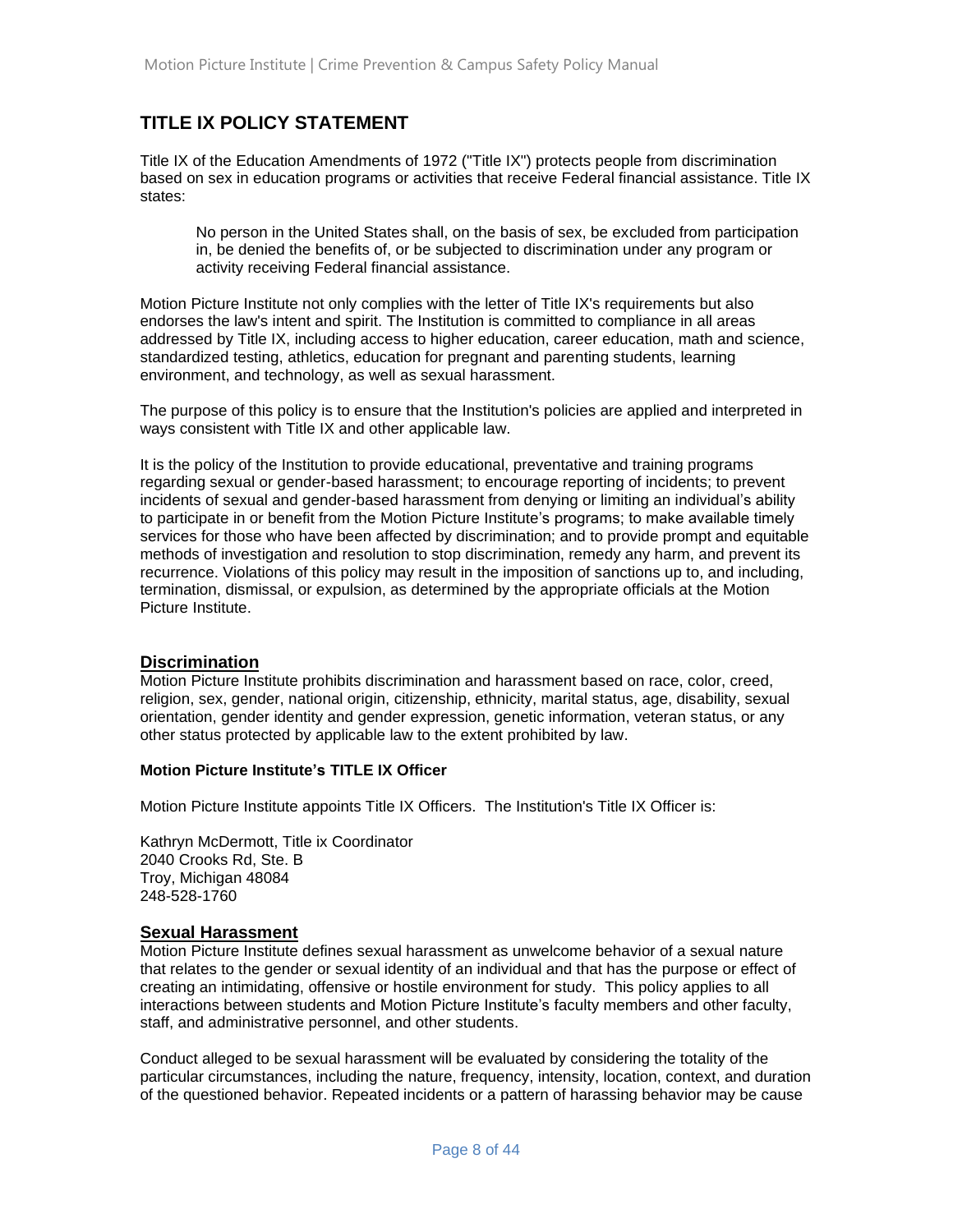## TITLE IX POLICY STATEMENT

Title IX of the Education Amendments of 1972 ("Title IX") protects people from discrimination based on sex in education programs or activities that receive Federal financial assistance. Title IX states:

> No person in the United States shall, on the basis of sex, be excluded from participation in, be denied the benefits of, or be subjected to discrimination under any program or activity receiving Federal financial assistance.

Motion Picture Institute not only complies with the letter of Title IX's requirements but also endorses the law's intent and spirit. The Institution is committed to compliance in all areas addressed by Title IX, including access to higher education, career education, math and science, standardized testing, athletics, education for pregnant and parenting students, learning environment, and technology, as well as sexual harassment.

The purpose of this policy is to ensure that the Institution's policies are applied and interpreted in ways consistent with Title IX and other applicable law.

It is the policy of the Institution to provide educational, preventative and training programs regarding sexual or gender-based harassment; to encourage reporting of incidents; to prevent incidents of sexual and gender-based harassment from denying or limiting an individual's ability to participate in or benefit from the Motion Picture Institute's programs; to make available timely services for those who have been affected by discrimination; and to provide prompt and equitable methods of investigation and resolution to stop discrimination, remedy any harm, and prevent its recurrence. Violations of this policy may result in the imposition of sanctions up to, and including, termination, dismissal, or expulsion, as determined by the appropriate officials at the Motion Picture Institute.

### Discrimination

Motion Picture Institute prohibits discrimination and harassment based on race, color, creed, religion, sex, gender, national origin, citizenship, ethnicity, marital status, age, disability, sexual orientation, gender identity and gender expression, genetic information, veteran status, or any other status protected by applicable law to the extent prohibited by law.

**Motion Picture Institute's TITLE IX Officer**

Motion Picture Institute appoints Title IX Officers. The Institution's Title IX Officer is:

Kathryn McDermott, Title ix Coordinator
2040 Crooks Rd, Ste. B
Troy, Michigan 48084
248-528-1760

### Sexual Harassment

Motion Picture Institute defines sexual harassment as unwelcome behavior of a sexual nature that relates to the gender or sexual identity of an individual and that has the purpose or effect of creating an intimidating, offensive or hostile environment for study. This policy applies to all interactions between students and Motion Picture Institute's faculty members and other faculty, staff, and administrative personnel, and other students.

Conduct alleged to be sexual harassment will be evaluated by considering the totality of the particular circumstances, including the nature, frequency, intensity, location, context, and duration of the questioned behavior. Repeated incidents or a pattern of harassing behavior may be cause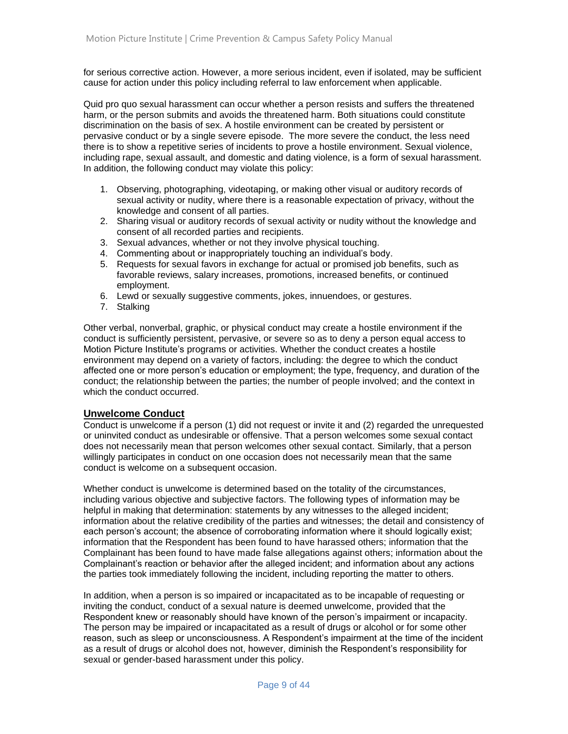for serious corrective action. However, a more serious incident, even if isolated, may be sufficient cause for action under this policy including referral to law enforcement when applicable.

Quid pro quo sexual harassment can occur whether a person resists and suffers the threatened harm, or the person submits and avoids the threatened harm. Both situations could constitute discrimination on the basis of sex. A hostile environment can be created by persistent or pervasive conduct or by a single severe episode. The more severe the conduct, the less need there is to show a repetitive series of incidents to prove a hostile environment. Sexual violence, including rape, sexual assault, and domestic and dating violence, is a form of sexual harassment. In addition, the following conduct may violate this policy:

1. Observing, photographing, videotaping, or making other visual or auditory records of sexual activity or nudity, where there is a reasonable expectation of privacy, without the knowledge and consent of all parties.
2. Sharing visual or auditory records of sexual activity or nudity without the knowledge and consent of all recorded parties and recipients.
3. Sexual advances, whether or not they involve physical touching.
4. Commenting about or inappropriately touching an individual's body.
5. Requests for sexual favors in exchange for actual or promised job benefits, such as favorable reviews, salary increases, promotions, increased benefits, or continued employment.
6. Lewd or sexually suggestive comments, jokes, innuendoes, or gestures.
7. Stalking

Other verbal, nonverbal, graphic, or physical conduct may create a hostile environment if the conduct is sufficiently persistent, pervasive, or severe so as to deny a person equal access to Motion Picture Institute's programs or activities. Whether the conduct creates a hostile environment may depend on a variety of factors, including: the degree to which the conduct affected one or more person's education or employment; the type, frequency, and duration of the conduct; the relationship between the parties; the number of people involved; and the context in which the conduct occurred.

## Unwelcome Conduct

Conduct is unwelcome if a person (1) did not request or invite it and (2) regarded the unrequested or uninvited conduct as undesirable or offensive. That a person welcomes some sexual contact does not necessarily mean that person welcomes other sexual contact. Similarly, that a person willingly participates in conduct on one occasion does not necessarily mean that the same conduct is welcome on a subsequent occasion.

Whether conduct is unwelcome is determined based on the totality of the circumstances, including various objective and subjective factors. The following types of information may be helpful in making that determination: statements by any witnesses to the alleged incident; information about the relative credibility of the parties and witnesses; the detail and consistency of each person's account; the absence of corroborating information where it should logically exist; information that the Respondent has been found to have harassed others; information that the Complainant has been found to have made false allegations against others; information about the Complainant's reaction or behavior after the alleged incident; and information about any actions the parties took immediately following the incident, including reporting the matter to others.

In addition, when a person is so impaired or incapacitated as to be incapable of requesting or inviting the conduct, conduct of a sexual nature is deemed unwelcome, provided that the Respondent knew or reasonably should have known of the person's impairment or incapacity. The person may be impaired or incapacitated as a result of drugs or alcohol or for some other reason, such as sleep or unconsciousness. A Respondent's impairment at the time of the incident as a result of drugs or alcohol does not, however, diminish the Respondent's responsibility for sexual or gender-based harassment under this policy.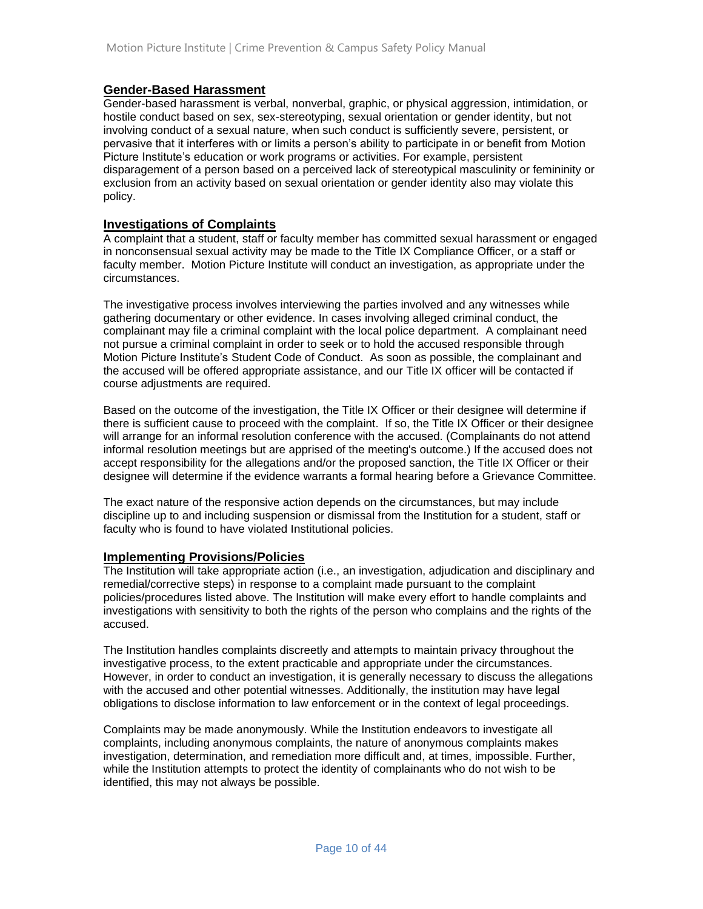## Gender-Based Harassment

Gender-based harassment is verbal, nonverbal, graphic, or physical aggression, intimidation, or hostile conduct based on sex, sex-stereotyping, sexual orientation or gender identity, but not involving conduct of a sexual nature, when such conduct is sufficiently severe, persistent, or pervasive that it interferes with or limits a person's ability to participate in or benefit from Motion Picture Institute's education or work programs or activities. For example, persistent disparagement of a person based on a perceived lack of stereotypical masculinity or femininity or exclusion from an activity based on sexual orientation or gender identity also may violate this policy.

## Investigations of Complaints

A complaint that a student, staff or faculty member has committed sexual harassment or engaged in nonconsensual sexual activity may be made to the Title IX Compliance Officer, or a staff or faculty member. Motion Picture Institute will conduct an investigation, as appropriate under the circumstances.

The investigative process involves interviewing the parties involved and any witnesses while gathering documentary or other evidence. In cases involving alleged criminal conduct, the complainant may file a criminal complaint with the local police department. A complainant need not pursue a criminal complaint in order to seek or to hold the accused responsible through Motion Picture Institute's Student Code of Conduct. As soon as possible, the complainant and the accused will be offered appropriate assistance, and our Title IX officer will be contacted if course adjustments are required.

Based on the outcome of the investigation, the Title IX Officer or their designee will determine if there is sufficient cause to proceed with the complaint. If so, the Title IX Officer or their designee will arrange for an informal resolution conference with the accused. (Complainants do not attend informal resolution meetings but are apprised of the meeting's outcome.) If the accused does not accept responsibility for the allegations and/or the proposed sanction, the Title IX Officer or their designee will determine if the evidence warrants a formal hearing before a Grievance Committee.

The exact nature of the responsive action depends on the circumstances, but may include discipline up to and including suspension or dismissal from the Institution for a student, staff or faculty who is found to have violated Institutional policies.

## Implementing Provisions/Policies

The Institution will take appropriate action (i.e., an investigation, adjudication and disciplinary and remedial/corrective steps) in response to a complaint made pursuant to the complaint policies/procedures listed above. The Institution will make every effort to handle complaints and investigations with sensitivity to both the rights of the person who complains and the rights of the accused.

The Institution handles complaints discreetly and attempts to maintain privacy throughout the investigative process, to the extent practicable and appropriate under the circumstances. However, in order to conduct an investigation, it is generally necessary to discuss the allegations with the accused and other potential witnesses. Additionally, the institution may have legal obligations to disclose information to law enforcement or in the context of legal proceedings.

Complaints may be made anonymously. While the Institution endeavors to investigate all complaints, including anonymous complaints, the nature of anonymous complaints makes investigation, determination, and remediation more difficult and, at times, impossible. Further, while the Institution attempts to protect the identity of complainants who do not wish to be identified, this may not always be possible.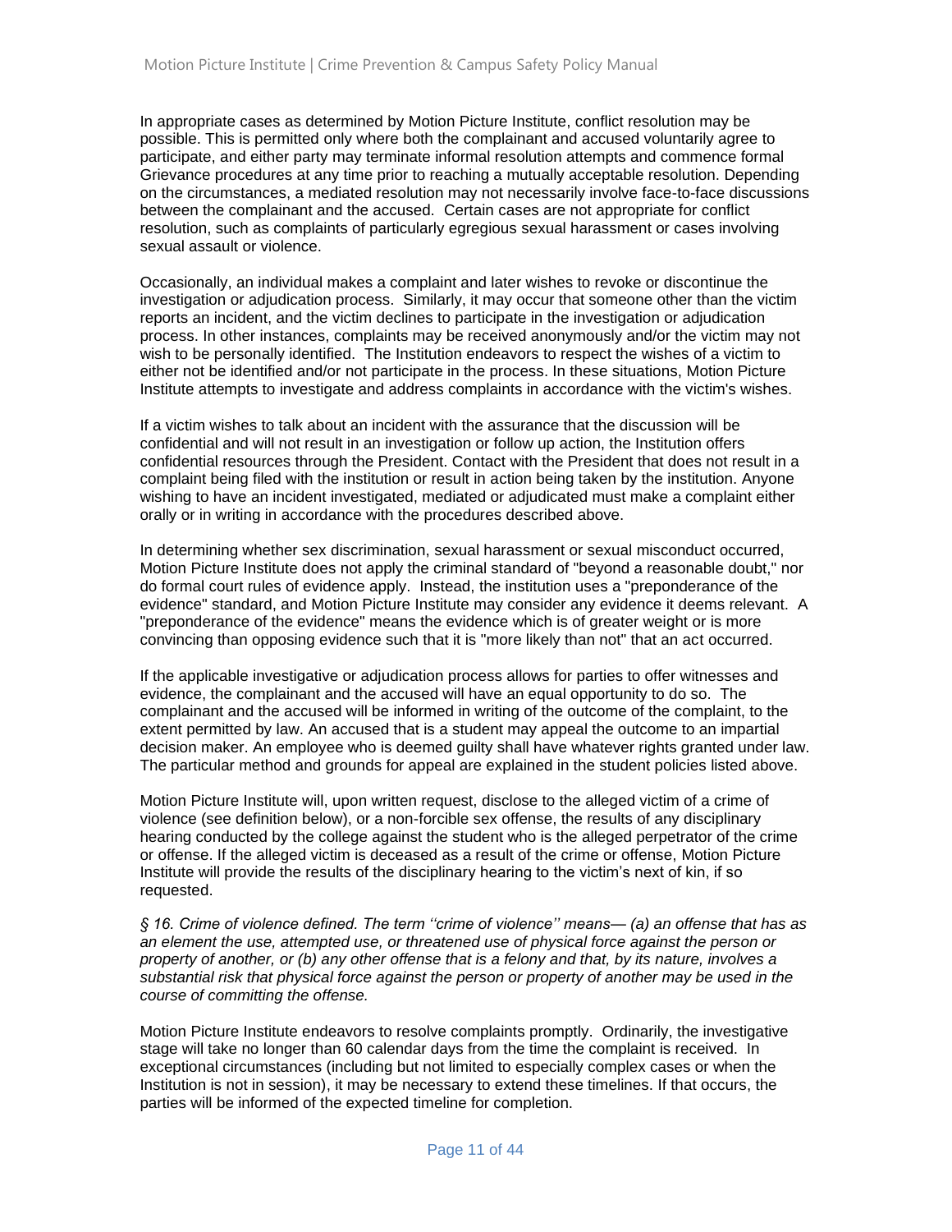In appropriate cases as determined by Motion Picture Institute, conflict resolution may be possible. This is permitted only where both the complainant and accused voluntarily agree to participate, and either party may terminate informal resolution attempts and commence formal Grievance procedures at any time prior to reaching a mutually acceptable resolution. Depending on the circumstances, a mediated resolution may not necessarily involve face-to-face discussions between the complainant and the accused. Certain cases are not appropriate for conflict resolution, such as complaints of particularly egregious sexual harassment or cases involving sexual assault or violence.

Occasionally, an individual makes a complaint and later wishes to revoke or discontinue the investigation or adjudication process. Similarly, it may occur that someone other than the victim reports an incident, and the victim declines to participate in the investigation or adjudication process. In other instances, complaints may be received anonymously and/or the victim may not wish to be personally identified. The Institution endeavors to respect the wishes of a victim to either not be identified and/or not participate in the process. In these situations, Motion Picture Institute attempts to investigate and address complaints in accordance with the victim's wishes.

If a victim wishes to talk about an incident with the assurance that the discussion will be confidential and will not result in an investigation or follow up action, the Institution offers confidential resources through the President. Contact with the President that does not result in a complaint being filed with the institution or result in action being taken by the institution. Anyone wishing to have an incident investigated, mediated or adjudicated must make a complaint either orally or in writing in accordance with the procedures described above.

In determining whether sex discrimination, sexual harassment or sexual misconduct occurred, Motion Picture Institute does not apply the criminal standard of "beyond a reasonable doubt," nor do formal court rules of evidence apply. Instead, the institution uses a "preponderance of the evidence" standard, and Motion Picture Institute may consider any evidence it deems relevant. A "preponderance of the evidence" means the evidence which is of greater weight or is more convincing than opposing evidence such that it is "more likely than not" that an act occurred.

If the applicable investigative or adjudication process allows for parties to offer witnesses and evidence, the complainant and the accused will have an equal opportunity to do so. The complainant and the accused will be informed in writing of the outcome of the complaint, to the extent permitted by law. An accused that is a student may appeal the outcome to an impartial decision maker. An employee who is deemed guilty shall have whatever rights granted under law. The particular method and grounds for appeal are explained in the student policies listed above.

Motion Picture Institute will, upon written request, disclose to the alleged victim of a crime of violence (see definition below), or a non-forcible sex offense, the results of any disciplinary hearing conducted by the college against the student who is the alleged perpetrator of the crime or offense. If the alleged victim is deceased as a result of the crime or offense, Motion Picture Institute will provide the results of the disciplinary hearing to the victim's next of kin, if so requested.

*§ 16. Crime of violence defined. The term ''crime of violence'' means— (a) an offense that has as an element the use, attempted use, or threatened use of physical force against the person or property of another, or (b) any other offense that is a felony and that, by its nature, involves a substantial risk that physical force against the person or property of another may be used in the course of committing the offense.*

Motion Picture Institute endeavors to resolve complaints promptly. Ordinarily, the investigative stage will take no longer than 60 calendar days from the time the complaint is received. In exceptional circumstances (including but not limited to especially complex cases or when the Institution is not in session), it may be necessary to extend these timelines. If that occurs, the parties will be informed of the expected timeline for completion.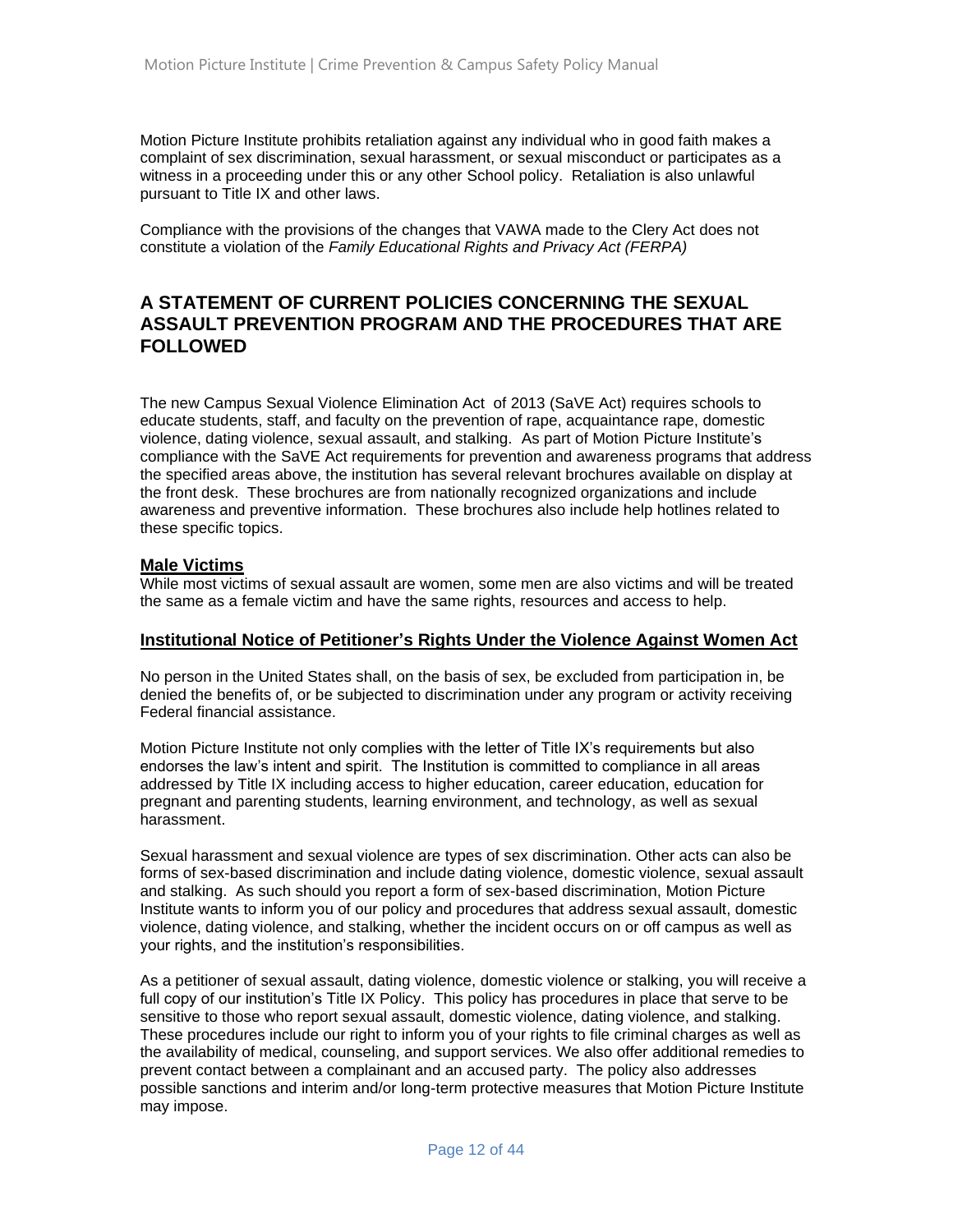Motion Picture Institute prohibits retaliation against any individual who in good faith makes a complaint of sex discrimination, sexual harassment, or sexual misconduct or participates as a witness in a proceeding under this or any other School policy. Retaliation is also unlawful pursuant to Title IX and other laws.

Compliance with the provisions of the changes that VAWA made to the Clery Act does not constitute a violation of the *Family Educational Rights and Privacy Act (FERPA)*

## A STATEMENT OF CURRENT POLICIES CONCERNING THE SEXUAL ASSAULT PREVENTION PROGRAM AND THE PROCEDURES THAT ARE FOLLOWED

The new Campus Sexual Violence Elimination Act of 2013 (SaVE Act) requires schools to educate students, staff, and faculty on the prevention of rape, acquaintance rape, domestic violence, dating violence, sexual assault, and stalking. As part of Motion Picture Institute's compliance with the SaVE Act requirements for prevention and awareness programs that address the specified areas above, the institution has several relevant brochures available on display at the front desk. These brochures are from nationally recognized organizations and include awareness and preventive information. These brochures also include help hotlines related to these specific topics.

### Male Victims

While most victims of sexual assault are women, some men are also victims and will be treated the same as a female victim and have the same rights, resources and access to help.

### Institutional Notice of Petitioner's Rights Under the Violence Against Women Act

No person in the United States shall, on the basis of sex, be excluded from participation in, be denied the benefits of, or be subjected to discrimination under any program or activity receiving Federal financial assistance.

Motion Picture Institute not only complies with the letter of Title IX's requirements but also endorses the law's intent and spirit. The Institution is committed to compliance in all areas addressed by Title IX including access to higher education, career education, education for pregnant and parenting students, learning environment, and technology, as well as sexual harassment.

Sexual harassment and sexual violence are types of sex discrimination. Other acts can also be forms of sex-based discrimination and include dating violence, domestic violence, sexual assault and stalking. As such should you report a form of sex-based discrimination, Motion Picture Institute wants to inform you of our policy and procedures that address sexual assault, domestic violence, dating violence, and stalking, whether the incident occurs on or off campus as well as your rights, and the institution's responsibilities.

As a petitioner of sexual assault, dating violence, domestic violence or stalking, you will receive a full copy of our institution's Title IX Policy. This policy has procedures in place that serve to be sensitive to those who report sexual assault, domestic violence, dating violence, and stalking. These procedures include our right to inform you of your rights to file criminal charges as well as the availability of medical, counseling, and support services. We also offer additional remedies to prevent contact between a complainant and an accused party. The policy also addresses possible sanctions and interim and/or long-term protective measures that Motion Picture Institute may impose.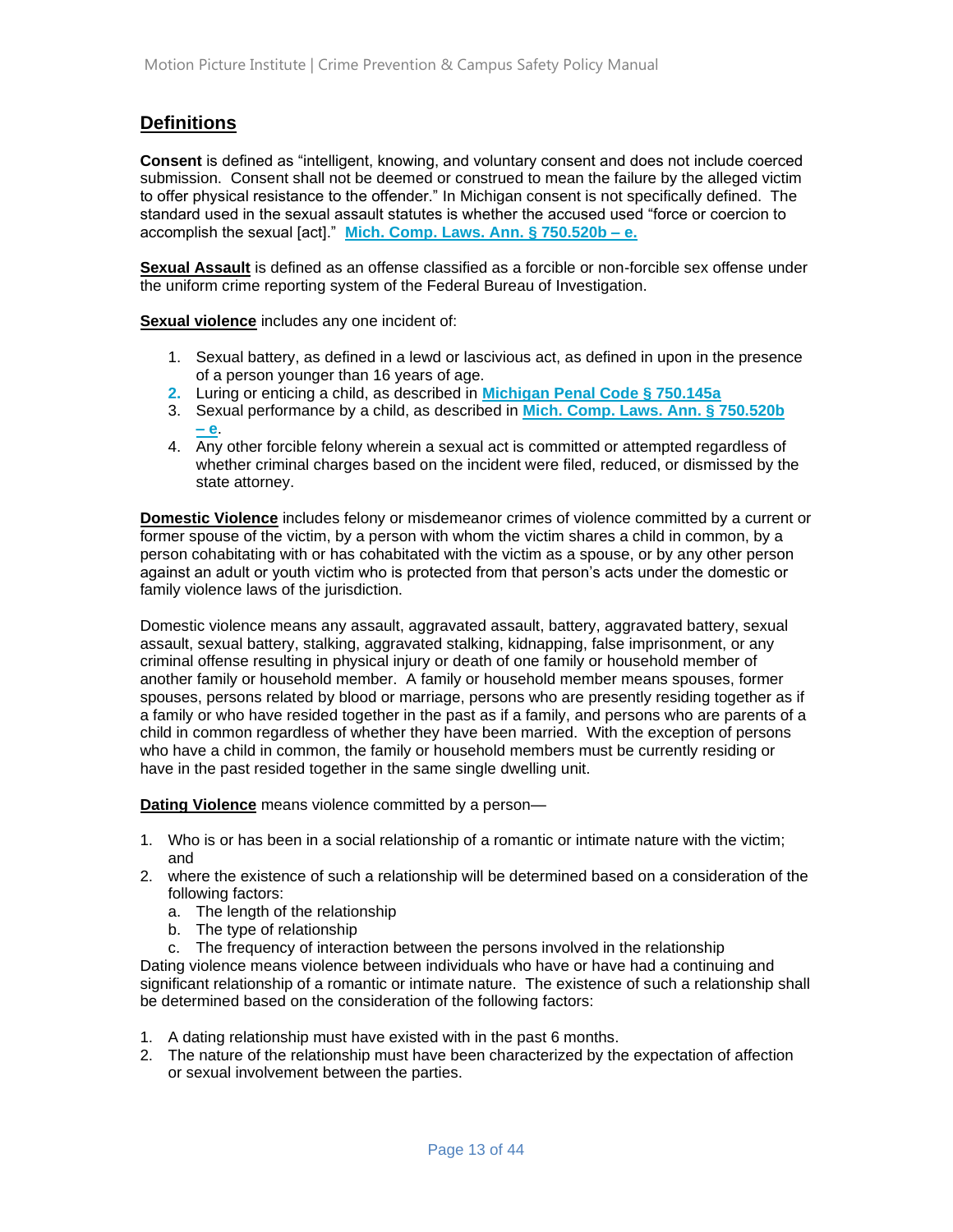## Definitions

**Consent** is defined as "intelligent, knowing, and voluntary consent and does not include coerced submission. Consent shall not be deemed or construed to mean the failure by the alleged victim to offer physical resistance to the offender." In Michigan consent is not specifically defined. The standard used in the sexual assault statutes is whether the accused used "force or coercion to accomplish the sexual [act]." **Mich. Comp. Laws. Ann. § 750.520b – e.**

**Sexual Assault** is defined as an offense classified as a forcible or non-forcible sex offense under the uniform crime reporting system of the Federal Bureau of Investigation.

**Sexual violence** includes any one incident of:

1. Sexual battery, as defined in a lewd or lascivious act, as defined in upon in the presence of a person younger than 16 years of age.
2. Luring or enticing a child, as described in **Michigan Penal Code § 750.145a**
3. Sexual performance by a child, as described in **Mich. Comp. Laws. Ann. § 750.520b – e**.
4. Any other forcible felony wherein a sexual act is committed or attempted regardless of whether criminal charges based on the incident were filed, reduced, or dismissed by the state attorney.

**Domestic Violence** includes felony or misdemeanor crimes of violence committed by a current or former spouse of the victim, by a person with whom the victim shares a child in common, by a person cohabitating with or has cohabitated with the victim as a spouse, or by any other person against an adult or youth victim who is protected from that person's acts under the domestic or family violence laws of the jurisdiction.

Domestic violence means any assault, aggravated assault, battery, aggravated battery, sexual assault, sexual battery, stalking, aggravated stalking, kidnapping, false imprisonment, or any criminal offense resulting in physical injury or death of one family or household member of another family or household member. A family or household member means spouses, former spouses, persons related by blood or marriage, persons who are presently residing together as if a family or who have resided together in the past as if a family, and persons who are parents of a child in common regardless of whether they have been married. With the exception of persons who have a child in common, the family or household members must be currently residing or have in the past resided together in the same single dwelling unit.

**Dating Violence** means violence committed by a person—

1. Who is or has been in a social relationship of a romantic or intimate nature with the victim; and
2. where the existence of such a relationship will be determined based on a consideration of the following factors:
   a. The length of the relationship
   b. The type of relationship
   c. The frequency of interaction between the persons involved in the relationship

Dating violence means violence between individuals who have or have had a continuing and significant relationship of a romantic or intimate nature. The existence of such a relationship shall be determined based on the consideration of the following factors:

1. A dating relationship must have existed with in the past 6 months.
2. The nature of the relationship must have been characterized by the expectation of affection or sexual involvement between the parties.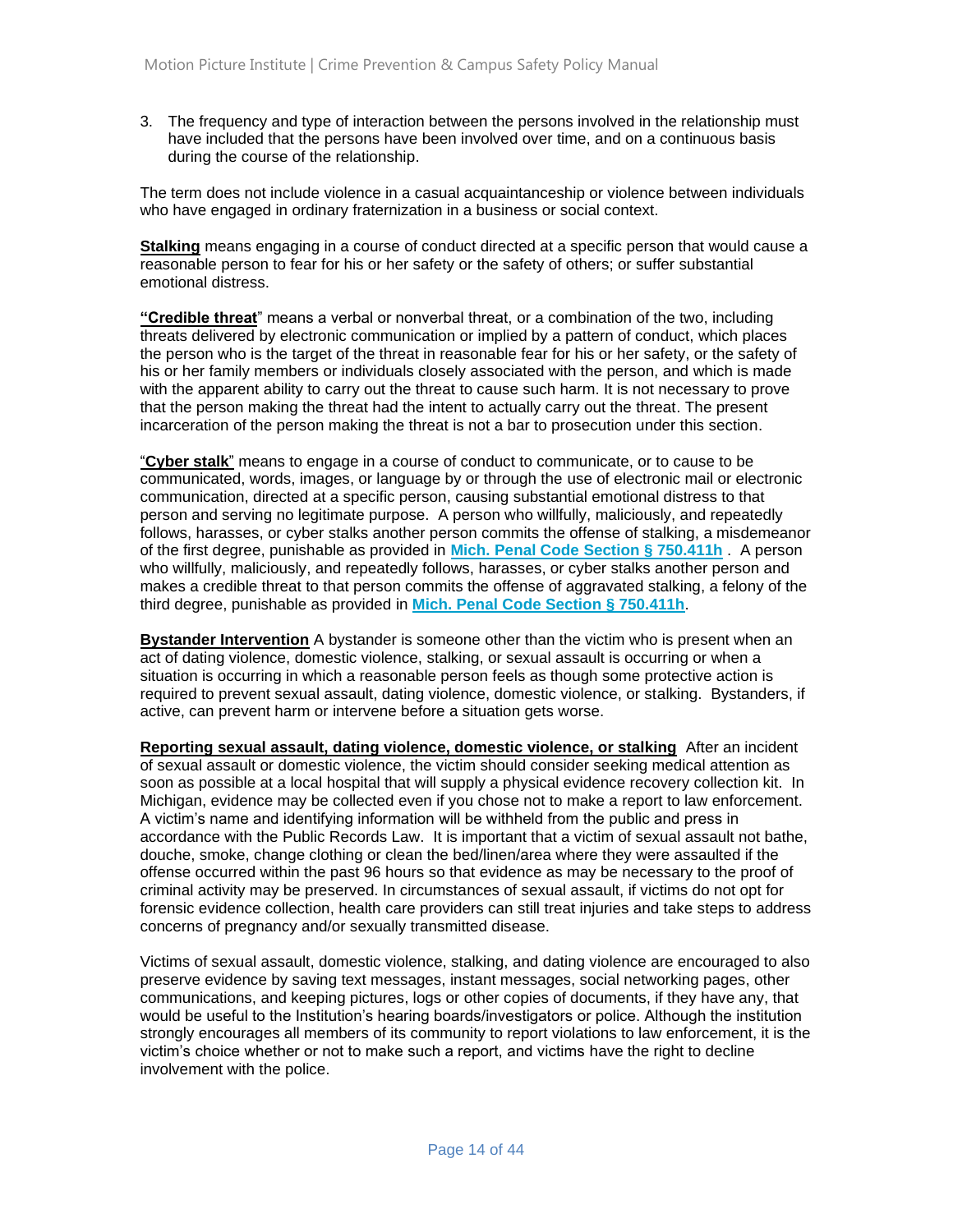3. The frequency and type of interaction between the persons involved in the relationship must have included that the persons have been involved over time, and on a continuous basis during the course of the relationship.

The term does not include violence in a casual acquaintanceship or violence between individuals who have engaged in ordinary fraternization in a business or social context.

**Stalking** means engaging in a course of conduct directed at a specific person that would cause a reasonable person to fear for his or her safety or the safety of others; or suffer substantial emotional distress.

**"Credible threat**" means a verbal or nonverbal threat, or a combination of the two, including threats delivered by electronic communication or implied by a pattern of conduct, which places the person who is the target of the threat in reasonable fear for his or her safety, or the safety of his or her family members or individuals closely associated with the person, and which is made with the apparent ability to carry out the threat to cause such harm. It is not necessary to prove that the person making the threat had the intent to actually carry out the threat. The present incarceration of the person making the threat is not a bar to prosecution under this section.

"**Cyber stalk**" means to engage in a course of conduct to communicate, or to cause to be communicated, words, images, or language by or through the use of electronic mail or electronic communication, directed at a specific person, causing substantial emotional distress to that person and serving no legitimate purpose. A person who willfully, maliciously, and repeatedly follows, harasses, or cyber stalks another person commits the offense of stalking, a misdemeanor of the first degree, punishable as provided in **Mich. Penal Code Section § 750.411h** . A person who willfully, maliciously, and repeatedly follows, harasses, or cyber stalks another person and makes a credible threat to that person commits the offense of aggravated stalking, a felony of the third degree, punishable as provided in **Mich. Penal Code Section § 750.411h**.

**Bystander Intervention** A bystander is someone other than the victim who is present when an act of dating violence, domestic violence, stalking, or sexual assault is occurring or when a situation is occurring in which a reasonable person feels as though some protective action is required to prevent sexual assault, dating violence, domestic violence, or stalking. Bystanders, if active, can prevent harm or intervene before a situation gets worse.

**Reporting sexual assault, dating violence, domestic violence, or stalking** After an incident of sexual assault or domestic violence, the victim should consider seeking medical attention as soon as possible at a local hospital that will supply a physical evidence recovery collection kit. In Michigan, evidence may be collected even if you chose not to make a report to law enforcement. A victim's name and identifying information will be withheld from the public and press in accordance with the Public Records Law. It is important that a victim of sexual assault not bathe, douche, smoke, change clothing or clean the bed/linen/area where they were assaulted if the offense occurred within the past 96 hours so that evidence as may be necessary to the proof of criminal activity may be preserved. In circumstances of sexual assault, if victims do not opt for forensic evidence collection, health care providers can still treat injuries and take steps to address concerns of pregnancy and/or sexually transmitted disease.

Victims of sexual assault, domestic violence, stalking, and dating violence are encouraged to also preserve evidence by saving text messages, instant messages, social networking pages, other communications, and keeping pictures, logs or other copies of documents, if they have any, that would be useful to the Institution's hearing boards/investigators or police. Although the institution strongly encourages all members of its community to report violations to law enforcement, it is the victim's choice whether or not to make such a report, and victims have the right to decline involvement with the police.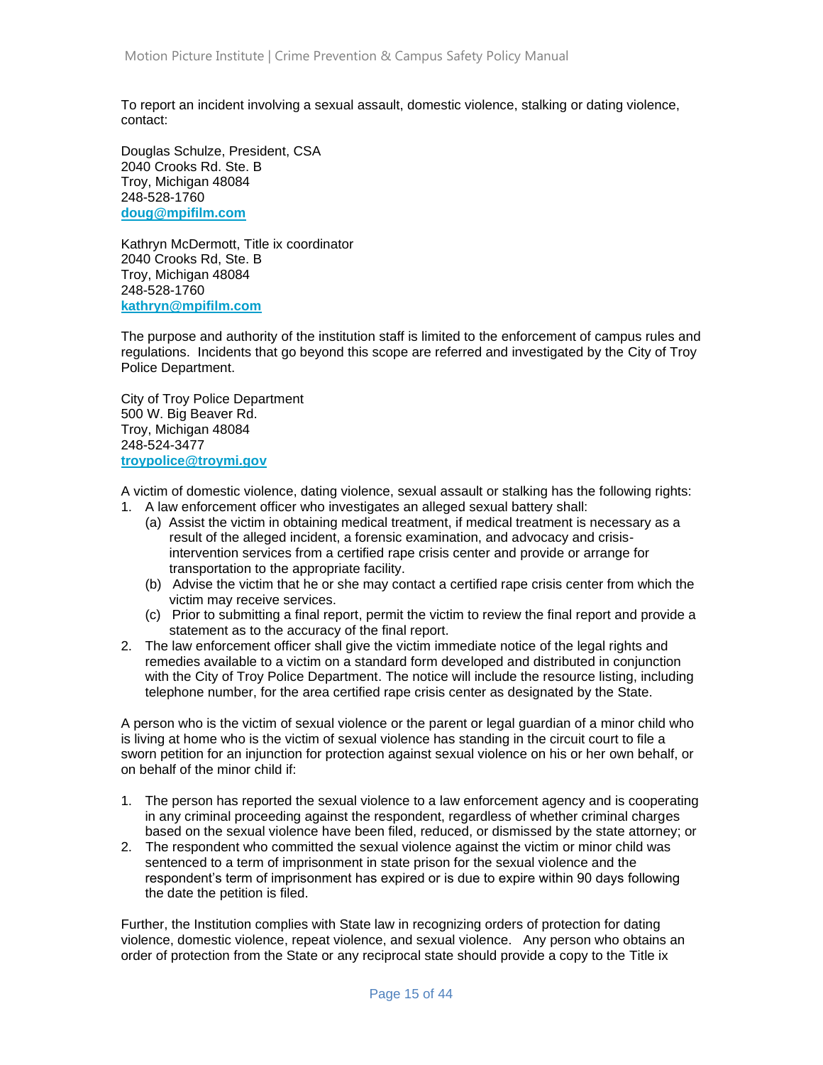To report an incident involving a sexual assault, domestic violence, stalking or dating violence, contact:

Douglas Schulze, President, CSA
2040 Crooks Rd. Ste. B
Troy, Michigan 48084
248-528-1760
**doug@mpifilm.com**

Kathryn McDermott, Title ix coordinator
2040 Crooks Rd, Ste. B
Troy, Michigan 48084
248-528-1760
**kathryn@mpifilm.com**

The purpose and authority of the institution staff is limited to the enforcement of campus rules and regulations. Incidents that go beyond this scope are referred and investigated by the City of Troy Police Department.

City of Troy Police Department
500 W. Big Beaver Rd.
Troy, Michigan 48084
248-524-3477
**troypolice@troymi.gov**

A victim of domestic violence, dating violence, sexual assault or stalking has the following rights:

1. A law enforcement officer who investigates an alleged sexual battery shall:
   (a) Assist the victim in obtaining medical treatment, if medical treatment is necessary as a result of the alleged incident, a forensic examination, and advocacy and crisis-intervention services from a certified rape crisis center and provide or arrange for transportation to the appropriate facility.
   (b) Advise the victim that he or she may contact a certified rape crisis center from which the victim may receive services.
   (c) Prior to submitting a final report, permit the victim to review the final report and provide a statement as to the accuracy of the final report.
2. The law enforcement officer shall give the victim immediate notice of the legal rights and remedies available to a victim on a standard form developed and distributed in conjunction with the City of Troy Police Department. The notice will include the resource listing, including telephone number, for the area certified rape crisis center as designated by the State.

A person who is the victim of sexual violence or the parent or legal guardian of a minor child who is living at home who is the victim of sexual violence has standing in the circuit court to file a sworn petition for an injunction for protection against sexual violence on his or her own behalf, or on behalf of the minor child if:

1. The person has reported the sexual violence to a law enforcement agency and is cooperating in any criminal proceeding against the respondent, regardless of whether criminal charges based on the sexual violence have been filed, reduced, or dismissed by the state attorney; or
2. The respondent who committed the sexual violence against the victim or minor child was sentenced to a term of imprisonment in state prison for the sexual violence and the respondent's term of imprisonment has expired or is due to expire within 90 days following the date the petition is filed.

Further, the Institution complies with State law in recognizing orders of protection for dating violence, domestic violence, repeat violence, and sexual violence. Any person who obtains an order of protection from the State or any reciprocal state should provide a copy to the Title ix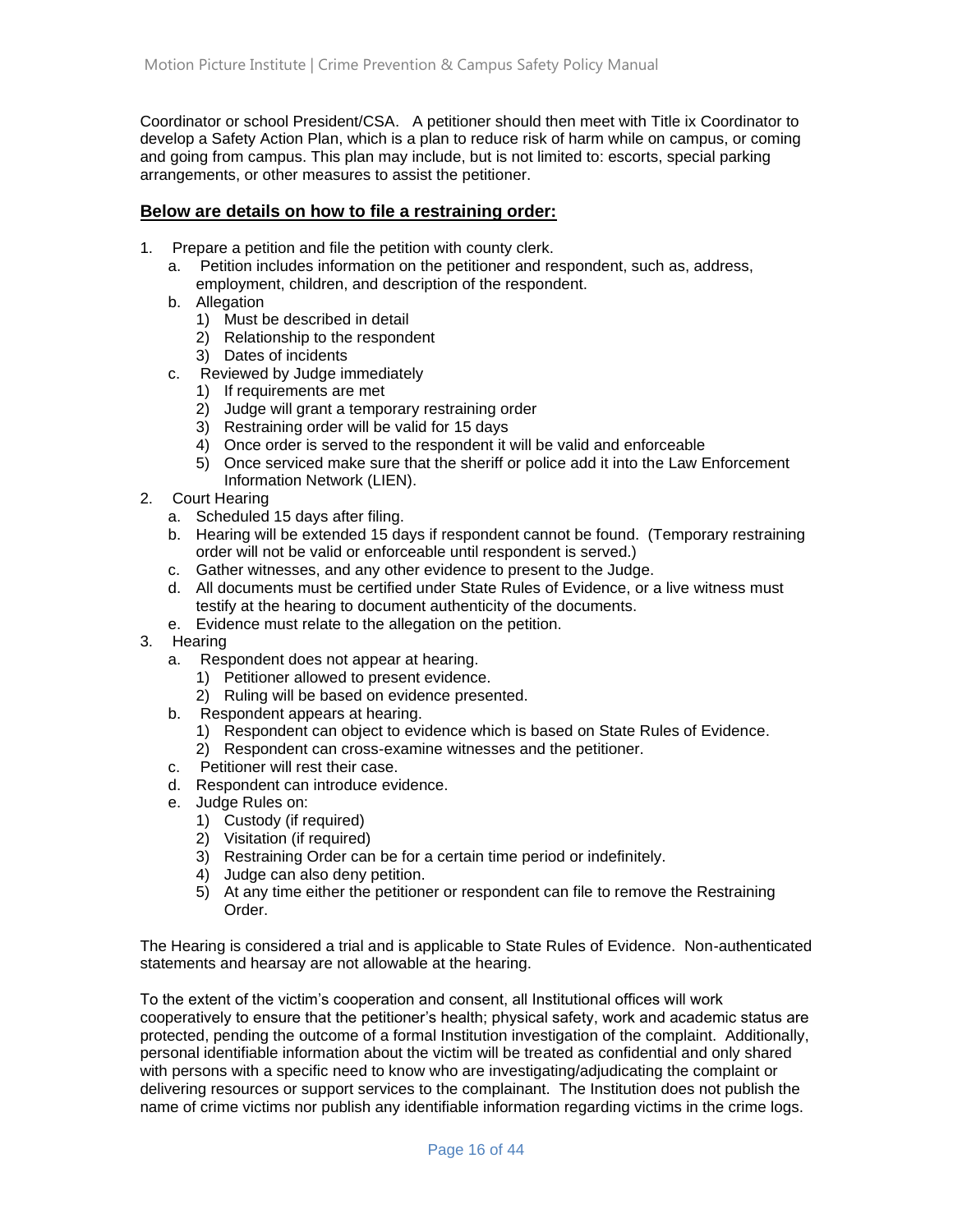Coordinator or school President/CSA. A petitioner should then meet with Title ix Coordinator to develop a Safety Action Plan, which is a plan to reduce risk of harm while on campus, or coming and going from campus. This plan may include, but is not limited to: escorts, special parking arrangements, or other measures to assist the petitioner.

**Below are details on how to file a restraining order:**

1. Prepare a petition and file the petition with county clerk.
   a. Petition includes information on the petitioner and respondent, such as, address, employment, children, and description of the respondent.
   b. Allegation
      1) Must be described in detail
      2) Relationship to the respondent
      3) Dates of incidents
   c. Reviewed by Judge immediately
      1) If requirements are met
      2) Judge will grant a temporary restraining order
      3) Restraining order will be valid for 15 days
      4) Once order is served to the respondent it will be valid and enforceable
      5) Once serviced make sure that the sheriff or police add it into the Law Enforcement Information Network (LIEN).
2. Court Hearing
   a. Scheduled 15 days after filing.
   b. Hearing will be extended 15 days if respondent cannot be found. (Temporary restraining order will not be valid or enforceable until respondent is served.)
   c. Gather witnesses, and any other evidence to present to the Judge.
   d. All documents must be certified under State Rules of Evidence, or a live witness must testify at the hearing to document authenticity of the documents.
   e. Evidence must relate to the allegation on the petition.
3. Hearing
   a. Respondent does not appear at hearing.
      1) Petitioner allowed to present evidence.
      2) Ruling will be based on evidence presented.
   b. Respondent appears at hearing.
      1) Respondent can object to evidence which is based on State Rules of Evidence.
      2) Respondent can cross-examine witnesses and the petitioner.
   c. Petitioner will rest their case.
   d. Respondent can introduce evidence.
   e. Judge Rules on:
      1) Custody (if required)
      2) Visitation (if required)
      3) Restraining Order can be for a certain time period or indefinitely.
      4) Judge can also deny petition.
      5) At any time either the petitioner or respondent can file to remove the Restraining Order.

The Hearing is considered a trial and is applicable to State Rules of Evidence. Non-authenticated statements and hearsay are not allowable at the hearing.

To the extent of the victim's cooperation and consent, all Institutional offices will work cooperatively to ensure that the petitioner's health; physical safety, work and academic status are protected, pending the outcome of a formal Institution investigation of the complaint. Additionally, personal identifiable information about the victim will be treated as confidential and only shared with persons with a specific need to know who are investigating/adjudicating the complaint or delivering resources or support services to the complainant. The Institution does not publish the name of crime victims nor publish any identifiable information regarding victims in the crime logs.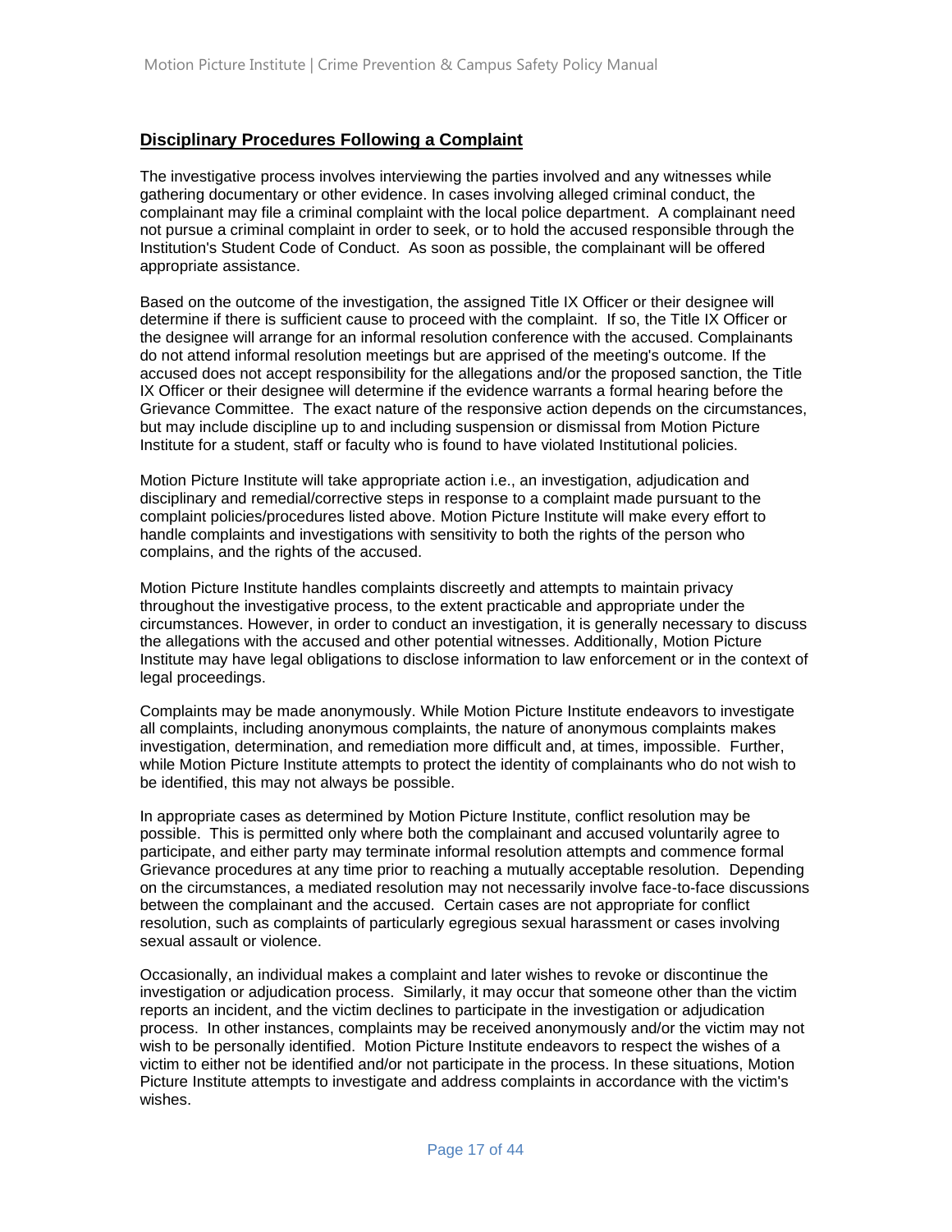## **Disciplinary Procedures Following a Complaint**

The investigative process involves interviewing the parties involved and any witnesses while gathering documentary or other evidence. In cases involving alleged criminal conduct, the complainant may file a criminal complaint with the local police department. A complainant need not pursue a criminal complaint in order to seek, or to hold the accused responsible through the Institution's Student Code of Conduct. As soon as possible, the complainant will be offered appropriate assistance.

Based on the outcome of the investigation, the assigned Title IX Officer or their designee will determine if there is sufficient cause to proceed with the complaint. If so, the Title IX Officer or the designee will arrange for an informal resolution conference with the accused. Complainants do not attend informal resolution meetings but are apprised of the meeting's outcome. If the accused does not accept responsibility for the allegations and/or the proposed sanction, the Title IX Officer or their designee will determine if the evidence warrants a formal hearing before the Grievance Committee. The exact nature of the responsive action depends on the circumstances, but may include discipline up to and including suspension or dismissal from Motion Picture Institute for a student, staff or faculty who is found to have violated Institutional policies.

Motion Picture Institute will take appropriate action i.e., an investigation, adjudication and disciplinary and remedial/corrective steps in response to a complaint made pursuant to the complaint policies/procedures listed above. Motion Picture Institute will make every effort to handle complaints and investigations with sensitivity to both the rights of the person who complains, and the rights of the accused.

Motion Picture Institute handles complaints discreetly and attempts to maintain privacy throughout the investigative process, to the extent practicable and appropriate under the circumstances. However, in order to conduct an investigation, it is generally necessary to discuss the allegations with the accused and other potential witnesses. Additionally, Motion Picture Institute may have legal obligations to disclose information to law enforcement or in the context of legal proceedings.

Complaints may be made anonymously. While Motion Picture Institute endeavors to investigate all complaints, including anonymous complaints, the nature of anonymous complaints makes investigation, determination, and remediation more difficult and, at times, impossible. Further, while Motion Picture Institute attempts to protect the identity of complainants who do not wish to be identified, this may not always be possible.

In appropriate cases as determined by Motion Picture Institute, conflict resolution may be possible. This is permitted only where both the complainant and accused voluntarily agree to participate, and either party may terminate informal resolution attempts and commence formal Grievance procedures at any time prior to reaching a mutually acceptable resolution. Depending on the circumstances, a mediated resolution may not necessarily involve face-to-face discussions between the complainant and the accused. Certain cases are not appropriate for conflict resolution, such as complaints of particularly egregious sexual harassment or cases involving sexual assault or violence.

Occasionally, an individual makes a complaint and later wishes to revoke or discontinue the investigation or adjudication process. Similarly, it may occur that someone other than the victim reports an incident, and the victim declines to participate in the investigation or adjudication process. In other instances, complaints may be received anonymously and/or the victim may not wish to be personally identified. Motion Picture Institute endeavors to respect the wishes of a victim to either not be identified and/or not participate in the process. In these situations, Motion Picture Institute attempts to investigate and address complaints in accordance with the victim's wishes.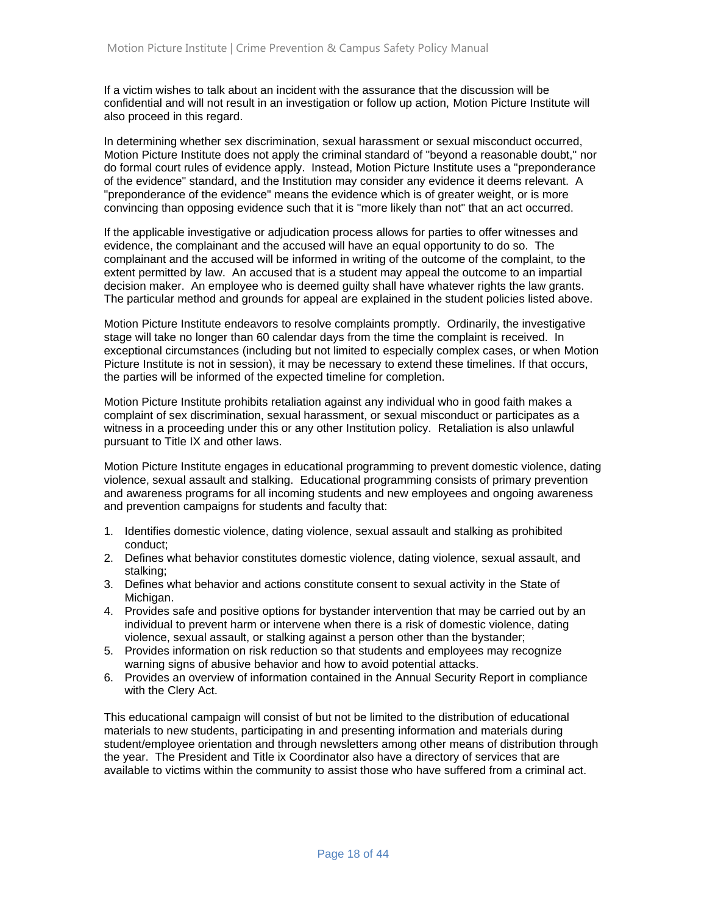If a victim wishes to talk about an incident with the assurance that the discussion will be confidential and will not result in an investigation or follow up action, Motion Picture Institute will also proceed in this regard.

In determining whether sex discrimination, sexual harassment or sexual misconduct occurred, Motion Picture Institute does not apply the criminal standard of "beyond a reasonable doubt," nor do formal court rules of evidence apply. Instead, Motion Picture Institute uses a "preponderance of the evidence" standard, and the Institution may consider any evidence it deems relevant. A "preponderance of the evidence" means the evidence which is of greater weight, or is more convincing than opposing evidence such that it is "more likely than not" that an act occurred.

If the applicable investigative or adjudication process allows for parties to offer witnesses and evidence, the complainant and the accused will have an equal opportunity to do so. The complainant and the accused will be informed in writing of the outcome of the complaint, to the extent permitted by law. An accused that is a student may appeal the outcome to an impartial decision maker. An employee who is deemed guilty shall have whatever rights the law grants. The particular method and grounds for appeal are explained in the student policies listed above.

Motion Picture Institute endeavors to resolve complaints promptly. Ordinarily, the investigative stage will take no longer than 60 calendar days from the time the complaint is received. In exceptional circumstances (including but not limited to especially complex cases, or when Motion Picture Institute is not in session), it may be necessary to extend these timelines. If that occurs, the parties will be informed of the expected timeline for completion.

Motion Picture Institute prohibits retaliation against any individual who in good faith makes a complaint of sex discrimination, sexual harassment, or sexual misconduct or participates as a witness in a proceeding under this or any other Institution policy. Retaliation is also unlawful pursuant to Title IX and other laws.

Motion Picture Institute engages in educational programming to prevent domestic violence, dating violence, sexual assault and stalking. Educational programming consists of primary prevention and awareness programs for all incoming students and new employees and ongoing awareness and prevention campaigns for students and faculty that:

1. Identifies domestic violence, dating violence, sexual assault and stalking as prohibited conduct;
2. Defines what behavior constitutes domestic violence, dating violence, sexual assault, and stalking;
3. Defines what behavior and actions constitute consent to sexual activity in the State of Michigan.
4. Provides safe and positive options for bystander intervention that may be carried out by an individual to prevent harm or intervene when there is a risk of domestic violence, dating violence, sexual assault, or stalking against a person other than the bystander;
5. Provides information on risk reduction so that students and employees may recognize warning signs of abusive behavior and how to avoid potential attacks.
6. Provides an overview of information contained in the Annual Security Report in compliance with the Clery Act.

This educational campaign will consist of but not be limited to the distribution of educational materials to new students, participating in and presenting information and materials during student/employee orientation and through newsletters among other means of distribution through the year. The President and Title ix Coordinator also have a directory of services that are available to victims within the community to assist those who have suffered from a criminal act.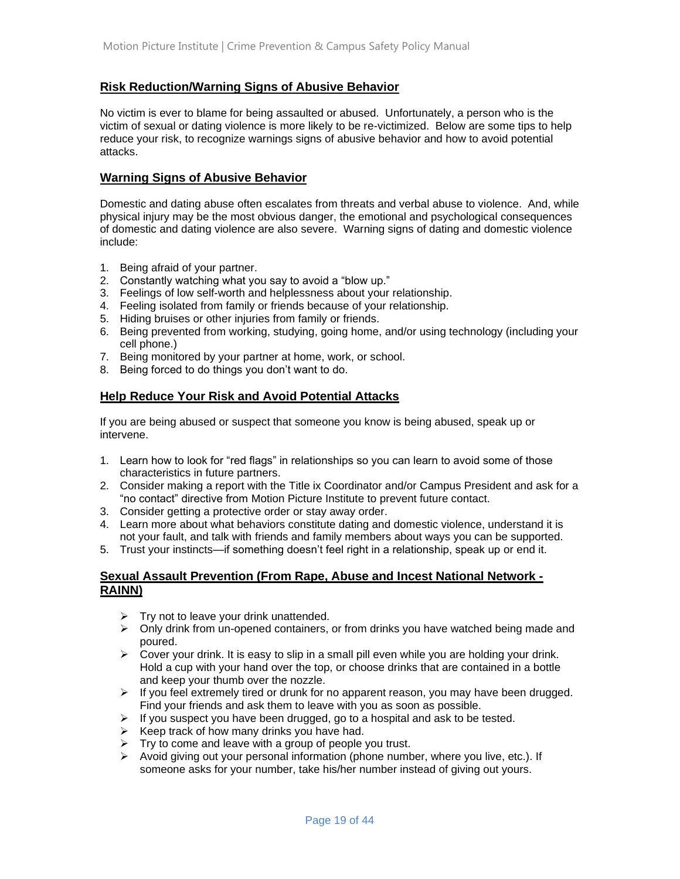## Risk Reduction/Warning Signs of Abusive Behavior

No victim is ever to blame for being assaulted or abused. Unfortunately, a person who is the victim of sexual or dating violence is more likely to be re-victimized. Below are some tips to help reduce your risk, to recognize warnings signs of abusive behavior and how to avoid potential attacks.

## Warning Signs of Abusive Behavior

Domestic and dating abuse often escalates from threats and verbal abuse to violence. And, while physical injury may be the most obvious danger, the emotional and psychological consequences of domestic and dating violence are also severe. Warning signs of dating and domestic violence include:

1. Being afraid of your partner.
2. Constantly watching what you say to avoid a "blow up."
3. Feelings of low self-worth and helplessness about your relationship.
4. Feeling isolated from family or friends because of your relationship.
5. Hiding bruises or other injuries from family or friends.
6. Being prevented from working, studying, going home, and/or using technology (including your cell phone.)
7. Being monitored by your partner at home, work, or school.
8. Being forced to do things you don't want to do.

## Help Reduce Your Risk and Avoid Potential Attacks

If you are being abused or suspect that someone you know is being abused, speak up or intervene.

1. Learn how to look for "red flags" in relationships so you can learn to avoid some of those characteristics in future partners.
2. Consider making a report with the Title ix Coordinator and/or Campus President and ask for a "no contact" directive from Motion Picture Institute to prevent future contact.
3. Consider getting a protective order or stay away order.
4. Learn more about what behaviors constitute dating and domestic violence, understand it is not your fault, and talk with friends and family members about ways you can be supported.
5. Trust your instincts—if something doesn't feel right in a relationship, speak up or end it.

## Sexual Assault Prevention (From Rape, Abuse and Incest National Network - RAINN)

- Try not to leave your drink unattended.
- Only drink from un-opened containers, or from drinks you have watched being made and poured.
- Cover your drink. It is easy to slip in a small pill even while you are holding your drink. Hold a cup with your hand over the top, or choose drinks that are contained in a bottle and keep your thumb over the nozzle.
- If you feel extremely tired or drunk for no apparent reason, you may have been drugged. Find your friends and ask them to leave with you as soon as possible.
- If you suspect you have been drugged, go to a hospital and ask to be tested.
- Keep track of how many drinks you have had.
- Try to come and leave with a group of people you trust.
- Avoid giving out your personal information (phone number, where you live, etc.). If someone asks for your number, take his/her number instead of giving out yours.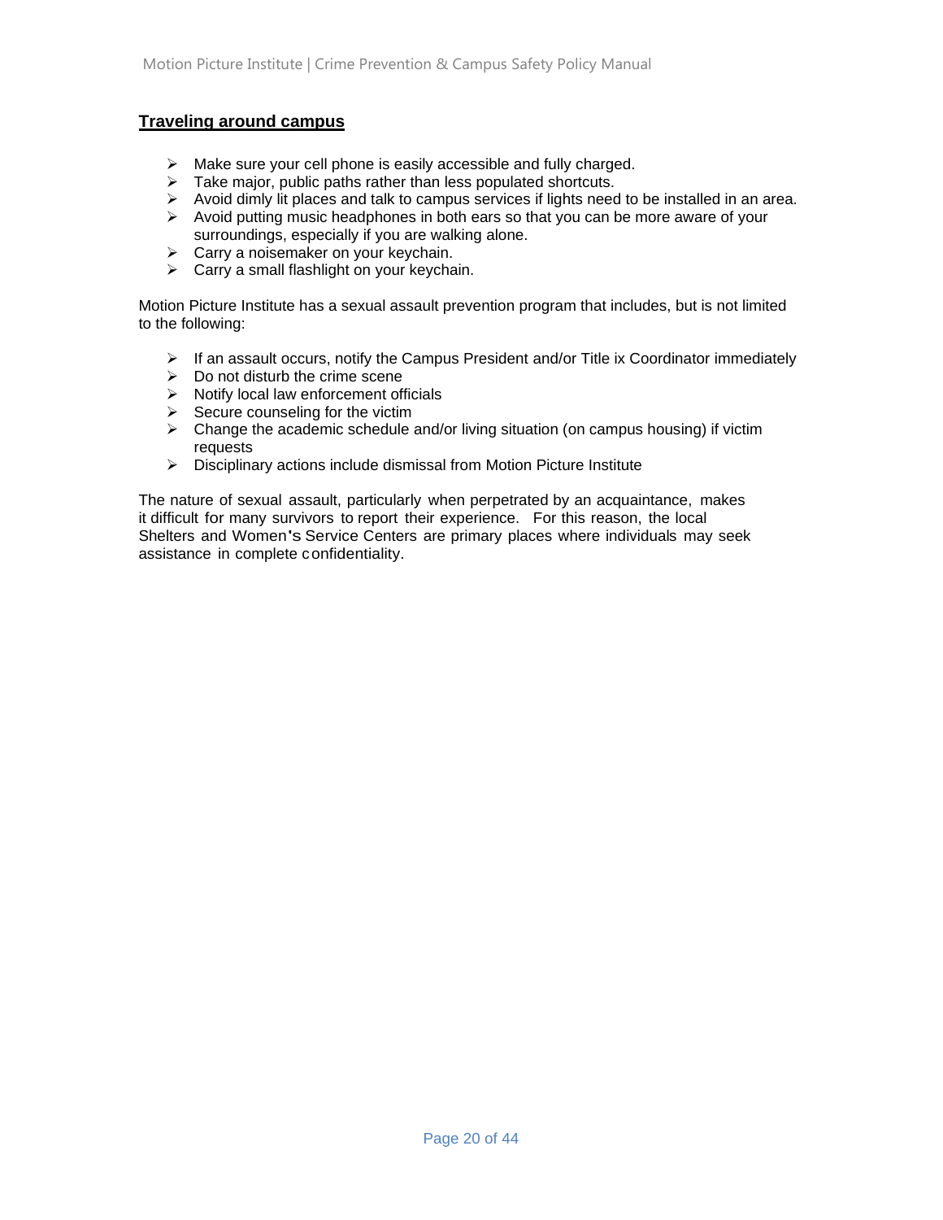**Traveling around campus**

- Make sure your cell phone is easily accessible and fully charged.
- Take major, public paths rather than less populated shortcuts.
- Avoid dimly lit places and talk to campus services if lights need to be installed in an area.
- Avoid putting music headphones in both ears so that you can be more aware of your surroundings, especially if you are walking alone.
- Carry a noisemaker on your keychain.
- Carry a small flashlight on your keychain.

Motion Picture Institute has a sexual assault prevention program that includes, but is not limited to the following:

- If an assault occurs, notify the Campus President and/or Title ix Coordinator immediately
- Do not disturb the crime scene
- Notify local law enforcement officials
- Secure counseling for the victim
- Change the academic schedule and/or living situation (on campus housing) if victim requests
- Disciplinary actions include dismissal from Motion Picture Institute

The nature of sexual assault, particularly when perpetrated by an acquaintance, makes it difficult for many survivors to report their experience. For this reason, the local Shelters and Women's Service Centers are primary places where individuals may seek assistance in complete confidentiality.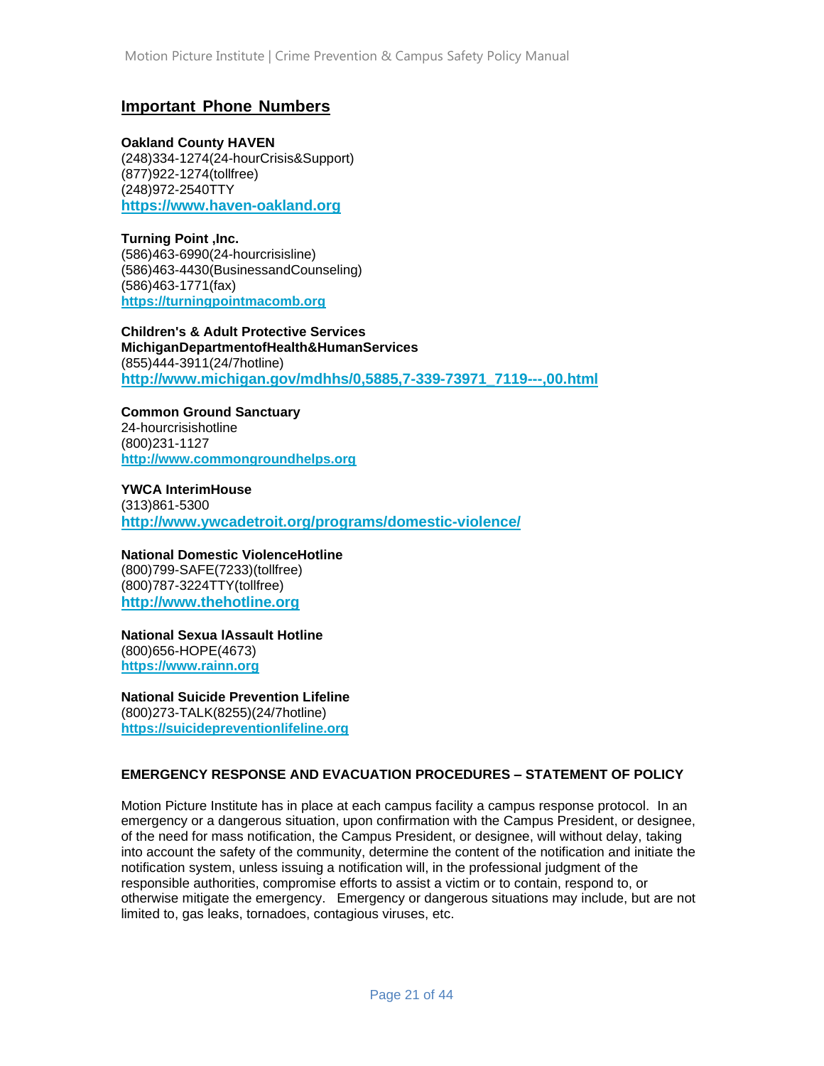## Important Phone Numbers

**Oakland County HAVEN**
(248)334-1274(24-hourCrisis&Support)
(877)922-1274(tollfree)
(248)972-2540TTY
[https://www.haven-oakland.org](https://www.haven-oakland.org)

**Turning Point ,Inc.**
(586)463-6990(24-hourcrisisline)
(586)463-4430(BusinessandCounseling)
(586)463-1771(fax)
[https://turningpointmacomb.org](https://turningpointmacomb.org)

**Children's & Adult Protective Services**
**MichiganDepartmentofHealth&HumanServices**
(855)444-3911(24/7hotline)
[http://www.michigan.gov/mdhhs/0,5885,7-339-73971_7119---,00.html](http://www.michigan.gov/mdhhs/0,5885,7-339-73971_7119---,00.html)

**Common Ground Sanctuary**
24-hourcrisishotline
(800)231-1127
[http://www.commongroundhelps.org](http://www.commongroundhelps.org)

**YWCA InterimHouse**
(313)861-5300
[http://www.ywcadetroit.org/programs/domestic-violence/](http://www.ywcadetroit.org/programs/domestic-violence/)

**National Domestic ViolenceHotline**
(800)799-SAFE(7233)(tollfree)
(800)787-3224TTY(tollfree)
[http://www.thehotline.org](http://www.thehotline.org)

**National Sexua lAssault Hotline**
(800)656-HOPE(4673)
[https://www.rainn.org](https://www.rainn.org)

**National Suicide Prevention Lifeline**
(800)273-TALK(8255)(24/7hotline)
[https://suicidepreventionlifeline.org](https://suicidepreventionlifeline.org)

**EMERGENCY RESPONSE AND EVACUATION PROCEDURES – STATEMENT OF POLICY**

Motion Picture Institute has in place at each campus facility a campus response protocol. In an emergency or a dangerous situation, upon confirmation with the Campus President, or designee, of the need for mass notification, the Campus President, or designee, will without delay, taking into account the safety of the community, determine the content of the notification and initiate the notification system, unless issuing a notification will, in the professional judgment of the responsible authorities, compromise efforts to assist a victim or to contain, respond to, or otherwise mitigate the emergency. Emergency or dangerous situations may include, but are not limited to, gas leaks, tornadoes, contagious viruses, etc.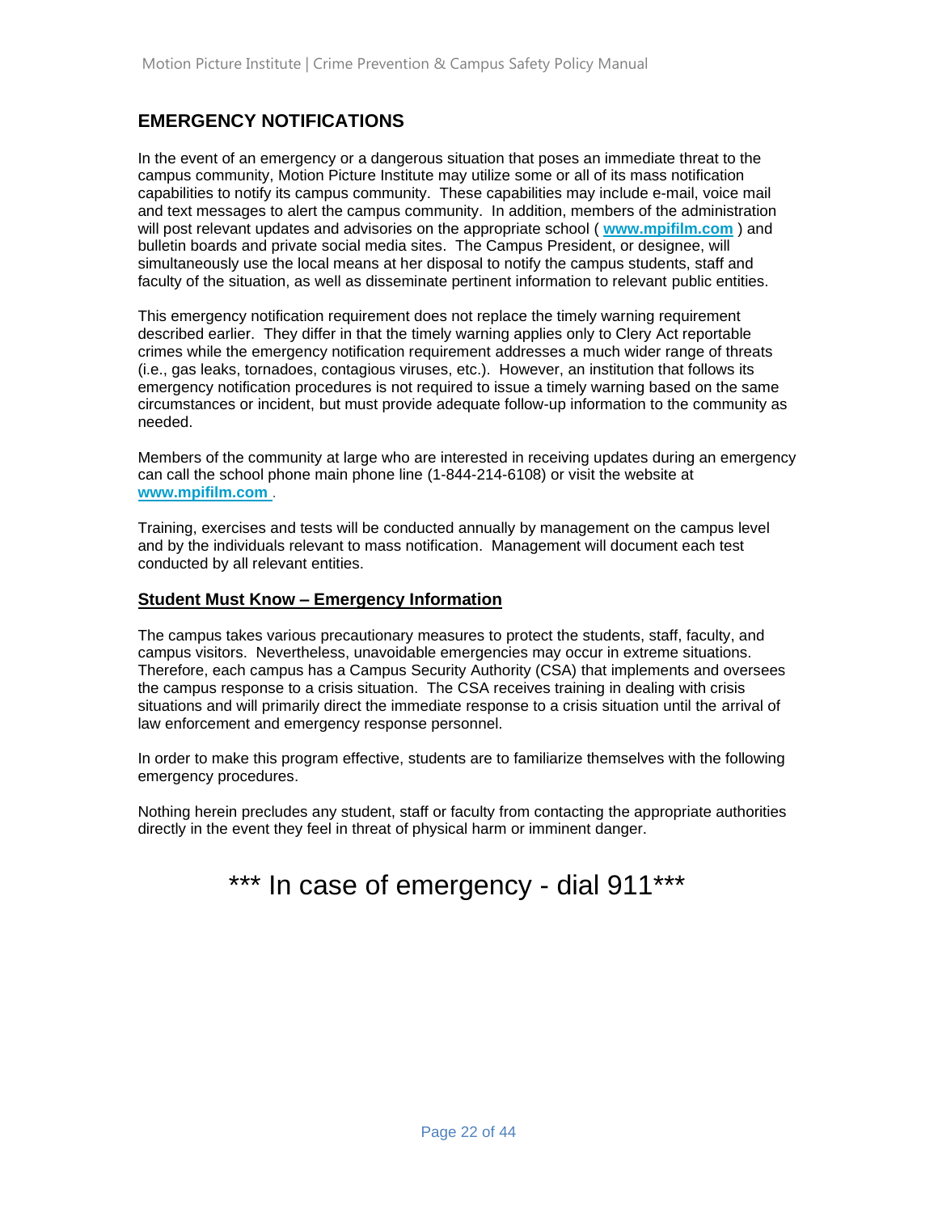## EMERGENCY NOTIFICATIONS

In the event of an emergency or a dangerous situation that poses an immediate threat to the campus community, Motion Picture Institute may utilize some or all of its mass notification capabilities to notify its campus community. These capabilities may include e-mail, voice mail and text messages to alert the campus community. In addition, members of the administration will post relevant updates and advisories on the appropriate school ( **www.mpifilm.com** ) and bulletin boards and private social media sites. The Campus President, or designee, will simultaneously use the local means at her disposal to notify the campus students, staff and faculty of the situation, as well as disseminate pertinent information to relevant public entities.

This emergency notification requirement does not replace the timely warning requirement described earlier. They differ in that the timely warning applies only to Clery Act reportable crimes while the emergency notification requirement addresses a much wider range of threats (i.e., gas leaks, tornadoes, contagious viruses, etc.). However, an institution that follows its emergency notification procedures is not required to issue a timely warning based on the same circumstances or incident, but must provide adequate follow-up information to the community as needed.

Members of the community at large who are interested in receiving updates during an emergency can call the school phone main phone line (1-844-214-6108) or visit the website at **www.mpifilm.com** .

Training, exercises and tests will be conducted annually by management on the campus level and by the individuals relevant to mass notification. Management will document each test conducted by all relevant entities.

### Student Must Know – Emergency Information

The campus takes various precautionary measures to protect the students, staff, faculty, and campus visitors. Nevertheless, unavoidable emergencies may occur in extreme situations. Therefore, each campus has a Campus Security Authority (CSA) that implements and oversees the campus response to a crisis situation. The CSA receives training in dealing with crisis situations and will primarily direct the immediate response to a crisis situation until the arrival of law enforcement and emergency response personnel.

In order to make this program effective, students are to familiarize themselves with the following emergency procedures.

Nothing herein precludes any student, staff or faculty from contacting the appropriate authorities directly in the event they feel in threat of physical harm or imminent danger.

*** In case of emergency - dial 911***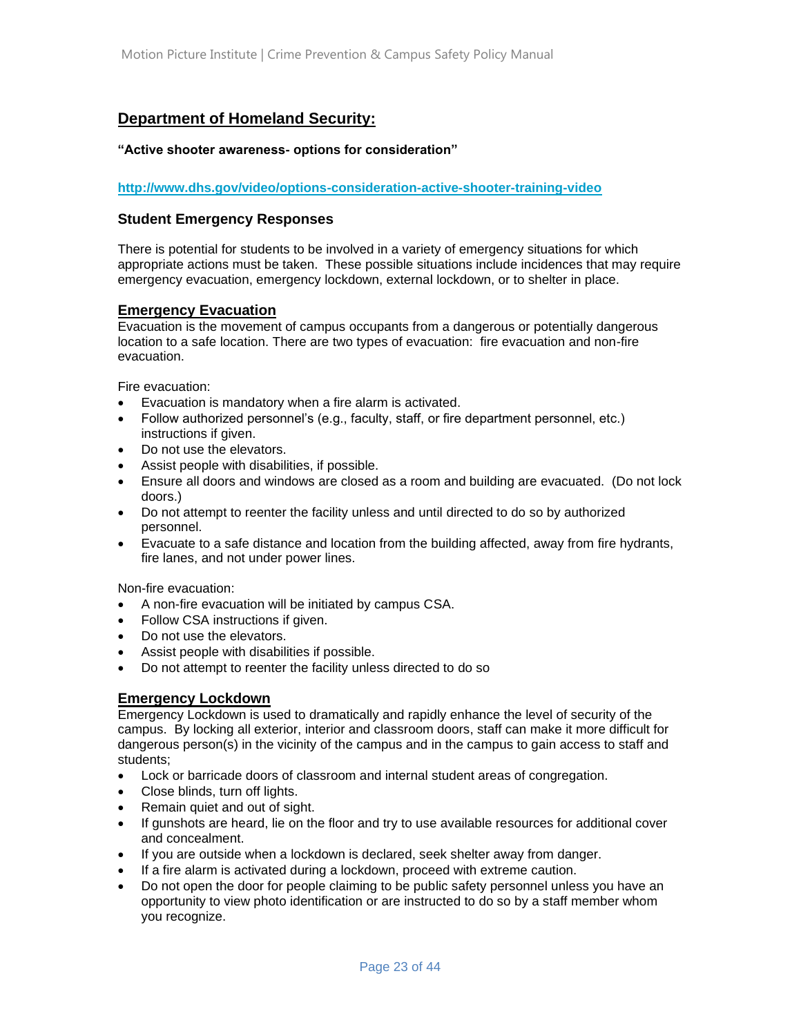## Department of Homeland Security:

**"Active shooter awareness- options for consideration"**

**http://www.dhs.gov/video/options-consideration-active-shooter-training-video**

### Student Emergency Responses

There is potential for students to be involved in a variety of emergency situations for which appropriate actions must be taken. These possible situations include incidences that may require emergency evacuation, emergency lockdown, external lockdown, or to shelter in place.

#### Emergency Evacuation

Evacuation is the movement of campus occupants from a dangerous or potentially dangerous location to a safe location. There are two types of evacuation: fire evacuation and non-fire evacuation.

Fire evacuation:

- Evacuation is mandatory when a fire alarm is activated.
- Follow authorized personnel's (e.g., faculty, staff, or fire department personnel, etc.) instructions if given.
- Do not use the elevators.
- Assist people with disabilities, if possible.
- Ensure all doors and windows are closed as a room and building are evacuated. (Do not lock doors.)
- Do not attempt to reenter the facility unless and until directed to do so by authorized personnel.
- Evacuate to a safe distance and location from the building affected, away from fire hydrants, fire lanes, and not under power lines.

Non-fire evacuation:

- A non-fire evacuation will be initiated by campus CSA.
- Follow CSA instructions if given.
- Do not use the elevators.
- Assist people with disabilities if possible.
- Do not attempt to reenter the facility unless directed to do so

#### Emergency Lockdown

Emergency Lockdown is used to dramatically and rapidly enhance the level of security of the campus. By locking all exterior, interior and classroom doors, staff can make it more difficult for dangerous person(s) in the vicinity of the campus and in the campus to gain access to staff and students;

- Lock or barricade doors of classroom and internal student areas of congregation.
- Close blinds, turn off lights.
- Remain quiet and out of sight.
- If gunshots are heard, lie on the floor and try to use available resources for additional cover and concealment.
- If you are outside when a lockdown is declared, seek shelter away from danger.
- If a fire alarm is activated during a lockdown, proceed with extreme caution.
- Do not open the door for people claiming to be public safety personnel unless you have an opportunity to view photo identification or are instructed to do so by a staff member whom you recognize.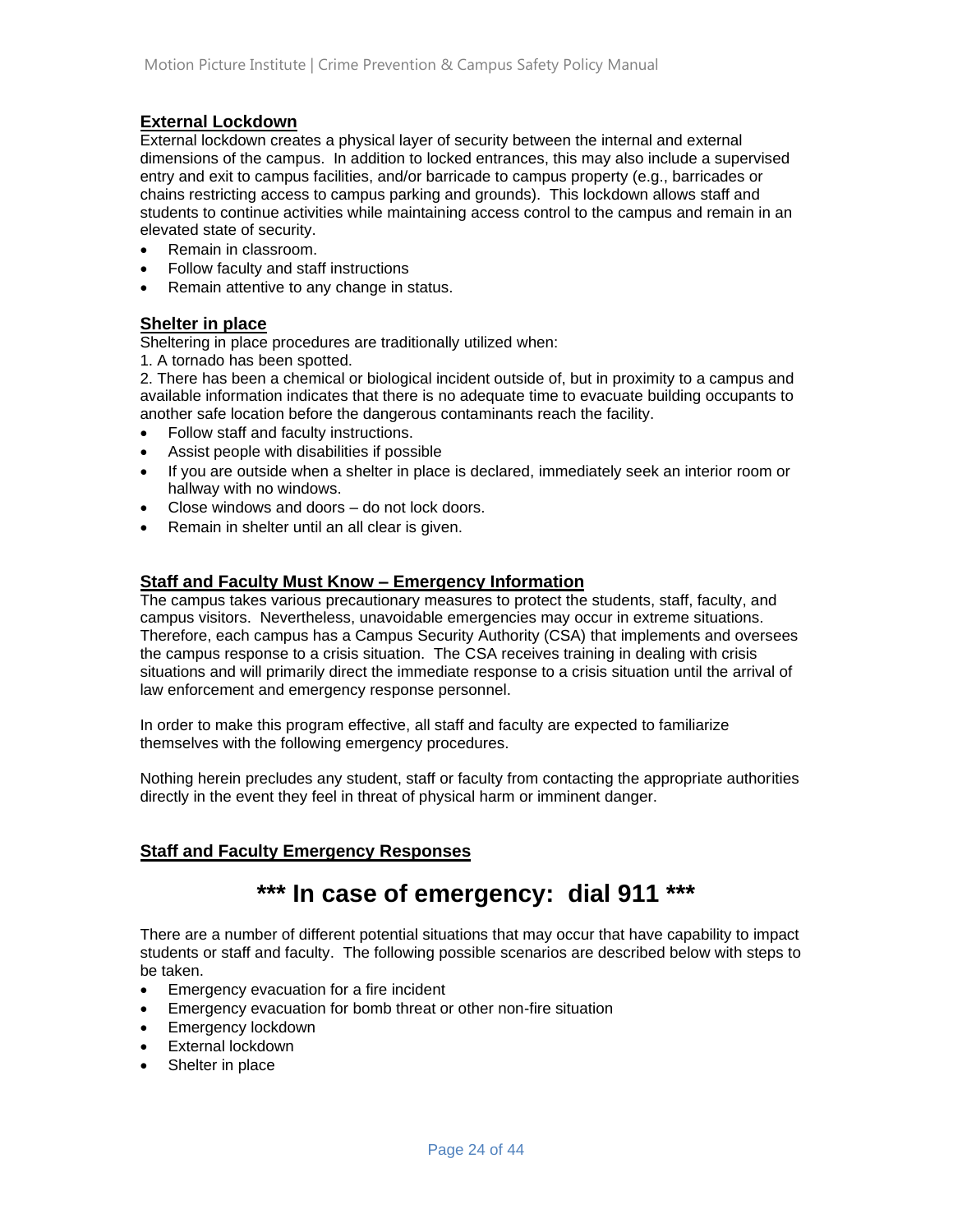## External Lockdown

External lockdown creates a physical layer of security between the internal and external dimensions of the campus. In addition to locked entrances, this may also include a supervised entry and exit to campus facilities, and/or barricade to campus property (e.g., barricades or chains restricting access to campus parking and grounds). This lockdown allows staff and students to continue activities while maintaining access control to the campus and remain in an elevated state of security.

- Remain in classroom.
- Follow faculty and staff instructions
- Remain attentive to any change in status.

## Shelter in place

Sheltering in place procedures are traditionally utilized when:

1. A tornado has been spotted.
2. There has been a chemical or biological incident outside of, but in proximity to a campus and available information indicates that there is no adequate time to evacuate building occupants to another safe location before the dangerous contaminants reach the facility.

- Follow staff and faculty instructions.
- Assist people with disabilities if possible
- If you are outside when a shelter in place is declared, immediately seek an interior room or hallway with no windows.
- Close windows and doors – do not lock doors.
- Remain in shelter until an all clear is given.

## Staff and Faculty Must Know – Emergency Information

The campus takes various precautionary measures to protect the students, staff, faculty, and campus visitors. Nevertheless, unavoidable emergencies may occur in extreme situations. Therefore, each campus has a Campus Security Authority (CSA) that implements and oversees the campus response to a crisis situation. The CSA receives training in dealing with crisis situations and will primarily direct the immediate response to a crisis situation until the arrival of law enforcement and emergency response personnel.

In order to make this program effective, all staff and faculty are expected to familiarize themselves with the following emergency procedures.

Nothing herein precludes any student, staff or faculty from contacting the appropriate authorities directly in the event they feel in threat of physical harm or imminent danger.

## Staff and Faculty Emergency Responses

# *** In case of emergency: dial 911 ***

There are a number of different potential situations that may occur that have capability to impact students or staff and faculty. The following possible scenarios are described below with steps to be taken.

- Emergency evacuation for a fire incident
- Emergency evacuation for bomb threat or other non-fire situation
- Emergency lockdown
- External lockdown
- Shelter in place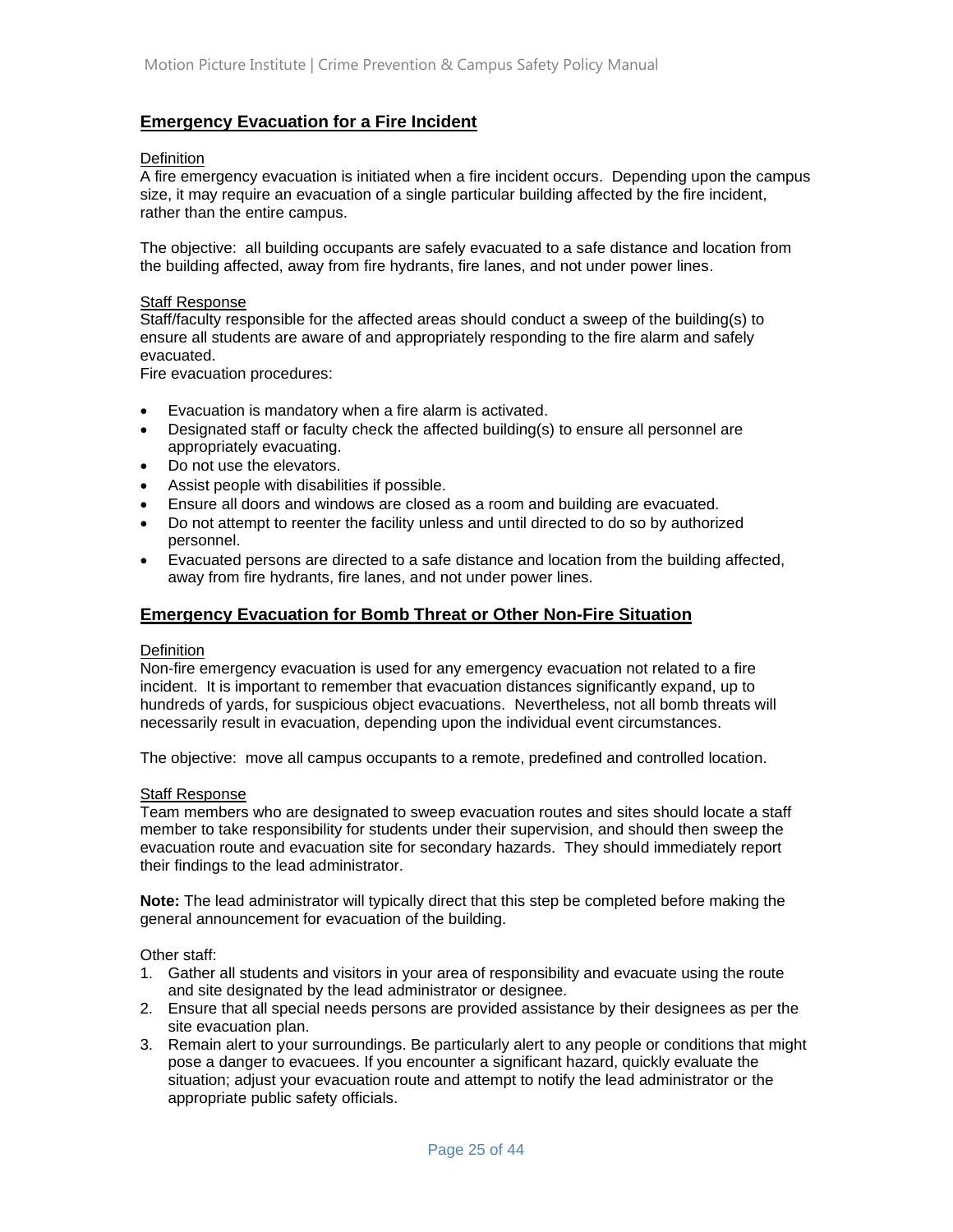## Emergency Evacuation for a Fire Incident

Definition

A fire emergency evacuation is initiated when a fire incident occurs. Depending upon the campus size, it may require an evacuation of a single particular building affected by the fire incident, rather than the entire campus.

The objective: all building occupants are safely evacuated to a safe distance and location from the building affected, away from fire hydrants, fire lanes, and not under power lines.

Staff Response

Staff/faculty responsible for the affected areas should conduct a sweep of the building(s) to ensure all students are aware of and appropriately responding to the fire alarm and safely evacuated.

Fire evacuation procedures:

- Evacuation is mandatory when a fire alarm is activated.
- Designated staff or faculty check the affected building(s) to ensure all personnel are appropriately evacuating.
- Do not use the elevators.
- Assist people with disabilities if possible.
- Ensure all doors and windows are closed as a room and building are evacuated.
- Do not attempt to reenter the facility unless and until directed to do so by authorized personnel.
- Evacuated persons are directed to a safe distance and location from the building affected, away from fire hydrants, fire lanes, and not under power lines.

## Emergency Evacuation for Bomb Threat or Other Non-Fire Situation

Definition

Non-fire emergency evacuation is used for any emergency evacuation not related to a fire incident. It is important to remember that evacuation distances significantly expand, up to hundreds of yards, for suspicious object evacuations. Nevertheless, not all bomb threats will necessarily result in evacuation, depending upon the individual event circumstances.

The objective: move all campus occupants to a remote, predefined and controlled location.

Staff Response

Team members who are designated to sweep evacuation routes and sites should locate a staff member to take responsibility for students under their supervision, and should then sweep the evacuation route and evacuation site for secondary hazards. They should immediately report their findings to the lead administrator.

**Note:** The lead administrator will typically direct that this step be completed before making the general announcement for evacuation of the building.

Other staff:

1. Gather all students and visitors in your area of responsibility and evacuate using the route and site designated by the lead administrator or designee.
2. Ensure that all special needs persons are provided assistance by their designees as per the site evacuation plan.
3. Remain alert to your surroundings. Be particularly alert to any people or conditions that might pose a danger to evacuees. If you encounter a significant hazard, quickly evaluate the situation; adjust your evacuation route and attempt to notify the lead administrator or the appropriate public safety officials.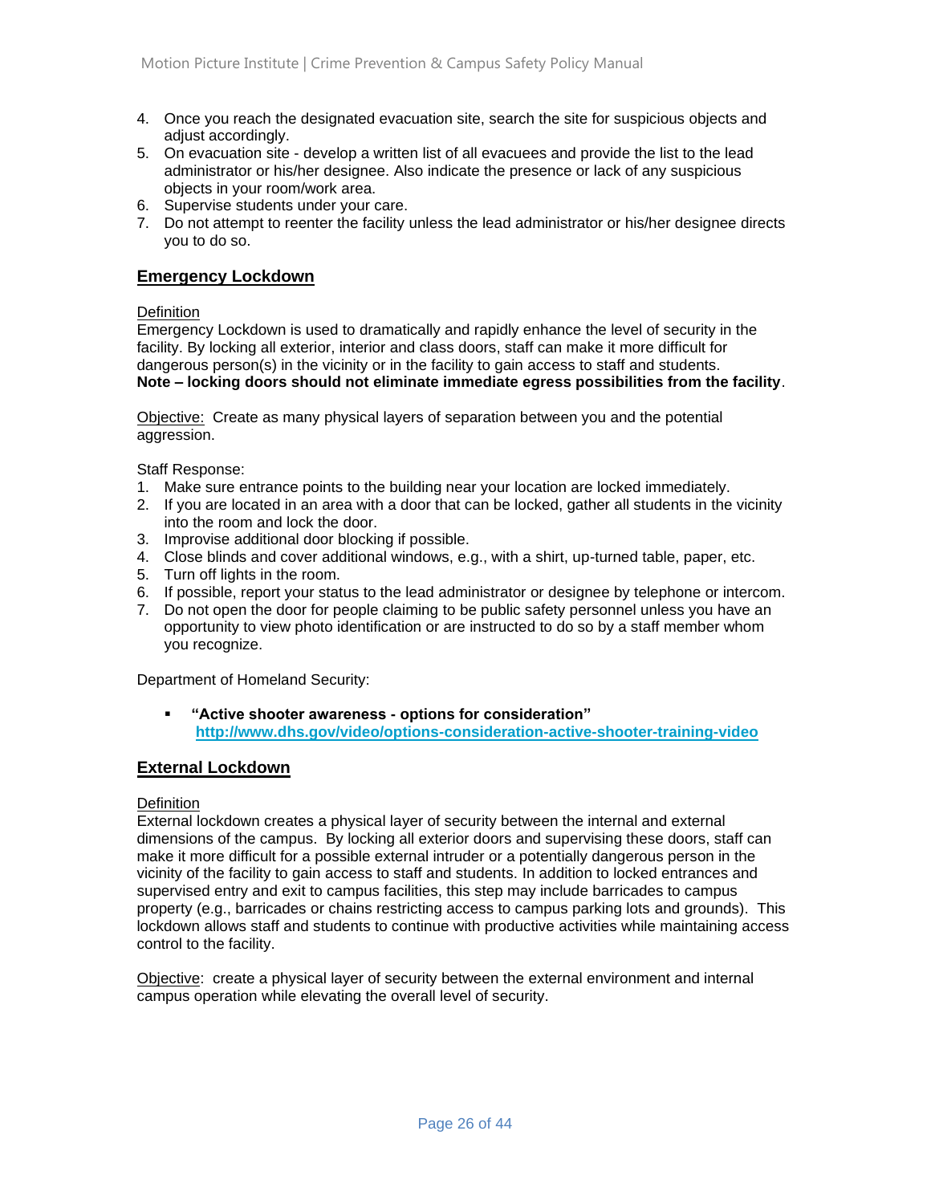4. Once you reach the designated evacuation site, search the site for suspicious objects and adjust accordingly.
5. On evacuation site - develop a written list of all evacuees and provide the list to the lead administrator or his/her designee. Also indicate the presence or lack of any suspicious objects in your room/work area.
6. Supervise students under your care.
7. Do not attempt to reenter the facility unless the lead administrator or his/her designee directs you to do so.

## Emergency Lockdown

Definition

Emergency Lockdown is used to dramatically and rapidly enhance the level of security in the facility. By locking all exterior, interior and class doors, staff can make it more difficult for dangerous person(s) in the vicinity or in the facility to gain access to staff and students.
**Note – locking doors should not eliminate immediate egress possibilities from the facility**.

Objective: Create as many physical layers of separation between you and the potential aggression.

Staff Response:

1. Make sure entrance points to the building near your location are locked immediately.
2. If you are located in an area with a door that can be locked, gather all students in the vicinity into the room and lock the door.
3. Improvise additional door blocking if possible.
4. Close blinds and cover additional windows, e.g., with a shirt, up-turned table, paper, etc.
5. Turn off lights in the room.
6. If possible, report your status to the lead administrator or designee by telephone or intercom.
7. Do not open the door for people claiming to be public safety personnel unless you have an opportunity to view photo identification or are instructed to do so by a staff member whom you recognize.

Department of Homeland Security:

- **"Active shooter awareness - options for consideration"**
  **http://www.dhs.gov/video/options-consideration-active-shooter-training-video**

## External Lockdown

Definition

External lockdown creates a physical layer of security between the internal and external dimensions of the campus. By locking all exterior doors and supervising these doors, staff can make it more difficult for a possible external intruder or a potentially dangerous person in the vicinity of the facility to gain access to staff and students. In addition to locked entrances and supervised entry and exit to campus facilities, this step may include barricades to campus property (e.g., barricades or chains restricting access to campus parking lots and grounds). This lockdown allows staff and students to continue with productive activities while maintaining access control to the facility.

Objective: create a physical layer of security between the external environment and internal campus operation while elevating the overall level of security.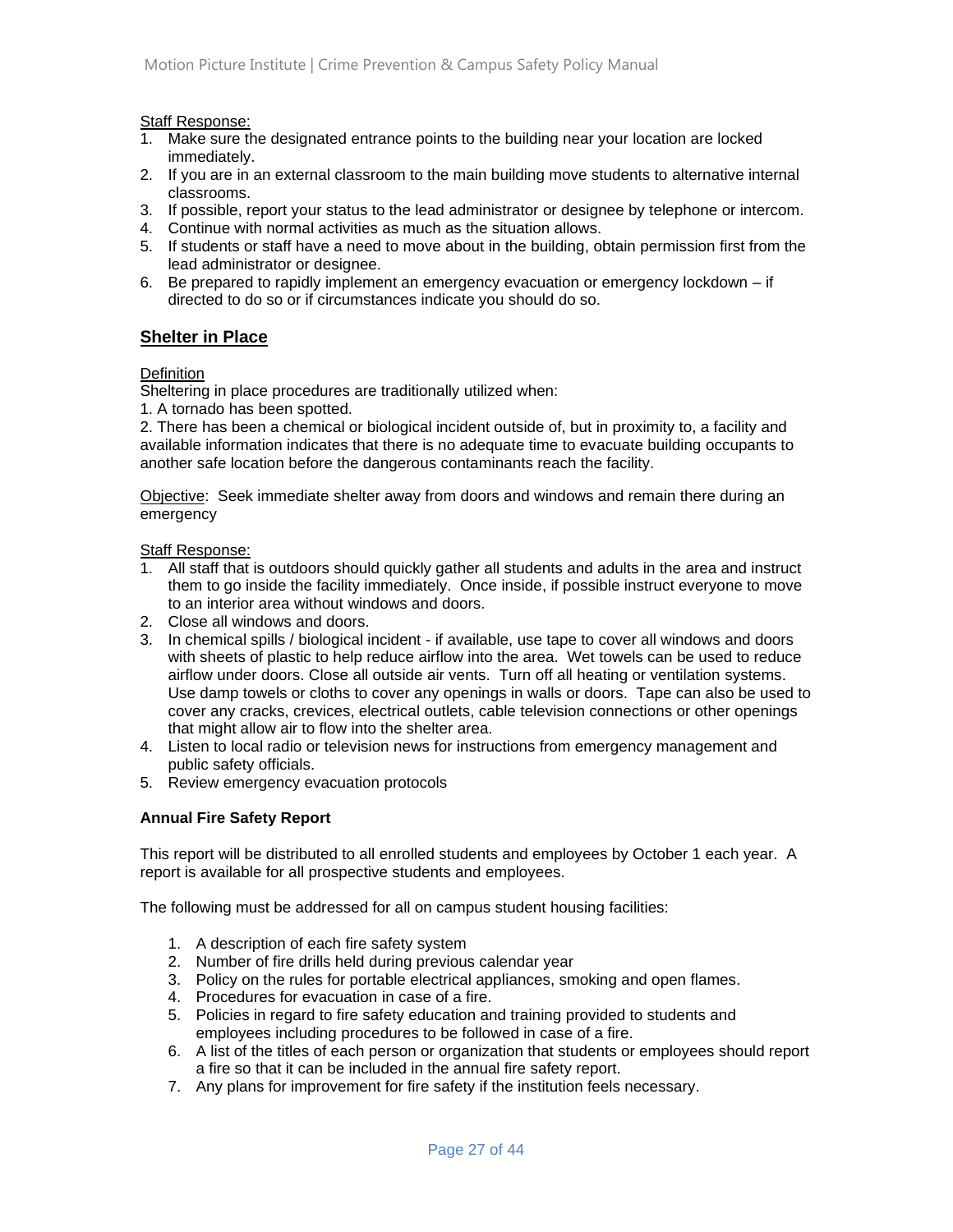Staff Response:

1. Make sure the designated entrance points to the building near your location are locked immediately.
2. If you are in an external classroom to the main building move students to alternative internal classrooms.
3. If possible, report your status to the lead administrator or designee by telephone or intercom.
4. Continue with normal activities as much as the situation allows.
5. If students or staff have a need to move about in the building, obtain permission first from the lead administrator or designee.
6. Be prepared to rapidly implement an emergency evacuation or emergency lockdown – if directed to do so or if circumstances indicate you should do so.

## Shelter in Place

Definition

Sheltering in place procedures are traditionally utilized when:

1. A tornado has been spotted.

2. There has been a chemical or biological incident outside of, but in proximity to, a facility and available information indicates that there is no adequate time to evacuate building occupants to another safe location before the dangerous contaminants reach the facility.

Objective: Seek immediate shelter away from doors and windows and remain there during an emergency

Staff Response:

1. All staff that is outdoors should quickly gather all students and adults in the area and instruct them to go inside the facility immediately. Once inside, if possible instruct everyone to move to an interior area without windows and doors.
2. Close all windows and doors.
3. In chemical spills / biological incident - if available, use tape to cover all windows and doors with sheets of plastic to help reduce airflow into the area. Wet towels can be used to reduce airflow under doors. Close all outside air vents. Turn off all heating or ventilation systems. Use damp towels or cloths to cover any openings in walls or doors. Tape can also be used to cover any cracks, crevices, electrical outlets, cable television connections or other openings that might allow air to flow into the shelter area.
4. Listen to local radio or television news for instructions from emergency management and public safety officials.
5. Review emergency evacuation protocols

**Annual Fire Safety Report**

This report will be distributed to all enrolled students and employees by October 1 each year. A report is available for all prospective students and employees.

The following must be addressed for all on campus student housing facilities:

1. A description of each fire safety system
2. Number of fire drills held during previous calendar year
3. Policy on the rules for portable electrical appliances, smoking and open flames.
4. Procedures for evacuation in case of a fire.
5. Policies in regard to fire safety education and training provided to students and employees including procedures to be followed in case of a fire.
6. A list of the titles of each person or organization that students or employees should report a fire so that it can be included in the annual fire safety report.
7. Any plans for improvement for fire safety if the institution feels necessary.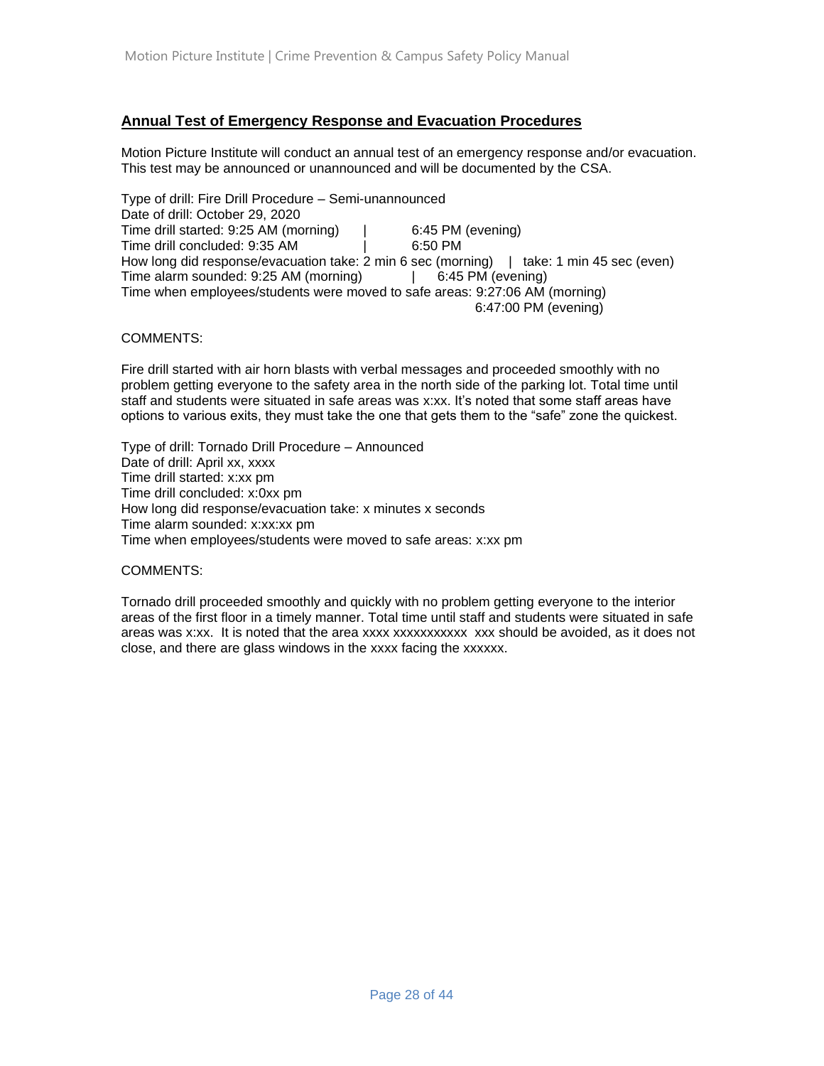## Annual Test of Emergency Response and Evacuation Procedures

Motion Picture Institute will conduct an annual test of an emergency response and/or evacuation. This test may be announced or unannounced and will be documented by the CSA.

Type of drill: Fire Drill Procedure – Semi-unannounced
Date of drill: October 29, 2020
Time drill started: 9:25 AM (morning) | 6:45 PM (evening)
Time drill concluded: 9:35 AM | 6:50 PM
How long did response/evacuation take: 2 min 6 sec (morning) | take: 1 min 45 sec (even)
Time alarm sounded: 9:25 AM (morning) | 6:45 PM (evening)
Time when employees/students were moved to safe areas: 9:27:06 AM (morning)
6:47:00 PM (evening)

COMMENTS:

Fire drill started with air horn blasts with verbal messages and proceeded smoothly with no problem getting everyone to the safety area in the north side of the parking lot. Total time until staff and students were situated in safe areas was x:xx. It's noted that some staff areas have options to various exits, they must take the one that gets them to the "safe" zone the quickest.

Type of drill: Tornado Drill Procedure – Announced
Date of drill: April xx, xxxx
Time drill started: x:xx pm
Time drill concluded: x:0xx pm
How long did response/evacuation take: x minutes x seconds
Time alarm sounded: x:xx:xx pm
Time when employees/students were moved to safe areas: x:xx pm

COMMENTS:

Tornado drill proceeded smoothly and quickly with no problem getting everyone to the interior areas of the first floor in a timely manner. Total time until staff and students were situated in safe areas was x:xx. It is noted that the area xxxx xxxxxxxxxxx xxx should be avoided, as it does not close, and there are glass windows in the xxxx facing the xxxxxx.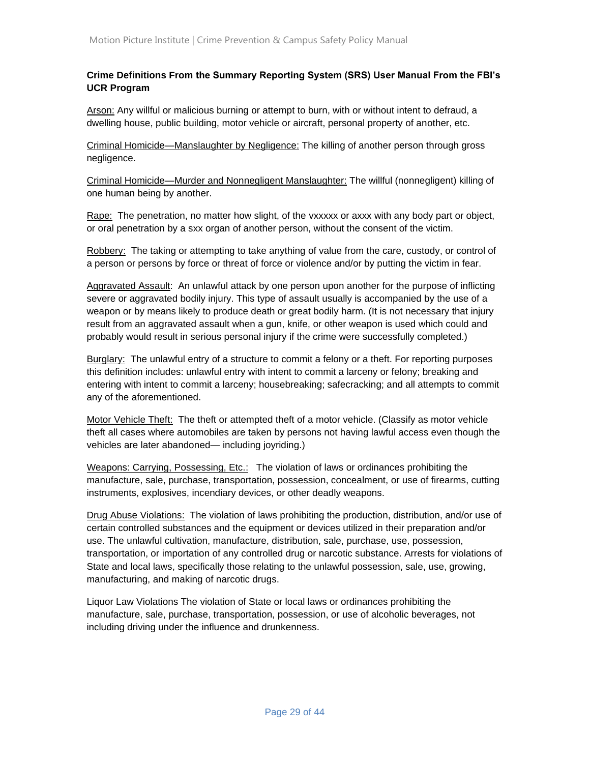**Crime Definitions From the Summary Reporting System (SRS) User Manual From the FBI's UCR Program**

Arson: Any willful or malicious burning or attempt to burn, with or without intent to defraud, a dwelling house, public building, motor vehicle or aircraft, personal property of another, etc.

Criminal Homicide—Manslaughter by Negligence: The killing of another person through gross negligence.

Criminal Homicide—Murder and Nonnegligent Manslaughter: The willful (nonnegligent) killing of one human being by another.

Rape: The penetration, no matter how slight, of the vxxxxx or axxx with any body part or object, or oral penetration by a sxx organ of another person, without the consent of the victim.

Robbery: The taking or attempting to take anything of value from the care, custody, or control of a person or persons by force or threat of force or violence and/or by putting the victim in fear.

Aggravated Assault: An unlawful attack by one person upon another for the purpose of inflicting severe or aggravated bodily injury. This type of assault usually is accompanied by the use of a weapon or by means likely to produce death or great bodily harm. (It is not necessary that injury result from an aggravated assault when a gun, knife, or other weapon is used which could and probably would result in serious personal injury if the crime were successfully completed.)

Burglary: The unlawful entry of a structure to commit a felony or a theft. For reporting purposes this definition includes: unlawful entry with intent to commit a larceny or felony; breaking and entering with intent to commit a larceny; housebreaking; safecracking; and all attempts to commit any of the aforementioned.

Motor Vehicle Theft: The theft or attempted theft of a motor vehicle. (Classify as motor vehicle theft all cases where automobiles are taken by persons not having lawful access even though the vehicles are later abandoned— including joyriding.)

Weapons: Carrying, Possessing, Etc.: The violation of laws or ordinances prohibiting the manufacture, sale, purchase, transportation, possession, concealment, or use of firearms, cutting instruments, explosives, incendiary devices, or other deadly weapons.

Drug Abuse Violations: The violation of laws prohibiting the production, distribution, and/or use of certain controlled substances and the equipment or devices utilized in their preparation and/or use. The unlawful cultivation, manufacture, distribution, sale, purchase, use, possession, transportation, or importation of any controlled drug or narcotic substance. Arrests for violations of State and local laws, specifically those relating to the unlawful possession, sale, use, growing, manufacturing, and making of narcotic drugs.

Liquor Law Violations The violation of State or local laws or ordinances prohibiting the manufacture, sale, purchase, transportation, possession, or use of alcoholic beverages, not including driving under the influence and drunkenness.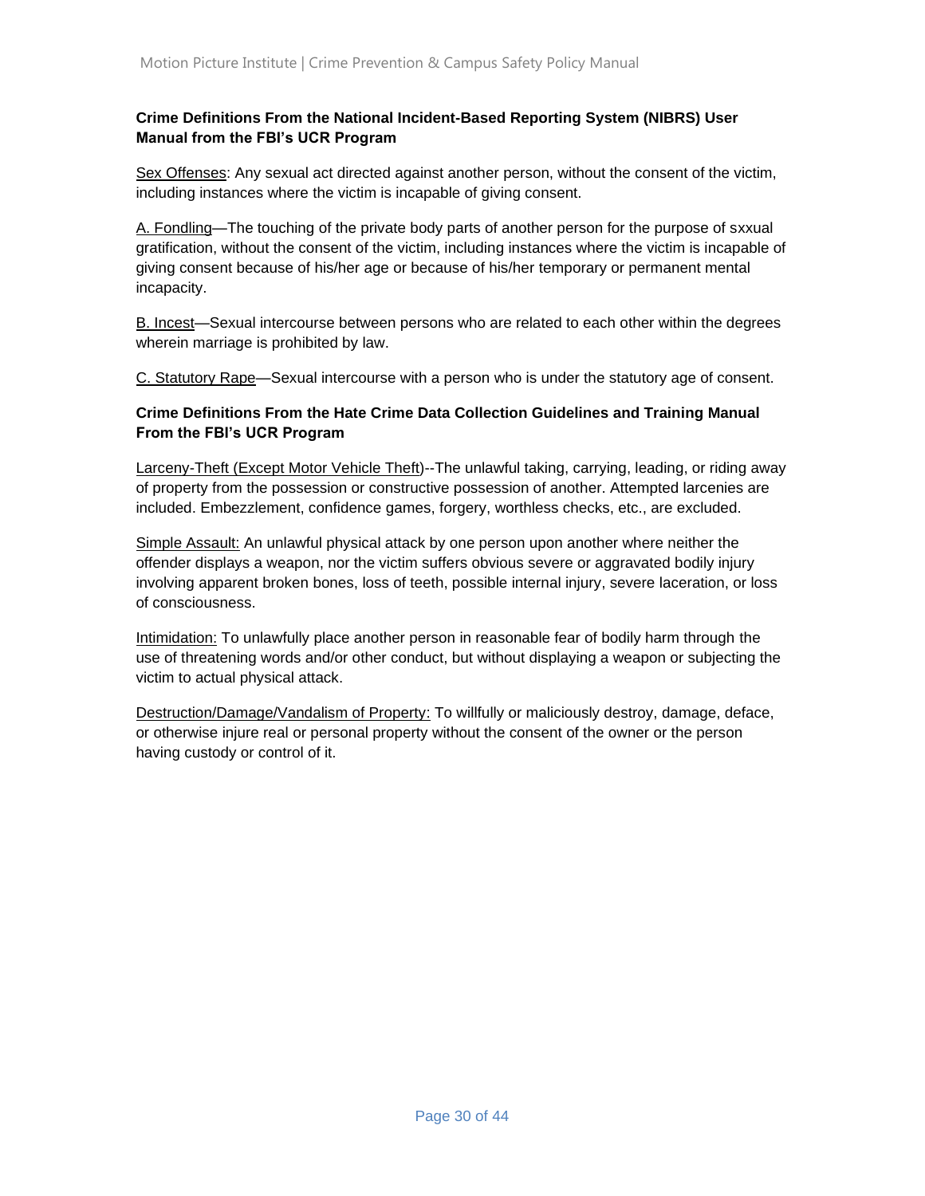**Crime Definitions From the National Incident-Based Reporting System (NIBRS) User Manual from the FBI's UCR Program**

<u>Sex Offenses</u>: Any sexual act directed against another person, without the consent of the victim, including instances where the victim is incapable of giving consent.

<u>A. Fondling</u>—The touching of the private body parts of another person for the purpose of sxxual gratification, without the consent of the victim, including instances where the victim is incapable of giving consent because of his/her age or because of his/her temporary or permanent mental incapacity.

<u>B. Incest</u>—Sexual intercourse between persons who are related to each other within the degrees wherein marriage is prohibited by law.

<u>C. Statutory Rape</u>—Sexual intercourse with a person who is under the statutory age of consent.

**Crime Definitions From the Hate Crime Data Collection Guidelines and Training Manual From the FBI's UCR Program**

<u>Larceny-Theft (Except Motor Vehicle Theft</u>)--The unlawful taking, carrying, leading, or riding away of property from the possession or constructive possession of another. Attempted larcenies are included. Embezzlement, confidence games, forgery, worthless checks, etc., are excluded.

<u>Simple Assault:</u> An unlawful physical attack by one person upon another where neither the offender displays a weapon, nor the victim suffers obvious severe or aggravated bodily injury involving apparent broken bones, loss of teeth, possible internal injury, severe laceration, or loss of consciousness.

<u>Intimidation:</u> To unlawfully place another person in reasonable fear of bodily harm through the use of threatening words and/or other conduct, but without displaying a weapon or subjecting the victim to actual physical attack.

<u>Destruction/Damage/Vandalism of Property:</u> To willfully or maliciously destroy, damage, deface, or otherwise injure real or personal property without the consent of the owner or the person having custody or control of it.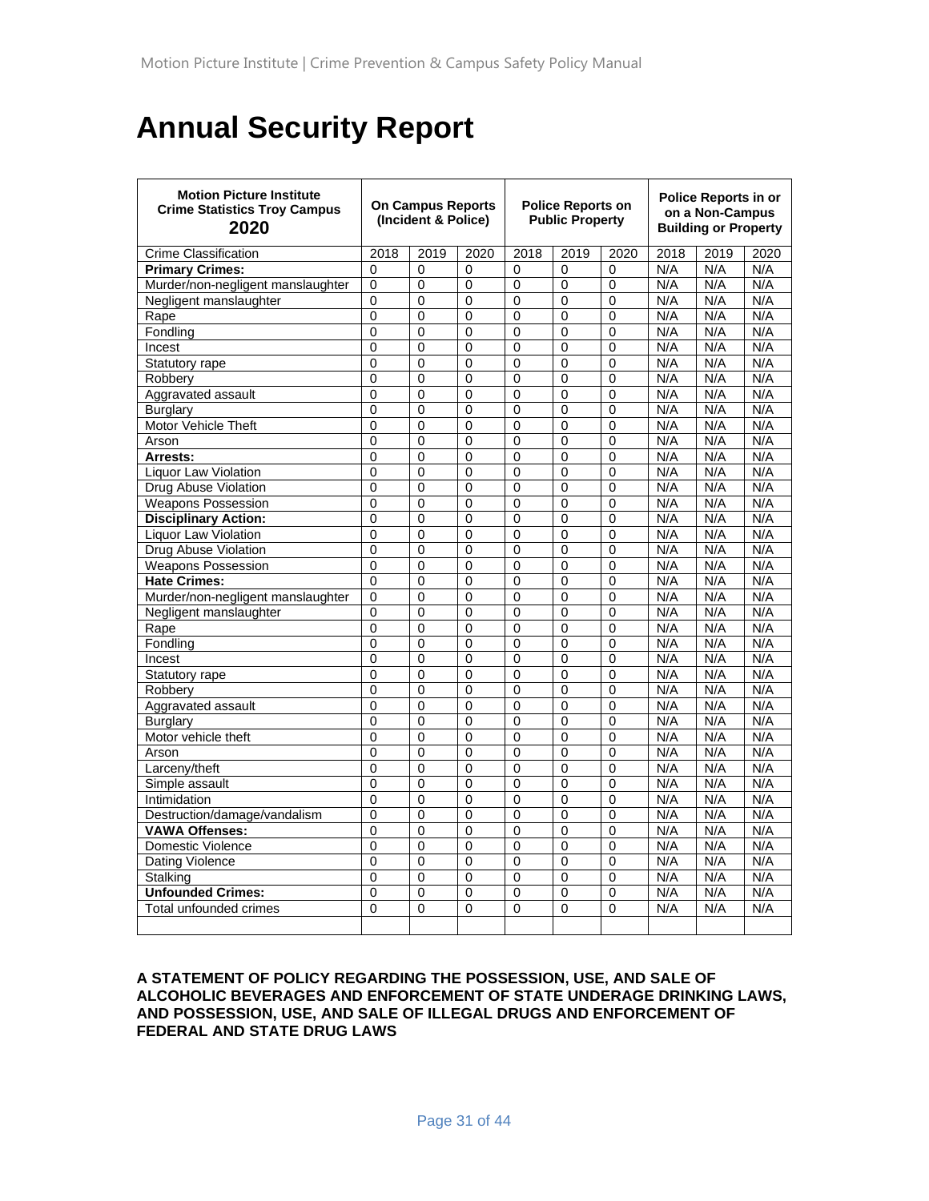# Annual Security Report

| Motion Picture Institute Crime Statistics Troy Campus 2020 | On Campus Reports (Incident & Police) | | | Police Reports on Public Property | | | Police Reports in or on a Non-Campus Building or Property | | |
|---|---|---|---|---|---|---|---|---|---|
| Crime Classification | 2018 | 2019 | 2020 | 2018 | 2019 | 2020 | 2018 | 2019 | 2020 |
| **Primary Crimes:** | 0 | 0 | 0 | 0 | 0 | 0 | N/A | N/A | N/A |
| Murder/non-negligent manslaughter | 0 | 0 | 0 | 0 | 0 | 0 | N/A | N/A | N/A |
| Negligent manslaughter | 0 | 0 | 0 | 0 | 0 | 0 | N/A | N/A | N/A |
| Rape | 0 | 0 | 0 | 0 | 0 | 0 | N/A | N/A | N/A |
| Fondling | 0 | 0 | 0 | 0 | 0 | 0 | N/A | N/A | N/A |
| Incest | 0 | 0 | 0 | 0 | 0 | 0 | N/A | N/A | N/A |
| Statutory rape | 0 | 0 | 0 | 0 | 0 | 0 | N/A | N/A | N/A |
| Robbery | 0 | 0 | 0 | 0 | 0 | 0 | N/A | N/A | N/A |
| Aggravated assault | 0 | 0 | 0 | 0 | 0 | 0 | N/A | N/A | N/A |
| Burglary | 0 | 0 | 0 | 0 | 0 | 0 | N/A | N/A | N/A |
| Motor Vehicle Theft | 0 | 0 | 0 | 0 | 0 | 0 | N/A | N/A | N/A |
| Arson | 0 | 0 | 0 | 0 | 0 | 0 | N/A | N/A | N/A |
| **Arrests:** | 0 | 0 | 0 | 0 | 0 | 0 | N/A | N/A | N/A |
| Liquor Law Violation | 0 | 0 | 0 | 0 | 0 | 0 | N/A | N/A | N/A |
| Drug Abuse Violation | 0 | 0 | 0 | 0 | 0 | 0 | N/A | N/A | N/A |
| Weapons Possession | 0 | 0 | 0 | 0 | 0 | 0 | N/A | N/A | N/A |
| **Disciplinary Action:** | 0 | 0 | 0 | 0 | 0 | 0 | N/A | N/A | N/A |
| Liquor Law Violation | 0 | 0 | 0 | 0 | 0 | 0 | N/A | N/A | N/A |
| Drug Abuse Violation | 0 | 0 | 0 | 0 | 0 | 0 | N/A | N/A | N/A |
| Weapons Possession | 0 | 0 | 0 | 0 | 0 | 0 | N/A | N/A | N/A |
| **Hate Crimes:** | 0 | 0 | 0 | 0 | 0 | 0 | N/A | N/A | N/A |
| Murder/non-negligent manslaughter | 0 | 0 | 0 | 0 | 0 | 0 | N/A | N/A | N/A |
| Negligent manslaughter | 0 | 0 | 0 | 0 | 0 | 0 | N/A | N/A | N/A |
| Rape | 0 | 0 | 0 | 0 | 0 | 0 | N/A | N/A | N/A |
| Fondling | 0 | 0 | 0 | 0 | 0 | 0 | N/A | N/A | N/A |
| Incest | 0 | 0 | 0 | 0 | 0 | 0 | N/A | N/A | N/A |
| Statutory rape | 0 | 0 | 0 | 0 | 0 | 0 | N/A | N/A | N/A |
| Robbery | 0 | 0 | 0 | 0 | 0 | 0 | N/A | N/A | N/A |
| Aggravated assault | 0 | 0 | 0 | 0 | 0 | 0 | N/A | N/A | N/A |
| Burglary | 0 | 0 | 0 | 0 | 0 | 0 | N/A | N/A | N/A |
| Motor vehicle theft | 0 | 0 | 0 | 0 | 0 | 0 | N/A | N/A | N/A |
| Arson | 0 | 0 | 0 | 0 | 0 | 0 | N/A | N/A | N/A |
| Larceny/theft | 0 | 0 | 0 | 0 | 0 | 0 | N/A | N/A | N/A |
| Simple assault | 0 | 0 | 0 | 0 | 0 | 0 | N/A | N/A | N/A |
| Intimidation | 0 | 0 | 0 | 0 | 0 | 0 | N/A | N/A | N/A |
| Destruction/damage/vandalism | 0 | 0 | 0 | 0 | 0 | 0 | N/A | N/A | N/A |
| **VAWA Offenses:** | 0 | 0 | 0 | 0 | 0 | 0 | N/A | N/A | N/A |
| Domestic Violence | 0 | 0 | 0 | 0 | 0 | 0 | N/A | N/A | N/A |
| Dating Violence | 0 | 0 | 0 | 0 | 0 | 0 | N/A | N/A | N/A |
| Stalking | 0 | 0 | 0 | 0 | 0 | 0 | N/A | N/A | N/A |
| **Unfounded Crimes:** | 0 | 0 | 0 | 0 | 0 | 0 | N/A | N/A | N/A |
| Total unfounded crimes | 0 | 0 | 0 | 0 | 0 | 0 | N/A | N/A | N/A |
| | | | | | | | | | |

**A STATEMENT OF POLICY REGARDING THE POSSESSION, USE, AND SALE OF ALCOHOLIC BEVERAGES AND ENFORCEMENT OF STATE UNDERAGE DRINKING LAWS, AND POSSESSION, USE, AND SALE OF ILLEGAL DRUGS AND ENFORCEMENT OF FEDERAL AND STATE DRUG LAWS**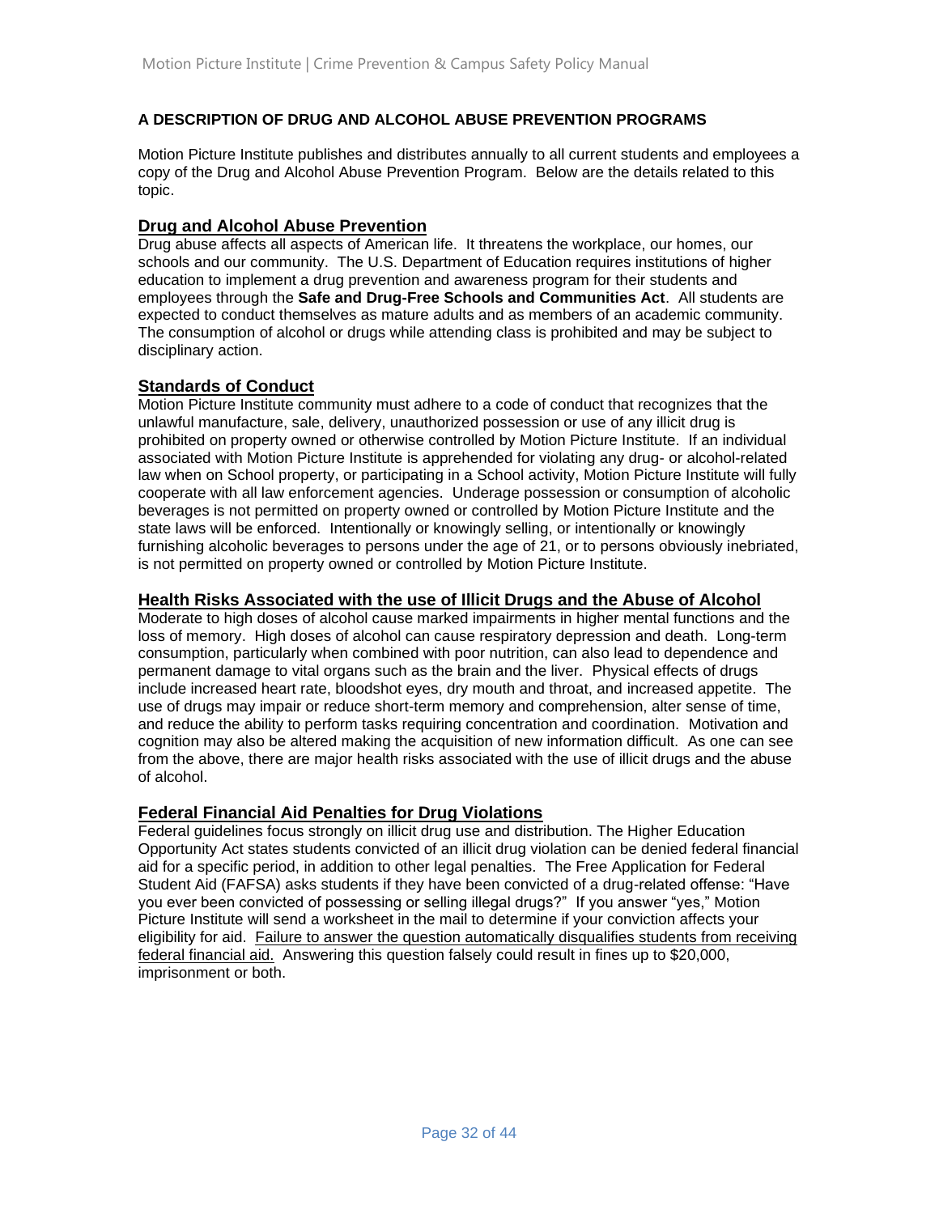## A DESCRIPTION OF DRUG AND ALCOHOL ABUSE PREVENTION PROGRAMS

Motion Picture Institute publishes and distributes annually to all current students and employees a copy of the Drug and Alcohol Abuse Prevention Program. Below are the details related to this topic.

### Drug and Alcohol Abuse Prevention

Drug abuse affects all aspects of American life. It threatens the workplace, our homes, our schools and our community. The U.S. Department of Education requires institutions of higher education to implement a drug prevention and awareness program for their students and employees through the **Safe and Drug-Free Schools and Communities Act**. All students are expected to conduct themselves as mature adults and as members of an academic community. The consumption of alcohol or drugs while attending class is prohibited and may be subject to disciplinary action.

### Standards of Conduct

Motion Picture Institute community must adhere to a code of conduct that recognizes that the unlawful manufacture, sale, delivery, unauthorized possession or use of any illicit drug is prohibited on property owned or otherwise controlled by Motion Picture Institute. If an individual associated with Motion Picture Institute is apprehended for violating any drug- or alcohol-related law when on School property, or participating in a School activity, Motion Picture Institute will fully cooperate with all law enforcement agencies. Underage possession or consumption of alcoholic beverages is not permitted on property owned or controlled by Motion Picture Institute and the state laws will be enforced. Intentionally or knowingly selling, or intentionally or knowingly furnishing alcoholic beverages to persons under the age of 21, or to persons obviously inebriated, is not permitted on property owned or controlled by Motion Picture Institute.

### Health Risks Associated with the use of Illicit Drugs and the Abuse of Alcohol

Moderate to high doses of alcohol cause marked impairments in higher mental functions and the loss of memory. High doses of alcohol can cause respiratory depression and death. Long-term consumption, particularly when combined with poor nutrition, can also lead to dependence and permanent damage to vital organs such as the brain and the liver. Physical effects of drugs include increased heart rate, bloodshot eyes, dry mouth and throat, and increased appetite. The use of drugs may impair or reduce short-term memory and comprehension, alter sense of time, and reduce the ability to perform tasks requiring concentration and coordination. Motivation and cognition may also be altered making the acquisition of new information difficult. As one can see from the above, there are major health risks associated with the use of illicit drugs and the abuse of alcohol.

### Federal Financial Aid Penalties for Drug Violations

Federal guidelines focus strongly on illicit drug use and distribution. The Higher Education Opportunity Act states students convicted of an illicit drug violation can be denied federal financial aid for a specific period, in addition to other legal penalties. The Free Application for Federal Student Aid (FAFSA) asks students if they have been convicted of a drug-related offense: "Have you ever been convicted of possessing or selling illegal drugs?" If you answer "yes," Motion Picture Institute will send a worksheet in the mail to determine if your conviction affects your eligibility for aid. Failure to answer the question automatically disqualifies students from receiving federal financial aid. Answering this question falsely could result in fines up to $20,000, imprisonment or both.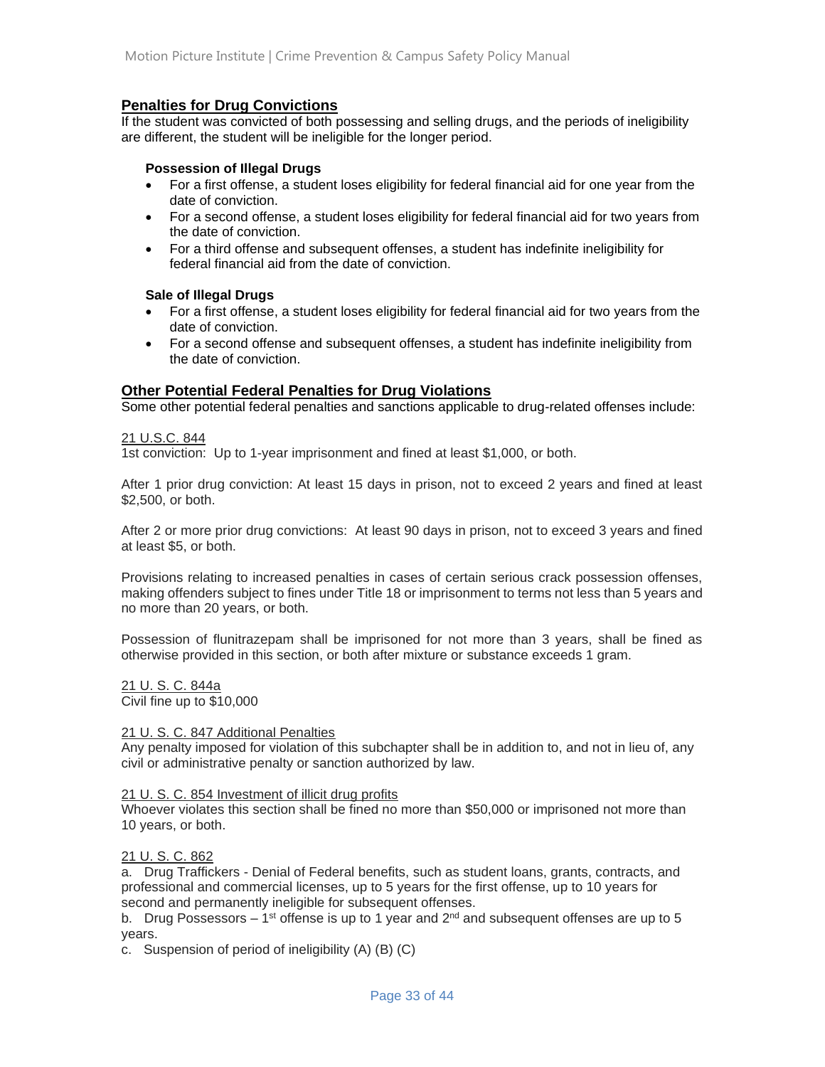## Penalties for Drug Convictions

If the student was convicted of both possessing and selling drugs, and the periods of ineligibility are different, the student will be ineligible for the longer period.

### Possession of Illegal Drugs

- For a first offense, a student loses eligibility for federal financial aid for one year from the date of conviction.
- For a second offense, a student loses eligibility for federal financial aid for two years from the date of conviction.
- For a third offense and subsequent offenses, a student has indefinite ineligibility for federal financial aid from the date of conviction.

### Sale of Illegal Drugs

- For a first offense, a student loses eligibility for federal financial aid for two years from the date of conviction.
- For a second offense and subsequent offenses, a student has indefinite ineligibility from the date of conviction.

## Other Potential Federal Penalties for Drug Violations

Some other potential federal penalties and sanctions applicable to drug-related offenses include:

21 U.S.C. 844

1st conviction: Up to 1-year imprisonment and fined at least $1,000, or both.

After 1 prior drug conviction: At least 15 days in prison, not to exceed 2 years and fined at least $2,500, or both.

After 2 or more prior drug convictions: At least 90 days in prison, not to exceed 3 years and fined at least $5, or both.

Provisions relating to increased penalties in cases of certain serious crack possession offenses, making offenders subject to fines under Title 18 or imprisonment to terms not less than 5 years and no more than 20 years, or both.

Possession of flunitrazepam shall be imprisoned for not more than 3 years, shall be fined as otherwise provided in this section, or both after mixture or substance exceeds 1 gram.

21 U. S. C. 844a

Civil fine up to $10,000

21 U. S. C. 847 Additional Penalties

Any penalty imposed for violation of this subchapter shall be in addition to, and not in lieu of, any civil or administrative penalty or sanction authorized by law.

21 U. S. C. 854 Investment of illicit drug profits

Whoever violates this section shall be fined no more than $50,000 or imprisoned not more than 10 years, or both.

21 U. S. C. 862

a. Drug Traffickers - Denial of Federal benefits, such as student loans, grants, contracts, and professional and commercial licenses, up to 5 years for the first offense, up to 10 years for second and permanently ineligible for subsequent offenses.

b. Drug Possessors – 1st offense is up to 1 year and 2nd and subsequent offenses are up to 5 years.

c. Suspension of period of ineligibility (A) (B) (C)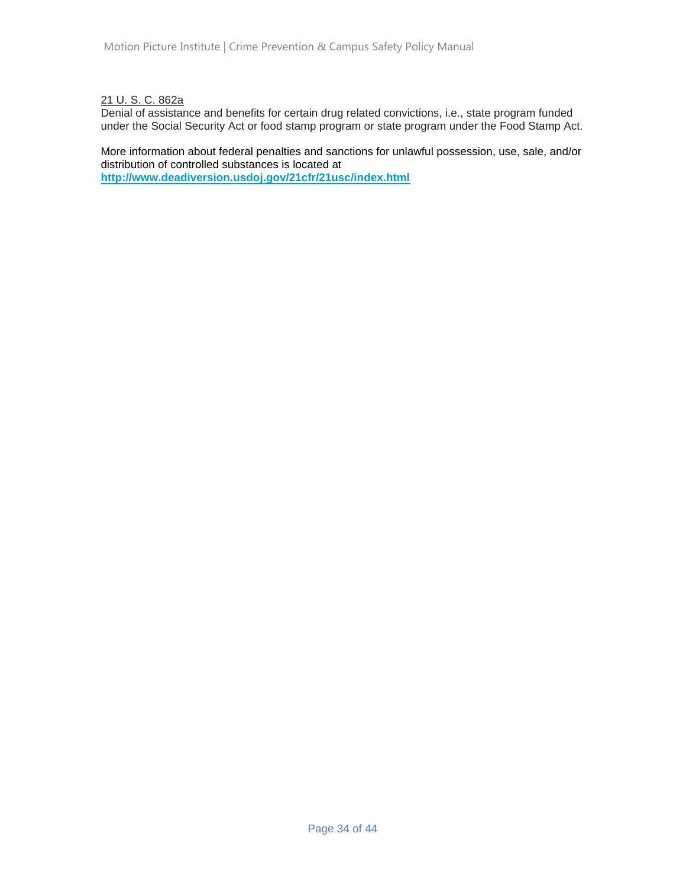<u>21 U. S. C. 862a</u>

Denial of assistance and benefits for certain drug related convictions, i.e., state program funded under the Social Security Act or food stamp program or state program under the Food Stamp Act.

More information about federal penalties and sanctions for unlawful possession, use, sale, and/or distribution of controlled substances is located at **http://www.deadiversion.usdoj.gov/21cfr/21usc/index.html**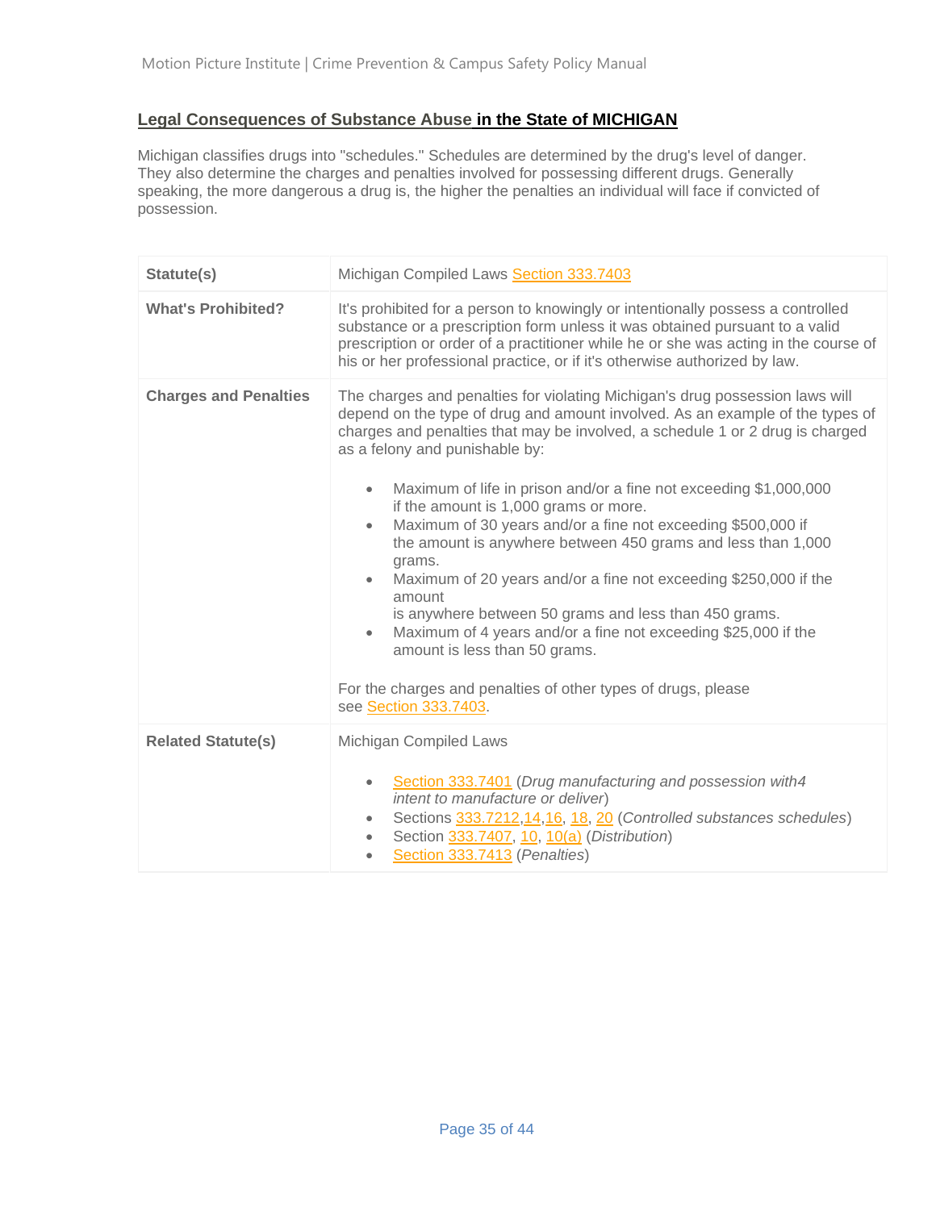## Legal Consequences of Substance Abuse in the State of MICHIGAN

Michigan classifies drugs into "schedules." Schedules are determined by the drug's level of danger. They also determine the charges and penalties involved for possessing different drugs. Generally speaking, the more dangerous a drug is, the higher the penalties an individual will face if convicted of possession.

| **Statute(s)** | Michigan Compiled Laws Section 333.7403 |
|---|---|
| **What's Prohibited?** | It's prohibited for a person to knowingly or intentionally possess a controlled substance or a prescription form unless it was obtained pursuant to a valid prescription or order of a practitioner while he or she was acting in the course of his or her professional practice, or if it's otherwise authorized by law. |
| **Charges and Penalties** | The charges and penalties for violating Michigan's drug possession laws will depend on the type of drug and amount involved. As an example of the types of charges and penalties that may be involved, a schedule 1 or 2 drug is charged as a felony and punishable by:<br><br>• Maximum of life in prison and/or a fine not exceeding $1,000,000 if the amount is 1,000 grams or more.<br>• Maximum of 30 years and/or a fine not exceeding $500,000 if the amount is anywhere between 450 grams and less than 1,000 grams.<br>• Maximum of 20 years and/or a fine not exceeding $250,000 if the amount is anywhere between 50 grams and less than 450 grams.<br>• Maximum of 4 years and/or a fine not exceeding $25,000 if the amount is less than 50 grams.<br><br>For the charges and penalties of other types of drugs, please see Section 333.7403. |
| **Related Statute(s)** | Michigan Compiled Laws<br><br>• Section 333.7401 (*Drug manufacturing and possession with4 intent to manufacture or deliver*)<br>• Sections 333.7212,14,16, 18, 20 (*Controlled substances schedules*)<br>• Section 333.7407, 10, 10(a) (*Distribution*)<br>• Section 333.7413 (*Penalties*) |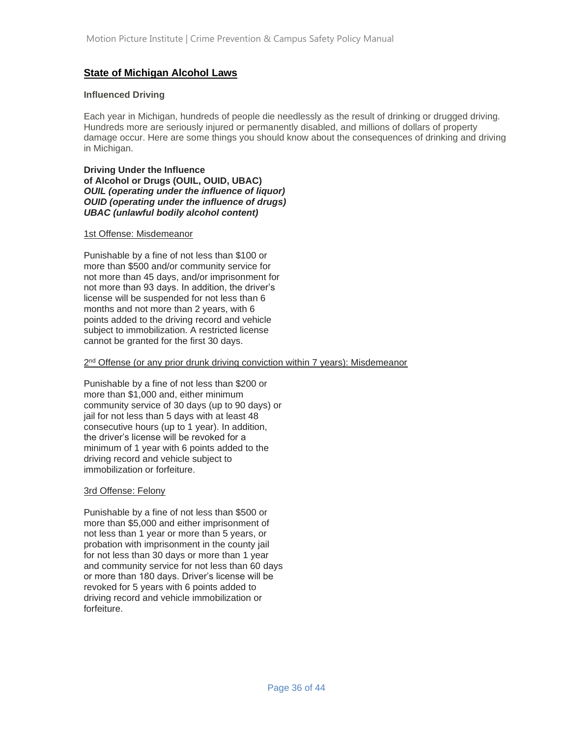## State of Michigan Alcohol Laws

### Influenced Driving

Each year in Michigan, hundreds of people die needlessly as the result of drinking or drugged driving. Hundreds more are seriously injured or permanently disabled, and millions of dollars of property damage occur. Here are some things you should know about the consequences of drinking and driving in Michigan.

**Driving Under the Influence**
**of Alcohol or Drugs (OUIL, OUID, UBAC)**
***OUIL (operating under the influence of liquor)***
***OUID (operating under the influence of drugs)***
***UBAC (unlawful bodily alcohol content)***

1st Offense: Misdemeanor

Punishable by a fine of not less than $100 or more than $500 and/or community service for not more than 45 days, and/or imprisonment for not more than 93 days. In addition, the driver's license will be suspended for not less than 6 months and not more than 2 years, with 6 points added to the driving record and vehicle subject to immobilization. A restricted license cannot be granted for the first 30 days.

2nd Offense (or any prior drunk driving conviction within 7 years): Misdemeanor

Punishable by a fine of not less than $200 or more than $1,000 and, either minimum community service of 30 days (up to 90 days) or jail for not less than 5 days with at least 48 consecutive hours (up to 1 year). In addition, the driver's license will be revoked for a minimum of 1 year with 6 points added to the driving record and vehicle subject to immobilization or forfeiture.

3rd Offense: Felony

Punishable by a fine of not less than $500 or more than $5,000 and either imprisonment of not less than 1 year or more than 5 years, or probation with imprisonment in the county jail for not less than 30 days or more than 1 year and community service for not less than 60 days or more than 180 days. Driver's license will be revoked for 5 years with 6 points added to driving record and vehicle immobilization or forfeiture.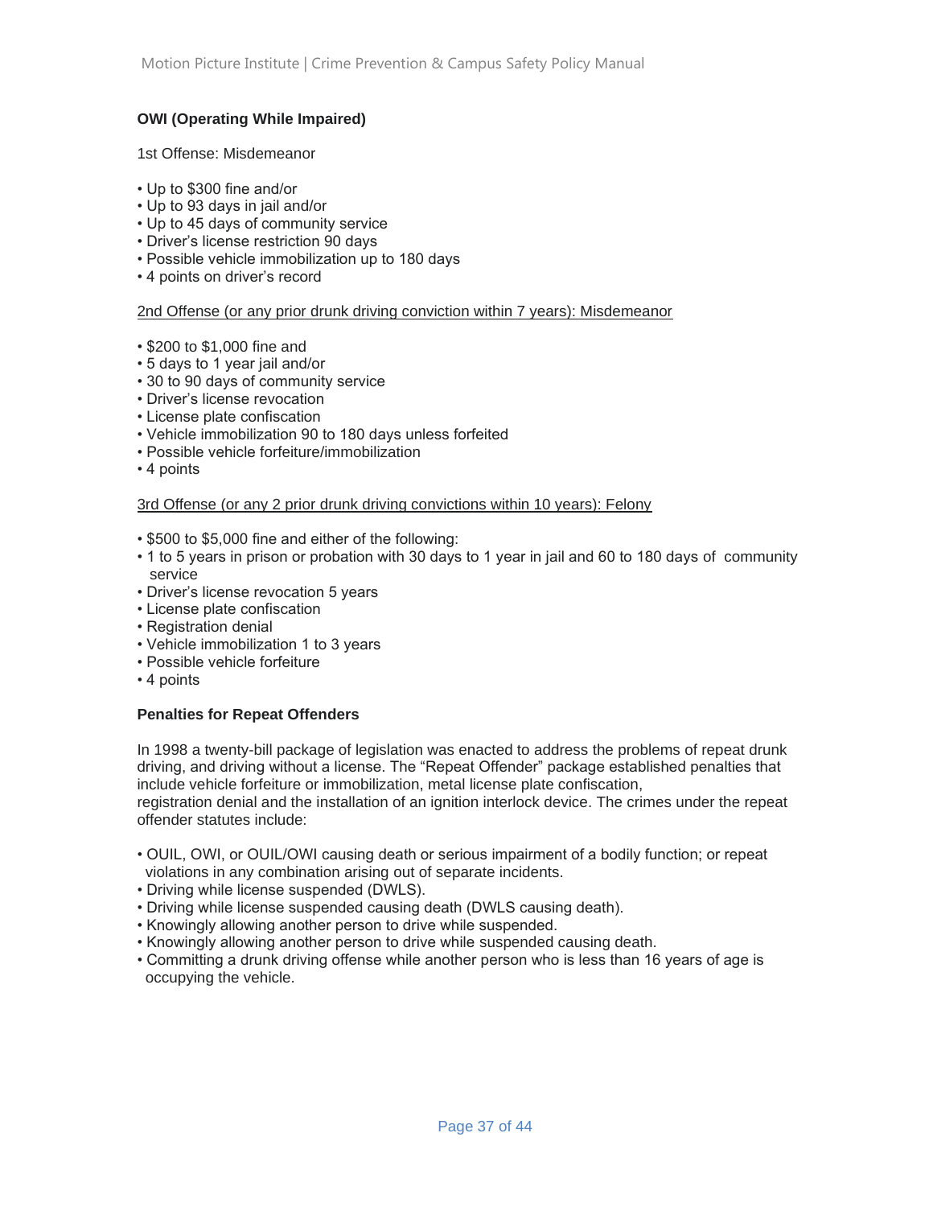**OWI (Operating While Impaired)**

1st Offense: Misdemeanor

- Up to $300 fine and/or
- Up to 93 days in jail and/or
- Up to 45 days of community service
- Driver's license restriction 90 days
- Possible vehicle immobilization up to 180 days
- 4 points on driver's record

2nd Offense (or any prior drunk driving conviction within 7 years): Misdemeanor

- $200 to $1,000 fine and
- 5 days to 1 year jail and/or
- 30 to 90 days of community service
- Driver's license revocation
- License plate confiscation
- Vehicle immobilization 90 to 180 days unless forfeited
- Possible vehicle forfeiture/immobilization
- 4 points

3rd Offense (or any 2 prior drunk driving convictions within 10 years): Felony

- $500 to $5,000 fine and either of the following:
- 1 to 5 years in prison or probation with 30 days to 1 year in jail and 60 to 180 days of community service
- Driver's license revocation 5 years
- License plate confiscation
- Registration denial
- Vehicle immobilization 1 to 3 years
- Possible vehicle forfeiture
- 4 points

**Penalties for Repeat Offenders**

In 1998 a twenty-bill package of legislation was enacted to address the problems of repeat drunk driving, and driving without a license. The "Repeat Offender" package established penalties that include vehicle forfeiture or immobilization, metal license plate confiscation, registration denial and the installation of an ignition interlock device. The crimes under the repeat offender statutes include:

- OUIL, OWI, or OUIL/OWI causing death or serious impairment of a bodily function; or repeat violations in any combination arising out of separate incidents.
- Driving while license suspended (DWLS).
- Driving while license suspended causing death (DWLS causing death).
- Knowingly allowing another person to drive while suspended.
- Knowingly allowing another person to drive while suspended causing death.
- Committing a drunk driving offense while another person who is less than 16 years of age is occupying the vehicle.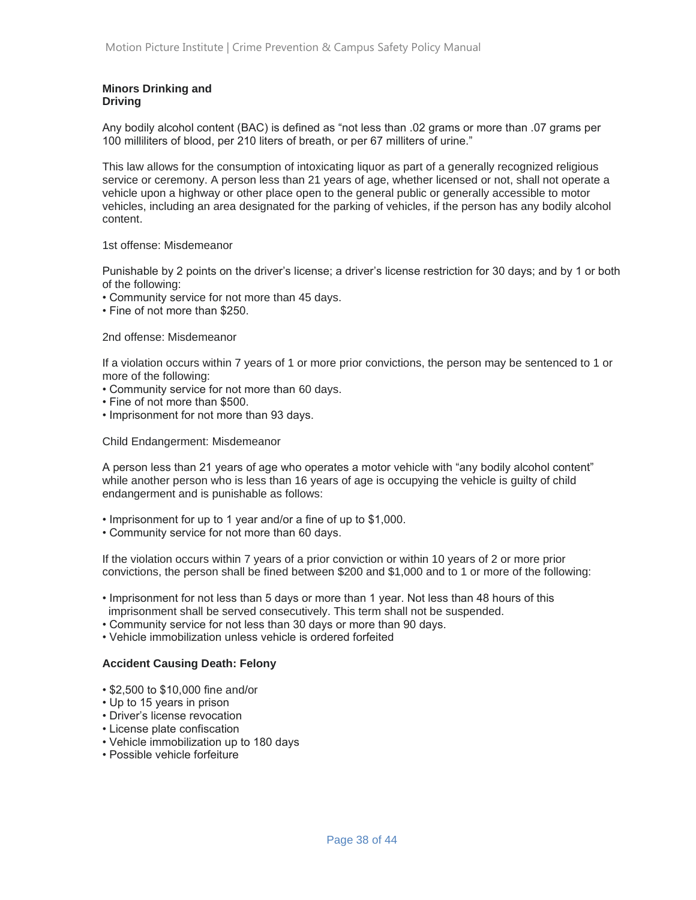**Minors Drinking and Driving**

Any bodily alcohol content (BAC) is defined as "not less than .02 grams or more than .07 grams per 100 milliliters of blood, per 210 liters of breath, or per 67 milliters of urine."

This law allows for the consumption of intoxicating liquor as part of a generally recognized religious service or ceremony. A person less than 21 years of age, whether licensed or not, shall not operate a vehicle upon a highway or other place open to the general public or generally accessible to motor vehicles, including an area designated for the parking of vehicles, if the person has any bodily alcohol content.

1st offense: Misdemeanor

Punishable by 2 points on the driver's license; a driver's license restriction for 30 days; and by 1 or both of the following:

- Community service for not more than 45 days.
- Fine of not more than $250.

2nd offense: Misdemeanor

If a violation occurs within 7 years of 1 or more prior convictions, the person may be sentenced to 1 or more of the following:

- Community service for not more than 60 days.
- Fine of not more than $500.
- Imprisonment for not more than 93 days.

Child Endangerment: Misdemeanor

A person less than 21 years of age who operates a motor vehicle with "any bodily alcohol content" while another person who is less than 16 years of age is occupying the vehicle is guilty of child endangerment and is punishable as follows:

- Imprisonment for up to 1 year and/or a fine of up to $1,000.
- Community service for not more than 60 days.

If the violation occurs within 7 years of a prior conviction or within 10 years of 2 or more prior convictions, the person shall be fined between $200 and $1,000 and to 1 or more of the following:

- Imprisonment for not less than 5 days or more than 1 year. Not less than 48 hours of this imprisonment shall be served consecutively. This term shall not be suspended.
- Community service for not less than 30 days or more than 90 days.
- Vehicle immobilization unless vehicle is ordered forfeited

**Accident Causing Death: Felony**

- $2,500 to $10,000 fine and/or
- Up to 15 years in prison
- Driver's license revocation
- License plate confiscation
- Vehicle immobilization up to 180 days
- Possible vehicle forfeiture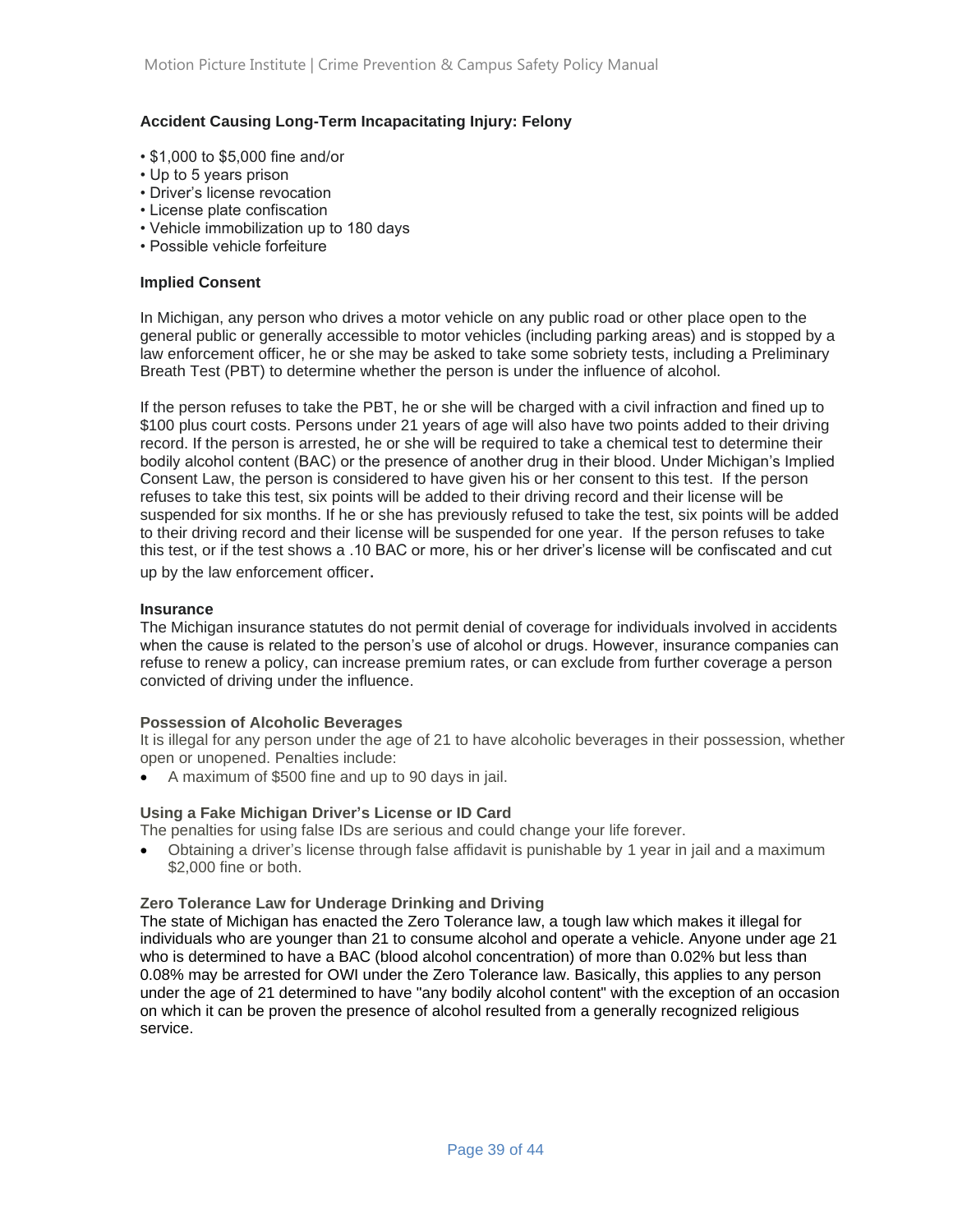**Accident Causing Long-Term Incapacitating Injury: Felony**

- $1,000 to $5,000 fine and/or
- Up to 5 years prison
- Driver's license revocation
- License plate confiscation
- Vehicle immobilization up to 180 days
- Possible vehicle forfeiture

**Implied Consent**

In Michigan, any person who drives a motor vehicle on any public road or other place open to the general public or generally accessible to motor vehicles (including parking areas) and is stopped by a law enforcement officer, he or she may be asked to take some sobriety tests, including a Preliminary Breath Test (PBT) to determine whether the person is under the influence of alcohol.

If the person refuses to take the PBT, he or she will be charged with a civil infraction and fined up to $100 plus court costs. Persons under 21 years of age will also have two points added to their driving record. If the person is arrested, he or she will be required to take a chemical test to determine their bodily alcohol content (BAC) or the presence of another drug in their blood. Under Michigan's Implied Consent Law, the person is considered to have given his or her consent to this test. If the person refuses to take this test, six points will be added to their driving record and their license will be suspended for six months. If he or she has previously refused to take the test, six points will be added to their driving record and their license will be suspended for one year. If the person refuses to take this test, or if the test shows a .10 BAC or more, his or her driver's license will be confiscated and cut up by the law enforcement officer.

**Insurance**

The Michigan insurance statutes do not permit denial of coverage for individuals involved in accidents when the cause is related to the person's use of alcohol or drugs. However, insurance companies can refuse to renew a policy, can increase premium rates, or can exclude from further coverage a person convicted of driving under the influence.

**Possession of Alcoholic Beverages**

It is illegal for any person under the age of 21 to have alcoholic beverages in their possession, whether open or unopened. Penalties include:

- A maximum of $500 fine and up to 90 days in jail.

**Using a Fake Michigan Driver's License or ID Card**

The penalties for using false IDs are serious and could change your life forever.

- Obtaining a driver's license through false affidavit is punishable by 1 year in jail and a maximum $2,000 fine or both.

**Zero Tolerance Law for Underage Drinking and Driving**

The state of Michigan has enacted the Zero Tolerance law, a tough law which makes it illegal for individuals who are younger than 21 to consume alcohol and operate a vehicle. Anyone under age 21 who is determined to have a BAC (blood alcohol concentration) of more than 0.02% but less than 0.08% may be arrested for OWI under the Zero Tolerance law. Basically, this applies to any person under the age of 21 determined to have "any bodily alcohol content" with the exception of an occasion on which it can be proven the presence of alcohol resulted from a generally recognized religious service.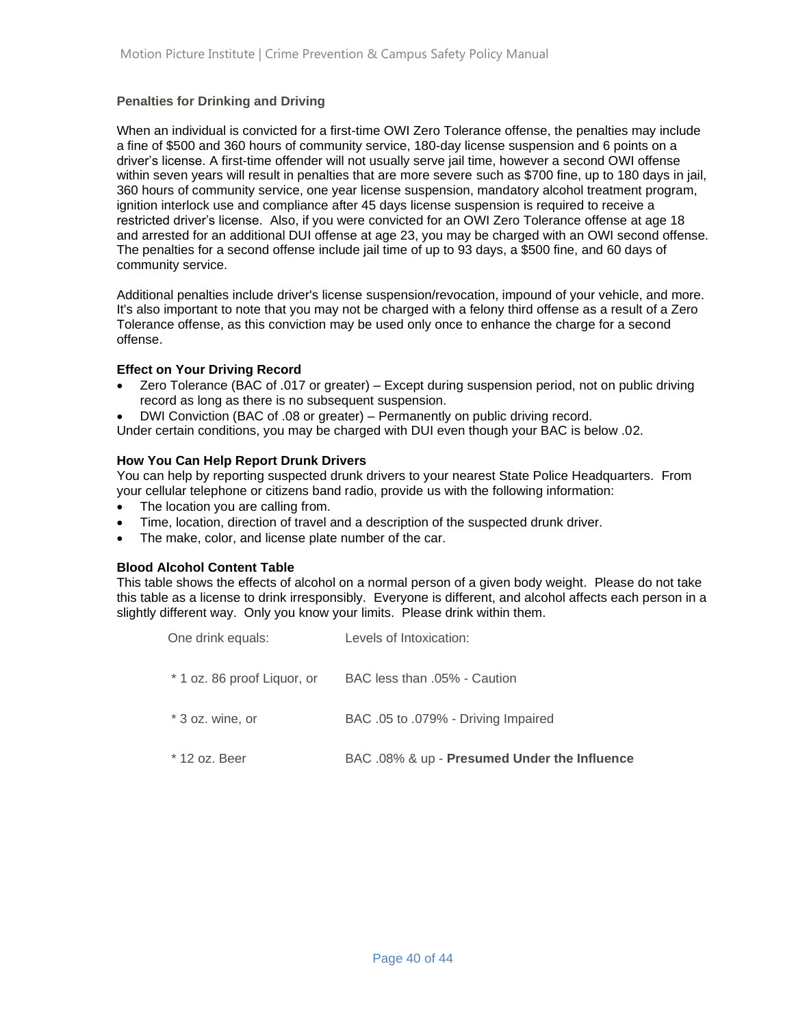### Penalties for Drinking and Driving

When an individual is convicted for a first-time OWI Zero Tolerance offense, the penalties may include a fine of $500 and 360 hours of community service, 180-day license suspension and 6 points on a driver's license. A first-time offender will not usually serve jail time, however a second OWI offense within seven years will result in penalties that are more severe such as $700 fine, up to 180 days in jail, 360 hours of community service, one year license suspension, mandatory alcohol treatment program, ignition interlock use and compliance after 45 days license suspension is required to receive a restricted driver's license. Also, if you were convicted for an OWI Zero Tolerance offense at age 18 and arrested for an additional DUI offense at age 23, you may be charged with an OWI second offense. The penalties for a second offense include jail time of up to 93 days, a $500 fine, and 60 days of community service.

Additional penalties include driver's license suspension/revocation, impound of your vehicle, and more. It's also important to note that you may not be charged with a felony third offense as a result of a Zero Tolerance offense, as this conviction may be used only once to enhance the charge for a second offense.

### Effect on Your Driving Record

- Zero Tolerance (BAC of .017 or greater) – Except during suspension period, not on public driving record as long as there is no subsequent suspension.
- DWI Conviction (BAC of .08 or greater) – Permanently on public driving record.

Under certain conditions, you may be charged with DUI even though your BAC is below .02.

### How You Can Help Report Drunk Drivers

You can help by reporting suspected drunk drivers to your nearest State Police Headquarters. From your cellular telephone or citizens band radio, provide us with the following information:

- The location you are calling from.
- Time, location, direction of travel and a description of the suspected drunk driver.
- The make, color, and license plate number of the car.

### Blood Alcohol Content Table

This table shows the effects of alcohol on a normal person of a given body weight. Please do not take this table as a license to drink irresponsibly. Everyone is different, and alcohol affects each person in a slightly different way. Only you know your limits. Please drink within them.

| One drink equals: | Levels of Intoxication: |
|---|---|
| * 1 oz. 86 proof Liquor, or | BAC less than .05% - Caution |
| * 3 oz. wine, or | BAC .05 to .079% - Driving Impaired |
| * 12 oz. Beer | BAC .08% & up - **Presumed Under the Influence** |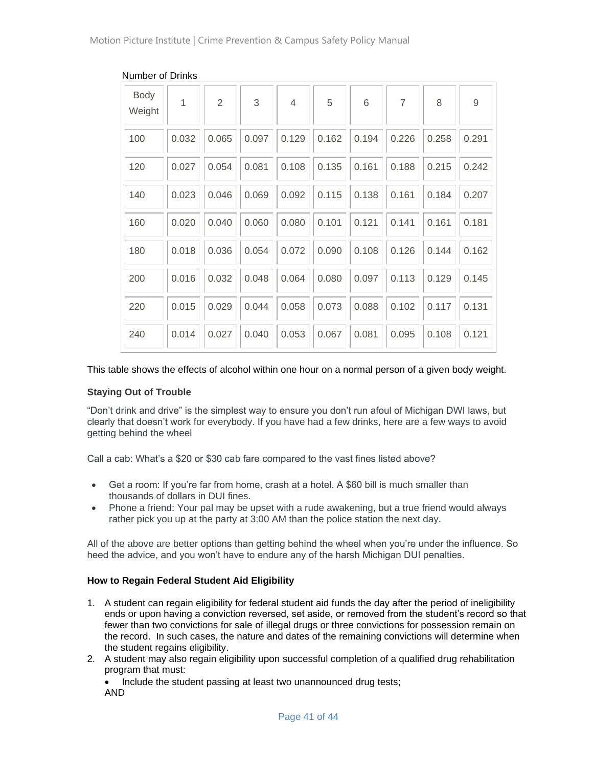Number of Drinks

| Body Weight | 1 | 2 | 3 | 4 | 5 | 6 | 7 | 8 | 9 |
|---|---|---|---|---|---|---|---|---|---|
| 100 | 0.032 | 0.065 | 0.097 | 0.129 | 0.162 | 0.194 | 0.226 | 0.258 | 0.291 |
| 120 | 0.027 | 0.054 | 0.081 | 0.108 | 0.135 | 0.161 | 0.188 | 0.215 | 0.242 |
| 140 | 0.023 | 0.046 | 0.069 | 0.092 | 0.115 | 0.138 | 0.161 | 0.184 | 0.207 |
| 160 | 0.020 | 0.040 | 0.060 | 0.080 | 0.101 | 0.121 | 0.141 | 0.161 | 0.181 |
| 180 | 0.018 | 0.036 | 0.054 | 0.072 | 0.090 | 0.108 | 0.126 | 0.144 | 0.162 |
| 200 | 0.016 | 0.032 | 0.048 | 0.064 | 0.080 | 0.097 | 0.113 | 0.129 | 0.145 |
| 220 | 0.015 | 0.029 | 0.044 | 0.058 | 0.073 | 0.088 | 0.102 | 0.117 | 0.131 |
| 240 | 0.014 | 0.027 | 0.040 | 0.053 | 0.067 | 0.081 | 0.095 | 0.108 | 0.121 |

This table shows the effects of alcohol within one hour on a normal person of a given body weight.

**Staying Out of Trouble**

"Don't drink and drive" is the simplest way to ensure you don't run afoul of Michigan DWI laws, but clearly that doesn't work for everybody. If you have had a few drinks, here are a few ways to avoid getting behind the wheel

Call a cab: What's a $20 or $30 cab fare compared to the vast fines listed above?

- Get a room: If you're far from home, crash at a hotel. A $60 bill is much smaller than thousands of dollars in DUI fines.
- Phone a friend: Your pal may be upset with a rude awakening, but a true friend would always rather pick you up at the party at 3:00 AM than the police station the next day.

All of the above are better options than getting behind the wheel when you're under the influence. So heed the advice, and you won't have to endure any of the harsh Michigan DUI penalties.

**How to Regain Federal Student Aid Eligibility**

1. A student can regain eligibility for federal student aid funds the day after the period of ineligibility ends or upon having a conviction reversed, set aside, or removed from the student's record so that fewer than two convictions for sale of illegal drugs or three convictions for possession remain on the record. In such cases, the nature and dates of the remaining convictions will determine when the student regains eligibility.
2. A student may also regain eligibility upon successful completion of a qualified drug rehabilitation program that must:
   - Include the student passing at least two unannounced drug tests;

   AND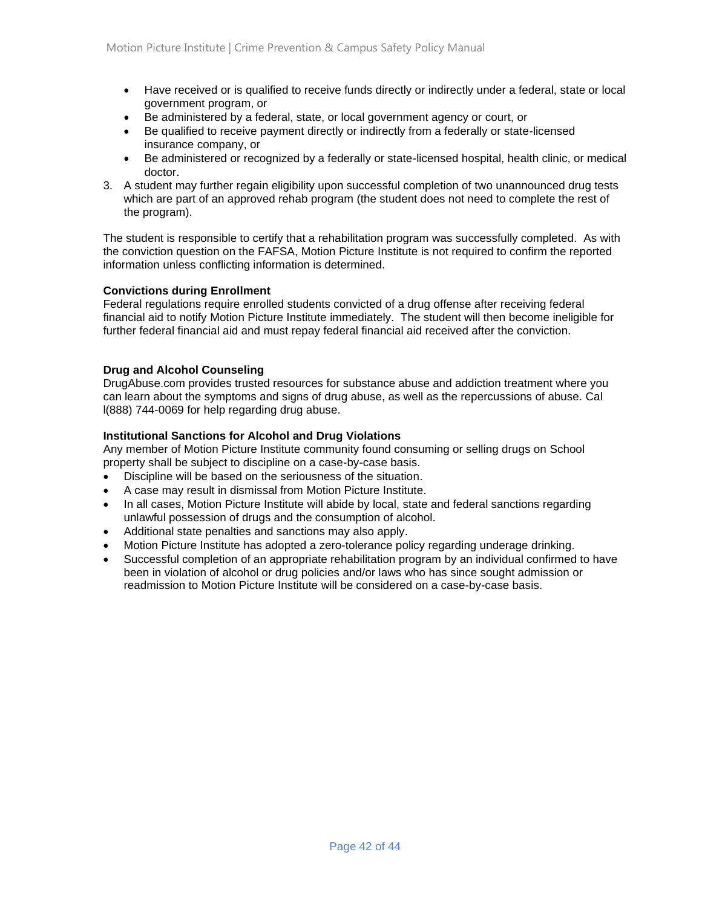- Have received or is qualified to receive funds directly or indirectly under a federal, state or local government program, or
- Be administered by a federal, state, or local government agency or court, or
- Be qualified to receive payment directly or indirectly from a federally or state-licensed insurance company, or
- Be administered or recognized by a federally or state-licensed hospital, health clinic, or medical doctor.

3. A student may further regain eligibility upon successful completion of two unannounced drug tests which are part of an approved rehab program (the student does not need to complete the rest of the program).

The student is responsible to certify that a rehabilitation program was successfully completed. As with the conviction question on the FAFSA, Motion Picture Institute is not required to confirm the reported information unless conflicting information is determined.

**Convictions during Enrollment**
Federal regulations require enrolled students convicted of a drug offense after receiving federal financial aid to notify Motion Picture Institute immediately. The student will then become ineligible for further federal financial aid and must repay federal financial aid received after the conviction.

**Drug and Alcohol Counseling**
DrugAbuse.com provides trusted resources for substance abuse and addiction treatment where you can learn about the symptoms and signs of drug abuse, as well as the repercussions of abuse. Cal l(888) 744-0069 for help regarding drug abuse.

**Institutional Sanctions for Alcohol and Drug Violations**
Any member of Motion Picture Institute community found consuming or selling drugs on School property shall be subject to discipline on a case-by-case basis.

- Discipline will be based on the seriousness of the situation.
- A case may result in dismissal from Motion Picture Institute.
- In all cases, Motion Picture Institute will abide by local, state and federal sanctions regarding unlawful possession of drugs and the consumption of alcohol.
- Additional state penalties and sanctions may also apply.
- Motion Picture Institute has adopted a zero-tolerance policy regarding underage drinking.
- Successful completion of an appropriate rehabilitation program by an individual confirmed to have been in violation of alcohol or drug policies and/or laws who has since sought admission or readmission to Motion Picture Institute will be considered on a case-by-case basis.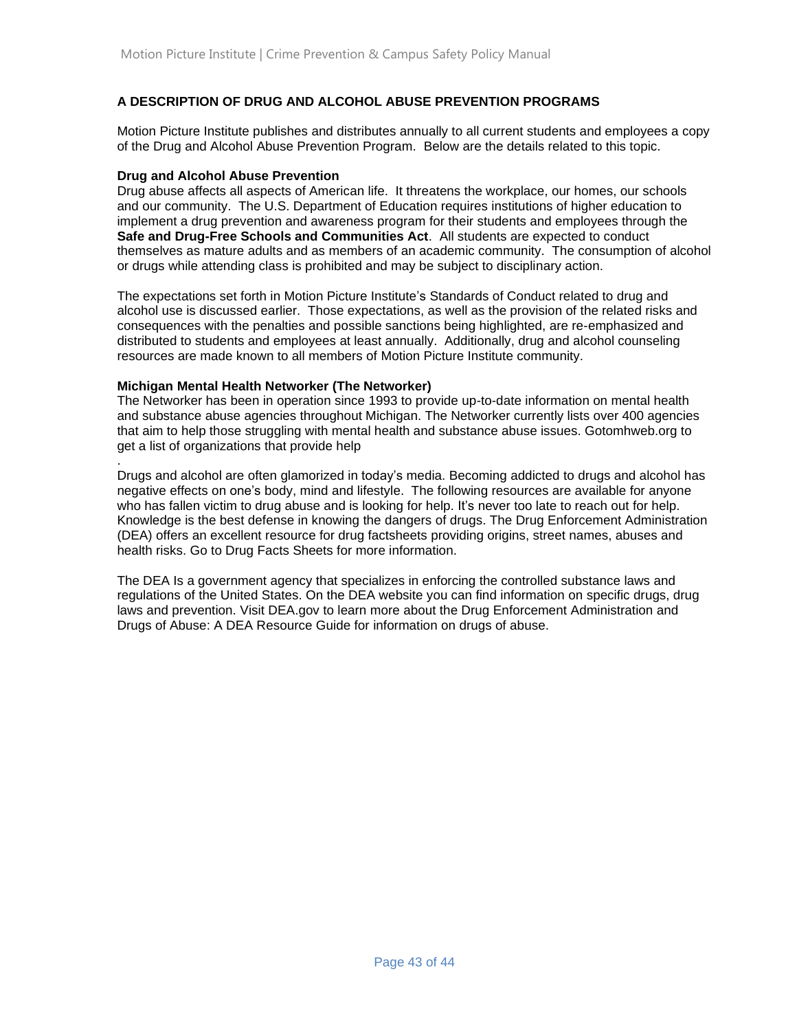## A DESCRIPTION OF DRUG AND ALCOHOL ABUSE PREVENTION PROGRAMS

Motion Picture Institute publishes and distributes annually to all current students and employees a copy of the Drug and Alcohol Abuse Prevention Program. Below are the details related to this topic.

### Drug and Alcohol Abuse Prevention

Drug abuse affects all aspects of American life. It threatens the workplace, our homes, our schools and our community. The U.S. Department of Education requires institutions of higher education to implement a drug prevention and awareness program for their students and employees through the **Safe and Drug-Free Schools and Communities Act**. All students are expected to conduct themselves as mature adults and as members of an academic community. The consumption of alcohol or drugs while attending class is prohibited and may be subject to disciplinary action.

The expectations set forth in Motion Picture Institute's Standards of Conduct related to drug and alcohol use is discussed earlier. Those expectations, as well as the provision of the related risks and consequences with the penalties and possible sanctions being highlighted, are re-emphasized and distributed to students and employees at least annually. Additionally, drug and alcohol counseling resources are made known to all members of Motion Picture Institute community.

### Michigan Mental Health Networker (The Networker)

The Networker has been in operation since 1993 to provide up-to-date information on mental health and substance abuse agencies throughout Michigan. The Networker currently lists over 400 agencies that aim to help those struggling with mental health and substance abuse issues. Gotomhweb.org to get a list of organizations that provide help

.

Drugs and alcohol are often glamorized in today's media. Becoming addicted to drugs and alcohol has negative effects on one's body, mind and lifestyle. The following resources are available for anyone who has fallen victim to drug abuse and is looking for help. It's never too late to reach out for help. Knowledge is the best defense in knowing the dangers of drugs. The Drug Enforcement Administration (DEA) offers an excellent resource for drug factsheets providing origins, street names, abuses and health risks. Go to Drug Facts Sheets for more information.

The DEA Is a government agency that specializes in enforcing the controlled substance laws and regulations of the United States. On the DEA website you can find information on specific drugs, drug laws and prevention. Visit DEA.gov to learn more about the Drug Enforcement Administration and Drugs of Abuse: A DEA Resource Guide for information on drugs of abuse.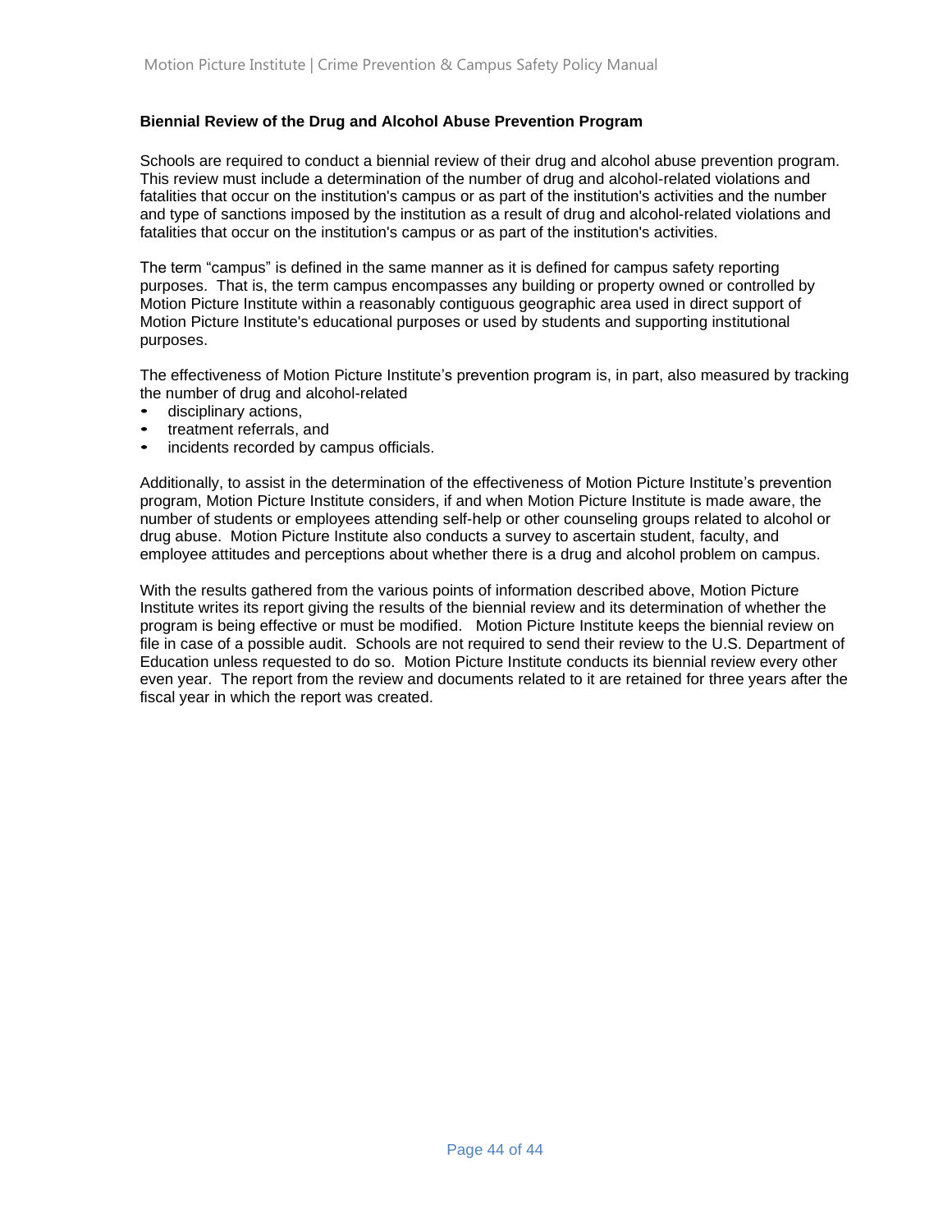**Biennial Review of the Drug and Alcohol Abuse Prevention Program**

Schools are required to conduct a biennial review of their drug and alcohol abuse prevention program. This review must include a determination of the number of drug and alcohol-related violations and fatalities that occur on the institution's campus or as part of the institution's activities and the number and type of sanctions imposed by the institution as a result of drug and alcohol-related violations and fatalities that occur on the institution's campus or as part of the institution's activities.

The term "campus" is defined in the same manner as it is defined for campus safety reporting purposes. That is, the term campus encompasses any building or property owned or controlled by Motion Picture Institute within a reasonably contiguous geographic area used in direct support of Motion Picture Institute's educational purposes or used by students and supporting institutional purposes.

The effectiveness of Motion Picture Institute's prevention program is, in part, also measured by tracking the number of drug and alcohol-related

- disciplinary actions,
- treatment referrals, and
- incidents recorded by campus officials.

Additionally, to assist in the determination of the effectiveness of Motion Picture Institute's prevention program, Motion Picture Institute considers, if and when Motion Picture Institute is made aware, the number of students or employees attending self-help or other counseling groups related to alcohol or drug abuse. Motion Picture Institute also conducts a survey to ascertain student, faculty, and employee attitudes and perceptions about whether there is a drug and alcohol problem on campus.

With the results gathered from the various points of information described above, Motion Picture Institute writes its report giving the results of the biennial review and its determination of whether the program is being effective or must be modified. Motion Picture Institute keeps the biennial review on file in case of a possible audit. Schools are not required to send their review to the U.S. Department of Education unless requested to do so. Motion Picture Institute conducts its biennial review every other even year. The report from the review and documents related to it are retained for three years after the fiscal year in which the report was created.